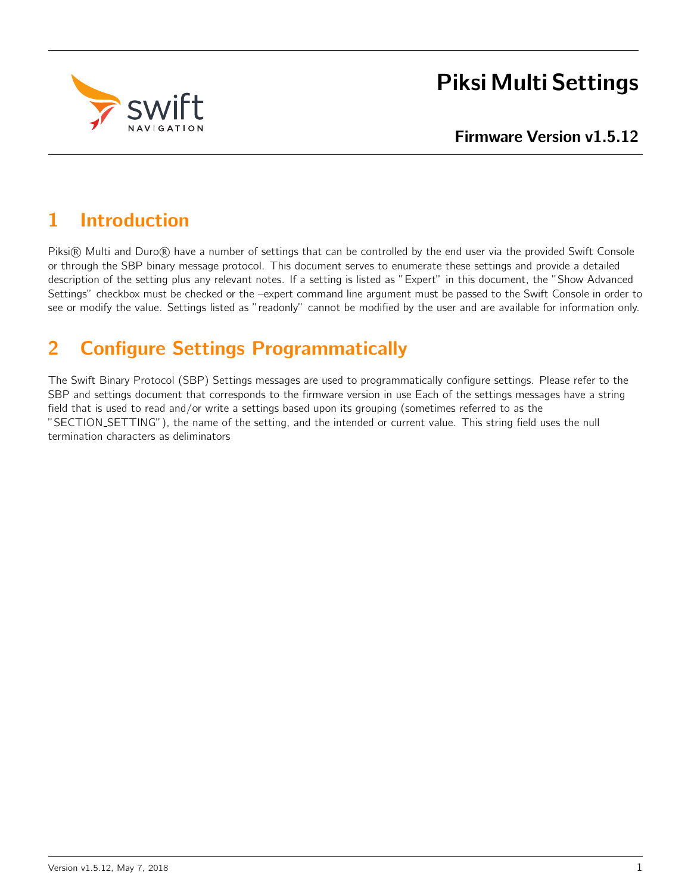# Piksi Multi Settings

**Firmware Version v1.5.12**

## 1 Introduction

Piksi® Multi and Duro® have a number of settings that can be controlled by the end user via the provided Swift Console or through the SBP binary message protocol. This document serves to enumerate these settings and provide a detailed description of the setting plus any relevant notes. If a setting is listed as "Expert" in this document, the "Show Advanced Settings" checkbox must be checked or the –expert command line argument must be passed to the Swift Console in order to see or modify the value. Settings listed as "readonly" cannot be modified by the user and are available for information only.

## 2 Configure Settings Programmatically

The Swift Binary Protocol (SBP) Settings messages are used to programmatically configure settings. Please refer to the SBP and settings document that corresponds to the firmware version in use Each of the settings messages have a string field that is used to read and/or write a settings based upon its grouping (sometimes referred to as the "SECTION_SETTING"), the name of the setting, and the intended or current value. This string field uses the null termination characters as deliminators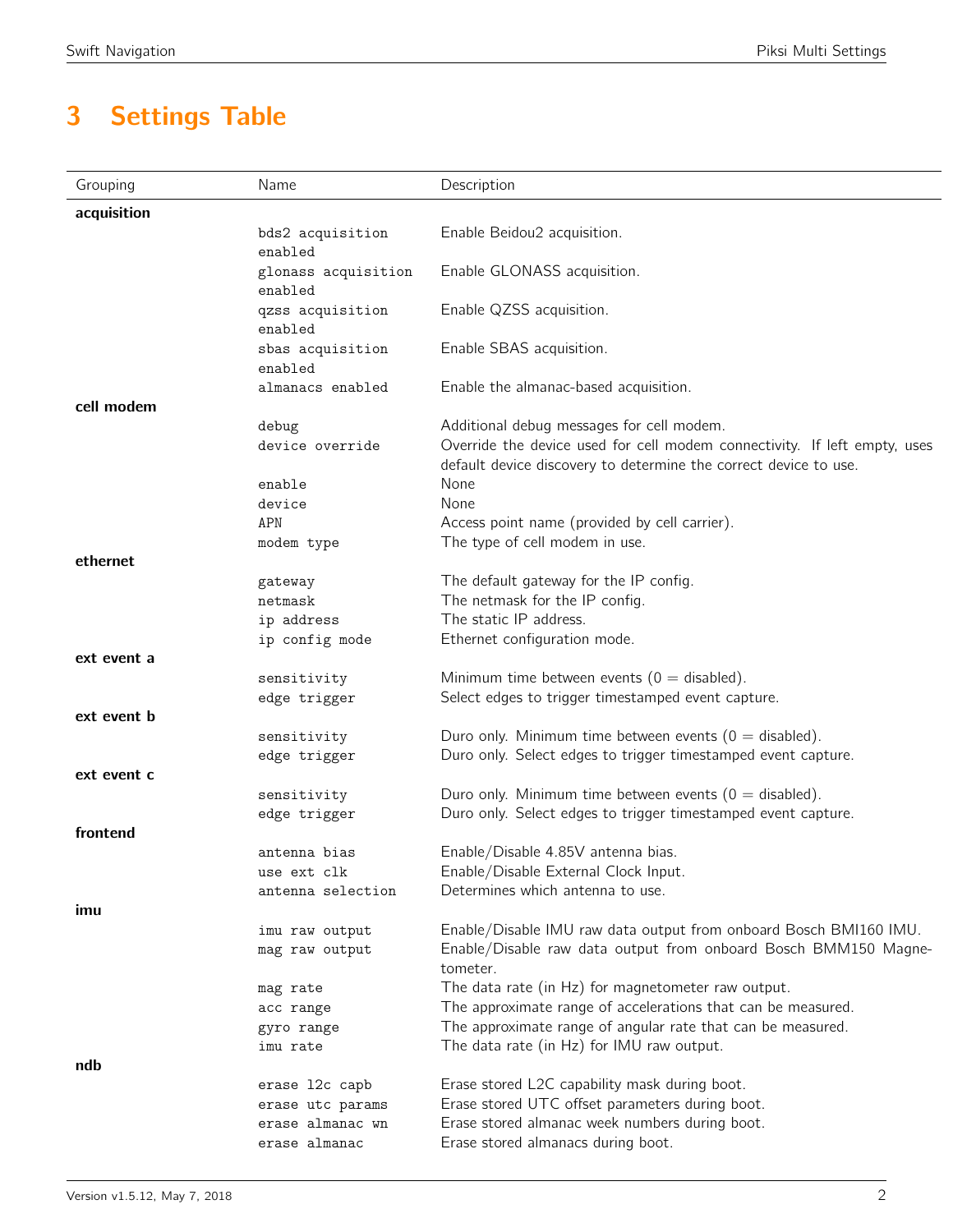# 3 Settings Table

| Grouping | Name | Description |
|---|---|---|
| **acquisition** | | |
| | `bds2 acquisition enabled` | Enable Beidou2 acquisition. |
| | `glonass acquisition enabled` | Enable GLONASS acquisition. |
| | `qzss acquisition enabled` | Enable QZSS acquisition. |
| | `sbas acquisition enabled` | Enable SBAS acquisition. |
| | `almanacs enabled` | Enable the almanac-based acquisition. |
| **cell modem** | | |
| | `debug` | Additional debug messages for cell modem. |
| | `device override` | Override the device used for cell modem connectivity. If left empty, uses default device discovery to determine the correct device to use. |
| | `enable` | None |
| | `device` | None |
| | `APN` | Access point name (provided by cell carrier). |
| | `modem type` | The type of cell modem in use. |
| **ethernet** | | |
| | `gateway` | The default gateway for the IP config. |
| | `netmask` | The netmask for the IP config. |
| | `ip address` | The static IP address. |
| | `ip config mode` | Ethernet configuration mode. |
| **ext event a** | | |
| | `sensitivity` | Minimum time between events (0 = disabled). |
| | `edge trigger` | Select edges to trigger timestamped event capture. |
| **ext event b** | | |
| | `sensitivity` | Duro only. Minimum time between events (0 = disabled). |
| | `edge trigger` | Duro only. Select edges to trigger timestamped event capture. |
| **ext event c** | | |
| | `sensitivity` | Duro only. Minimum time between events (0 = disabled). |
| | `edge trigger` | Duro only. Select edges to trigger timestamped event capture. |
| **frontend** | | |
| | `antenna bias` | Enable/Disable 4.85V antenna bias. |
| | `use ext clk` | Enable/Disable External Clock Input. |
| | `antenna selection` | Determines which antenna to use. |
| **imu** | | |
| | `imu raw output` | Enable/Disable IMU raw data output from onboard Bosch BMI160 IMU. |
| | `mag raw output` | Enable/Disable raw data output from onboard Bosch BMM150 Magnetometer. |
| | `mag rate` | The data rate (in Hz) for magnetometer raw output. |
| | `acc range` | The approximate range of accelerations that can be measured. |
| | `gyro range` | The approximate range of angular rate that can be measured. |
| | `imu rate` | The data rate (in Hz) for IMU raw output. |
| **ndb** | | |
| | `erase l2c capb` | Erase stored L2C capability mask during boot. |
| | `erase utc params` | Erase stored UTC offset parameters during boot. |
| | `erase almanac wn` | Erase stored almanac week numbers during boot. |
| | `erase almanac` | Erase stored almanacs during boot. |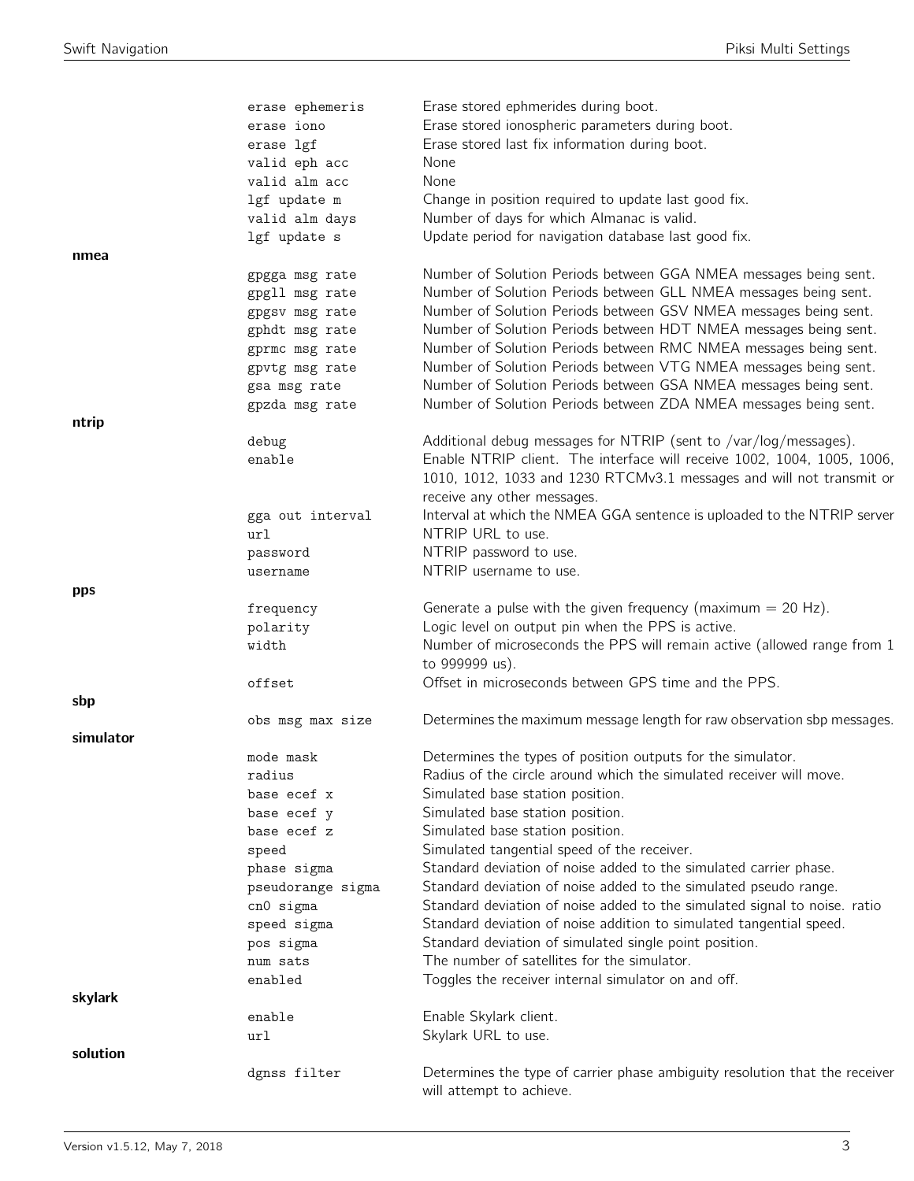| | | |
|---|---|---|
| | `erase ephemeris` | Erase stored ephmerides during boot. |
| | `erase iono` | Erase stored ionospheric parameters during boot. |
| | `erase lgf` | Erase stored last fix information during boot. |
| | `valid eph acc` | None |
| | `valid alm acc` | None |
| | `lgf update m` | Change in position required to update last good fix. |
| | `valid alm days` | Number of days for which Almanac is valid. |
| | `lgf update s` | Update period for navigation database last good fix. |
| **nmea** | | |
| | `gpgga msg rate` | Number of Solution Periods between GGA NMEA messages being sent. |
| | `gpgll msg rate` | Number of Solution Periods between GLL NMEA messages being sent. |
| | `gpgsv msg rate` | Number of Solution Periods between GSV NMEA messages being sent. |
| | `gphdt msg rate` | Number of Solution Periods between HDT NMEA messages being sent. |
| | `gprmc msg rate` | Number of Solution Periods between RMC NMEA messages being sent. |
| | `gpvtg msg rate` | Number of Solution Periods between VTG NMEA messages being sent. |
| | `gsa msg rate` | Number of Solution Periods between GSA NMEA messages being sent. |
| | `gpzda msg rate` | Number of Solution Periods between ZDA NMEA messages being sent. |
| **ntrip** | | |
| | `debug` | Additional debug messages for NTRIP (sent to /var/log/messages). |
| | `enable` | Enable NTRIP client. The interface will receive 1002, 1004, 1005, 1006, 1010, 1012, 1033 and 1230 RTCMv3.1 messages and will not transmit or receive any other messages. |
| | `gga out interval` | Interval at which the NMEA GGA sentence is uploaded to the NTRIP server |
| | `url` | NTRIP URL to use. |
| | `password` | NTRIP password to use. |
| | `username` | NTRIP username to use. |
| **pps** | | |
| | `frequency` | Generate a pulse with the given frequency (maximum = 20 Hz). |
| | `polarity` | Logic level on output pin when the PPS is active. |
| | `width` | Number of microseconds the PPS will remain active (allowed range from 1 to 999999 us). |
| | `offset` | Offset in microseconds between GPS time and the PPS. |
| **sbp** | | |
| | `obs msg max size` | Determines the maximum message length for raw observation sbp messages. |
| **simulator** | | |
| | `mode mask` | Determines the types of position outputs for the simulator. |
| | `radius` | Radius of the circle around which the simulated receiver will move. |
| | `base ecef x` | Simulated base station position. |
| | `base ecef y` | Simulated base station position. |
| | `base ecef z` | Simulated base station position. |
| | `speed` | Simulated tangential speed of the receiver. |
| | `phase sigma` | Standard deviation of noise added to the simulated carrier phase. |
| | `pseudorange sigma` | Standard deviation of noise added to the simulated pseudo range. |
| | `cn0 sigma` | Standard deviation of noise added to the simulated signal to noise. ratio |
| | `speed sigma` | Standard deviation of noise addition to simulated tangential speed. |
| | `pos sigma` | Standard deviation of simulated single point position. |
| | `num sats` | The number of satellites for the simulator. |
| | `enabled` | Toggles the receiver internal simulator on and off. |
| **skylark** | | |
| | `enable` | Enable Skylark client. |
| | `url` | Skylark URL to use. |
| **solution** | | |
| | `dgnss filter` | Determines the type of carrier phase ambiguity resolution that the receiver will attempt to achieve. |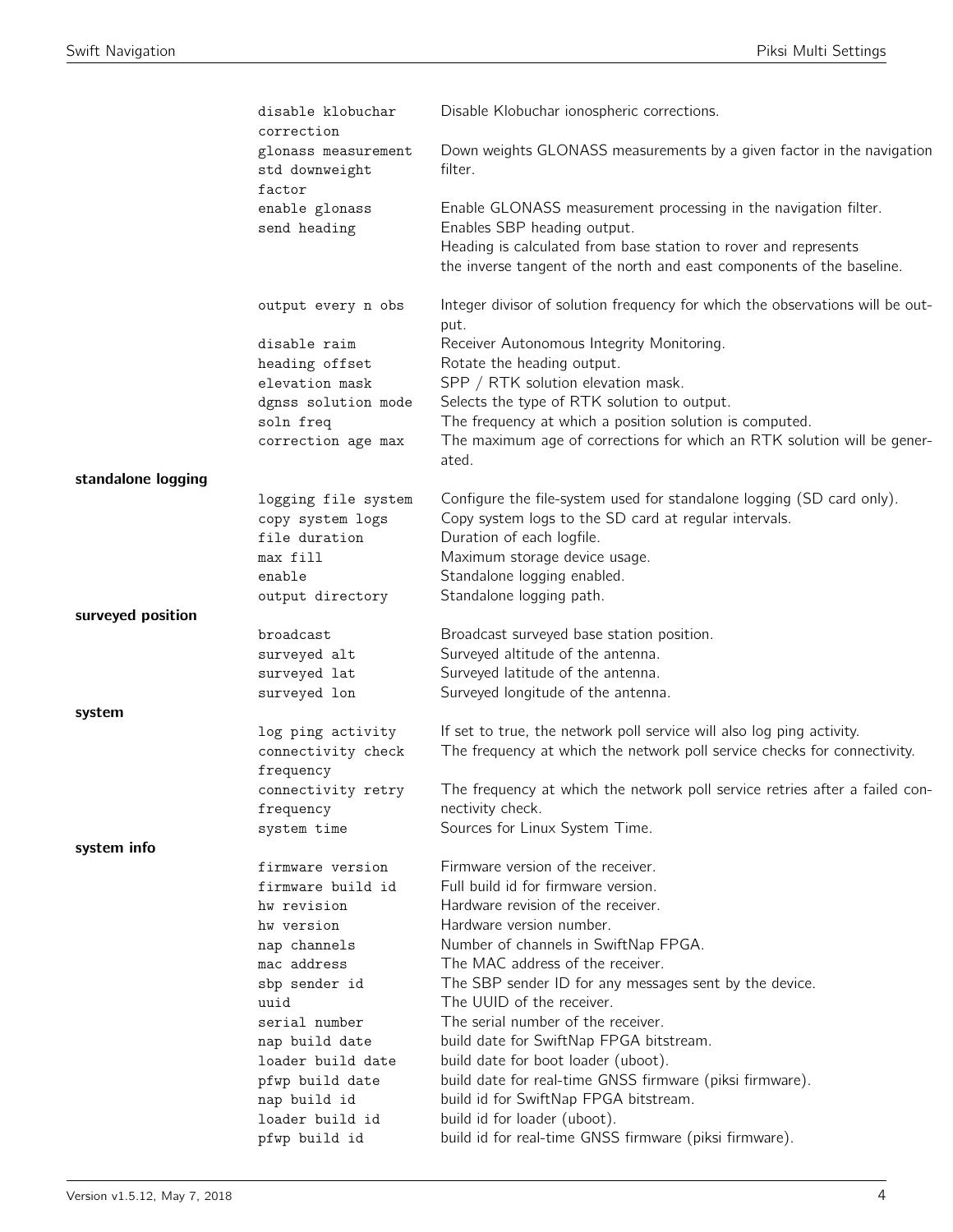| Group | Setting | Description |
|---|---|---|
| | disable klobuchar correction | Disable Klobuchar ionospheric corrections. |
| | glonass measurement std downweight factor | Down weights GLONASS measurements by a given factor in the navigation filter. |
| | enable glonass | Enable GLONASS measurement processing in the navigation filter. |
| | send heading | Enables SBP heading output. Heading is calculated from base station to rover and represents the inverse tangent of the north and east components of the baseline. |
| | output every n obs | Integer divisor of solution frequency for which the observations will be output. |
| | disable raim | Receiver Autonomous Integrity Monitoring. |
| | heading offset | Rotate the heading output. |
| | elevation mask | SPP / RTK solution elevation mask. |
| | dgnss solution mode | Selects the type of RTK solution to output. |
| | soln freq | The frequency at which a position solution is computed. |
| | correction age max | The maximum age of corrections for which an RTK solution will be generated. |
| **standalone logging** | | |
| | logging file system | Configure the file-system used for standalone logging (SD card only). |
| | copy system logs | Copy system logs to the SD card at regular intervals. |
| | file duration | Duration of each logfile. |
| | max fill | Maximum storage device usage. |
| | enable | Standalone logging enabled. |
| | output directory | Standalone logging path. |
| **surveyed position** | | |
| | broadcast | Broadcast surveyed base station position. |
| | surveyed alt | Surveyed altitude of the antenna. |
| | surveyed lat | Surveyed latitude of the antenna. |
| | surveyed lon | Surveyed longitude of the antenna. |
| **system** | | |
| | log ping activity | If set to true, the network poll service will also log ping activity. |
| | connectivity check frequency | The frequency at which the network poll service checks for connectivity. |
| | connectivity retry frequency | The frequency at which the network poll service retries after a failed connectivity check. |
| | system time | Sources for Linux System Time. |
| **system info** | | |
| | firmware version | Firmware version of the receiver. |
| | firmware build id | Full build id for firmware version. |
| | hw revision | Hardware revision of the receiver. |
| | hw version | Hardware version number. |
| | nap channels | Number of channels in SwiftNap FPGA. |
| | mac address | The MAC address of the receiver. |
| | sbp sender id | The SBP sender ID for any messages sent by the device. |
| | uuid | The UUID of the receiver. |
| | serial number | The serial number of the receiver. |
| | nap build date | build date for SwiftNap FPGA bitstream. |
| | loader build date | build date for boot loader (uboot). |
| | pfwp build date | build date for real-time GNSS firmware (piksi firmware). |
| | nap build id | build id for SwiftNap FPGA bitstream. |
| | loader build id | build id for loader (uboot). |
| | pfwp build id | build id for real-time GNSS firmware (piksi firmware). |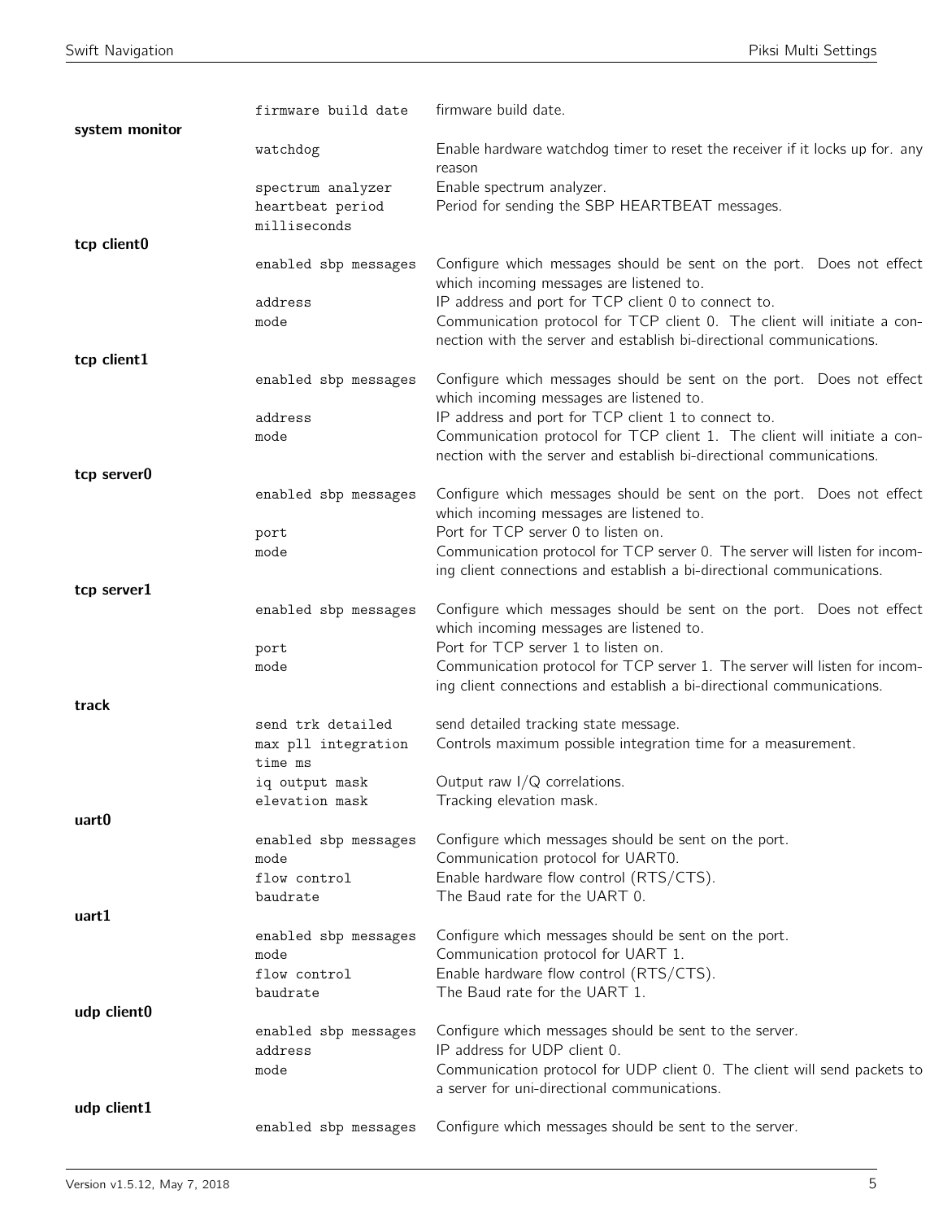| | | |
|---|---|---|
| | firmware build date | firmware build date. |
| **system monitor** | | |
| | watchdog | Enable hardware watchdog timer to reset the receiver if it locks up for. any reason |
| | spectrum analyzer | Enable spectrum analyzer. |
| | heartbeat period milliseconds | Period for sending the SBP HEARTBEAT messages. |
| **tcp client0** | | |
| | enabled sbp messages | Configure which messages should be sent on the port. Does not effect which incoming messages are listened to. |
| | address | IP address and port for TCP client 0 to connect to. |
| | mode | Communication protocol for TCP client 0. The client will initiate a connection with the server and establish bi-directional communications. |
| **tcp client1** | | |
| | enabled sbp messages | Configure which messages should be sent on the port. Does not effect which incoming messages are listened to. |
| | address | IP address and port for TCP client 1 to connect to. |
| | mode | Communication protocol for TCP client 1. The client will initiate a connection with the server and establish bi-directional communications. |
| **tcp server0** | | |
| | enabled sbp messages | Configure which messages should be sent on the port. Does not effect which incoming messages are listened to. |
| | port | Port for TCP server 0 to listen on. |
| | mode | Communication protocol for TCP server 0. The server will listen for incoming client connections and establish a bi-directional communications. |
| **tcp server1** | | |
| | enabled sbp messages | Configure which messages should be sent on the port. Does not effect which incoming messages are listened to. |
| | port | Port for TCP server 1 to listen on. |
| | mode | Communication protocol for TCP server 1. The server will listen for incoming client connections and establish a bi-directional communications. |
| **track** | | |
| | send trk detailed | send detailed tracking state message. |
| | max pll integration time ms | Controls maximum possible integration time for a measurement. |
| | iq output mask | Output raw I/Q correlations. |
| | elevation mask | Tracking elevation mask. |
| **uart0** | | |
| | enabled sbp messages | Configure which messages should be sent on the port. |
| | mode | Communication protocol for UART0. |
| | flow control | Enable hardware flow control (RTS/CTS). |
| | baudrate | The Baud rate for the UART 0. |
| **uart1** | | |
| | enabled sbp messages | Configure which messages should be sent on the port. |
| | mode | Communication protocol for UART 1. |
| | flow control | Enable hardware flow control (RTS/CTS). |
| | baudrate | The Baud rate for the UART 1. |
| **udp client0** | | |
| | enabled sbp messages | Configure which messages should be sent to the server. |
| | address | IP address for UDP client 0. |
| | mode | Communication protocol for UDP client 0. The client will send packets to a server for uni-directional communications. |
| **udp client1** | | |
| | enabled sbp messages | Configure which messages should be sent to the server. |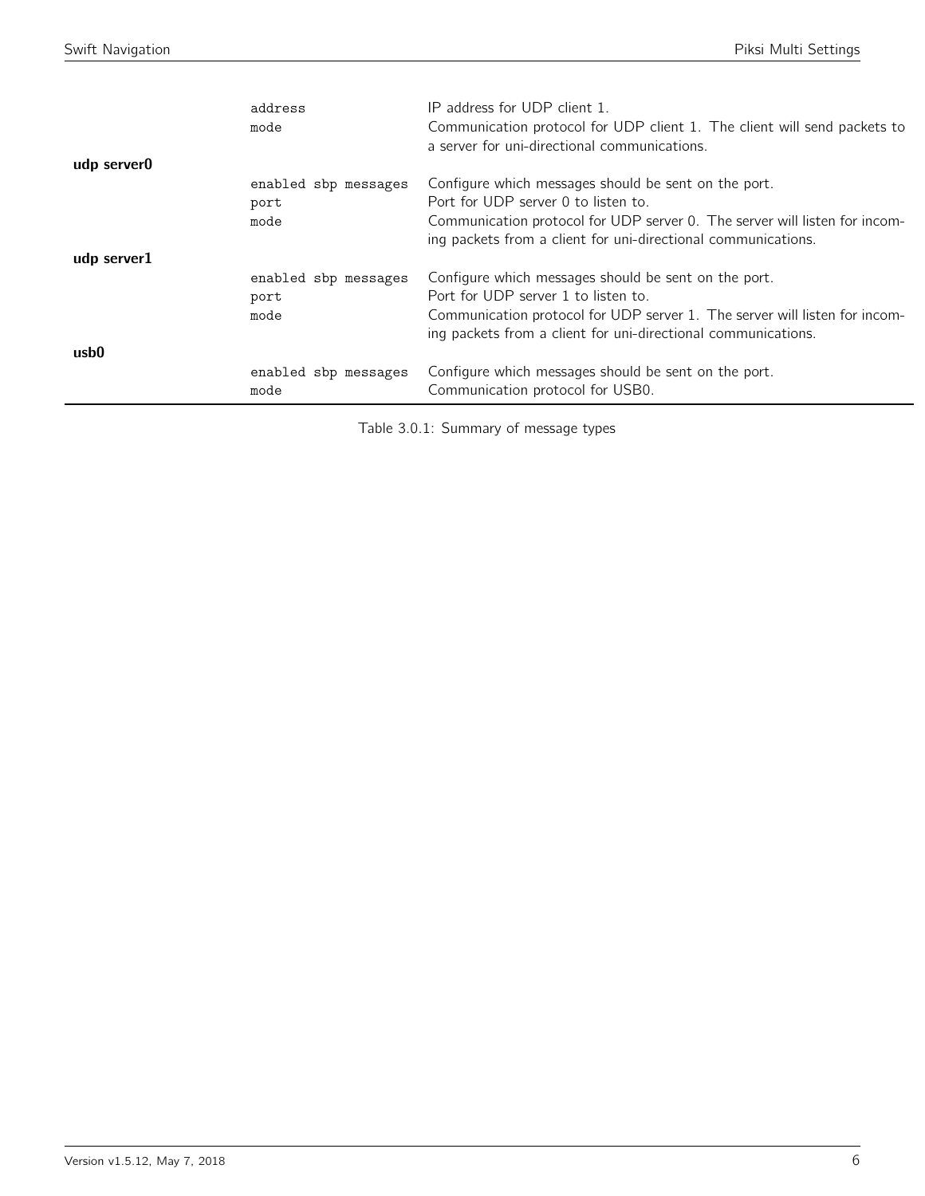| | | |
|---|---|---|
| | address | IP address for UDP client 1. |
| | mode | Communication protocol for UDP client 1. The client will send packets to a server for uni-directional communications. |
| **udp server0** | | |
| | enabled sbp messages | Configure which messages should be sent on the port. |
| | port | Port for UDP server 0 to listen to. |
| | mode | Communication protocol for UDP server 0. The server will listen for incoming packets from a client for uni-directional communications. |
| **udp server1** | | |
| | enabled sbp messages | Configure which messages should be sent on the port. |
| | port | Port for UDP server 1 to listen to. |
| | mode | Communication protocol for UDP server 1. The server will listen for incoming packets from a client for uni-directional communications. |
| **usb0** | | |
| | enabled sbp messages | Configure which messages should be sent on the port. |
| | mode | Communication protocol for USB0. |

Table 3.0.1: Summary of message types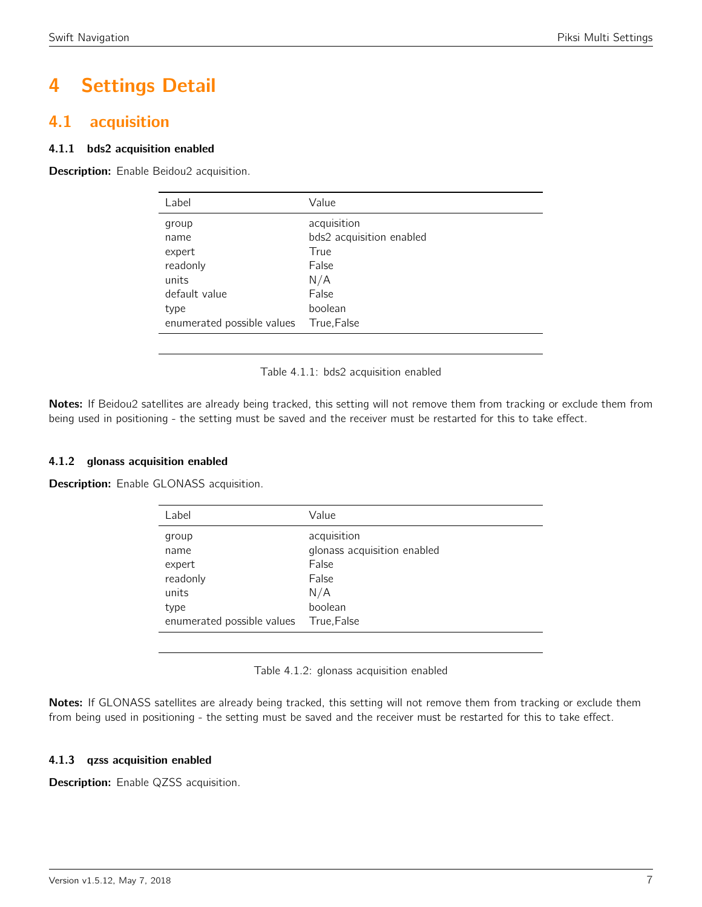# 4 Settings Detail

## 4.1 acquisition

### 4.1.1 bds2 acquisition enabled

**Description:** Enable Beidou2 acquisition.

| Label | Value |
|---|---|
| group | acquisition |
| name | bds2 acquisition enabled |
| expert | True |
| readonly | False |
| units | N/A |
| default value | False |
| type | boolean |
| enumerated possible values | True,False |

Table 4.1.1: bds2 acquisition enabled

**Notes:** If Beidou2 satellites are already being tracked, this setting will not remove them from tracking or exclude them from being used in positioning - the setting must be saved and the receiver must be restarted for this to take effect.

### 4.1.2 glonass acquisition enabled

**Description:** Enable GLONASS acquisition.

| Label | Value |
|---|---|
| group | acquisition |
| name | glonass acquisition enabled |
| expert | False |
| readonly | False |
| units | N/A |
| type | boolean |
| enumerated possible values | True,False |

Table 4.1.2: glonass acquisition enabled

**Notes:** If GLONASS satellites are already being tracked, this setting will not remove them from tracking or exclude them from being used in positioning - the setting must be saved and the receiver must be restarted for this to take effect.

### 4.1.3 qzss acquisition enabled

**Description:** Enable QZSS acquisition.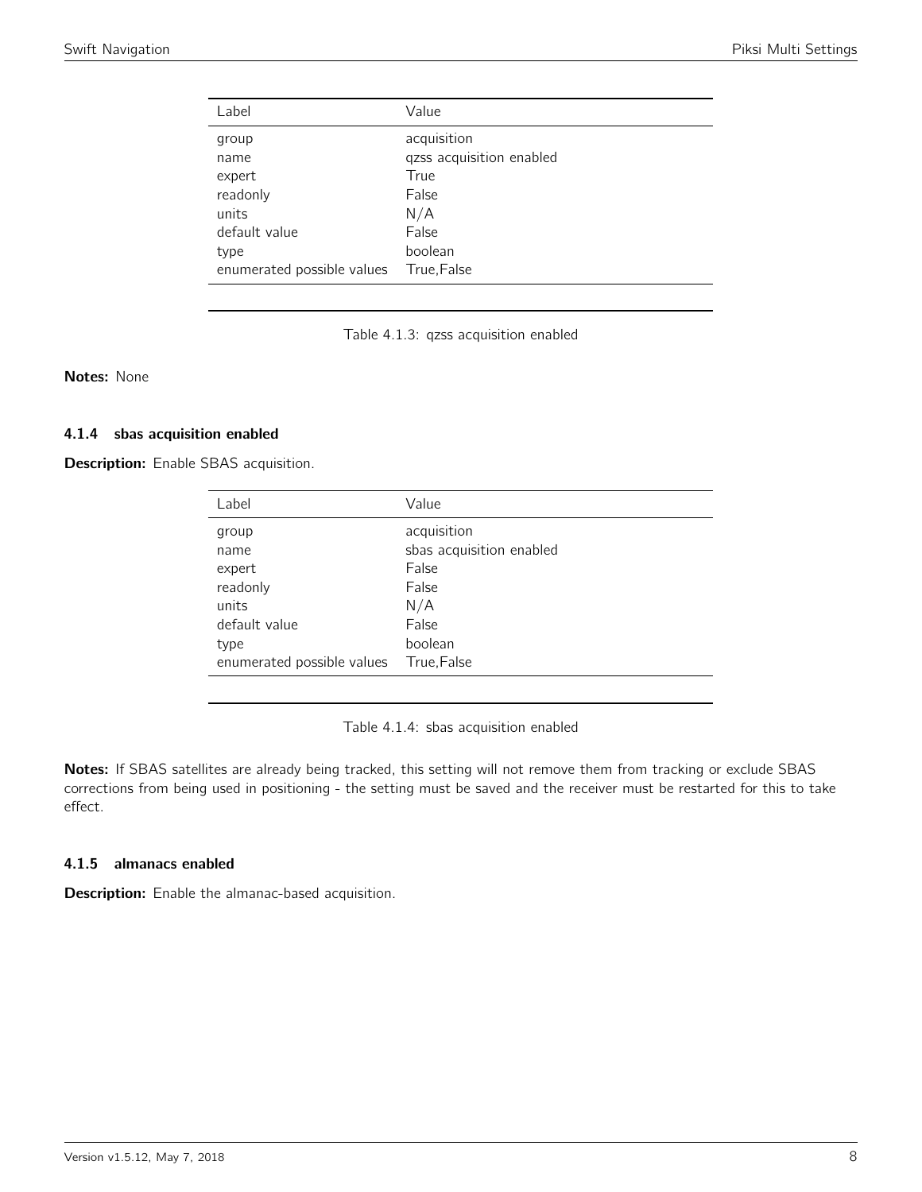| Label | Value |
|---|---|
| group | acquisition |
| name | qzss acquisition enabled |
| expert | True |
| readonly | False |
| units | N/A |
| default value | False |
| type | boolean |
| enumerated possible values | True,False |

Table 4.1.3: qzss acquisition enabled

**Notes:** None

#### 4.1.4 sbas acquisition enabled

**Description:** Enable SBAS acquisition.

| Label | Value |
|---|---|
| group | acquisition |
| name | sbas acquisition enabled |
| expert | False |
| readonly | False |
| units | N/A |
| default value | False |
| type | boolean |
| enumerated possible values | True,False |

Table 4.1.4: sbas acquisition enabled

**Notes:** If SBAS satellites are already being tracked, this setting will not remove them from tracking or exclude SBAS corrections from being used in positioning - the setting must be saved and the receiver must be restarted for this to take effect.

#### 4.1.5 almanacs enabled

**Description:** Enable the almanac-based acquisition.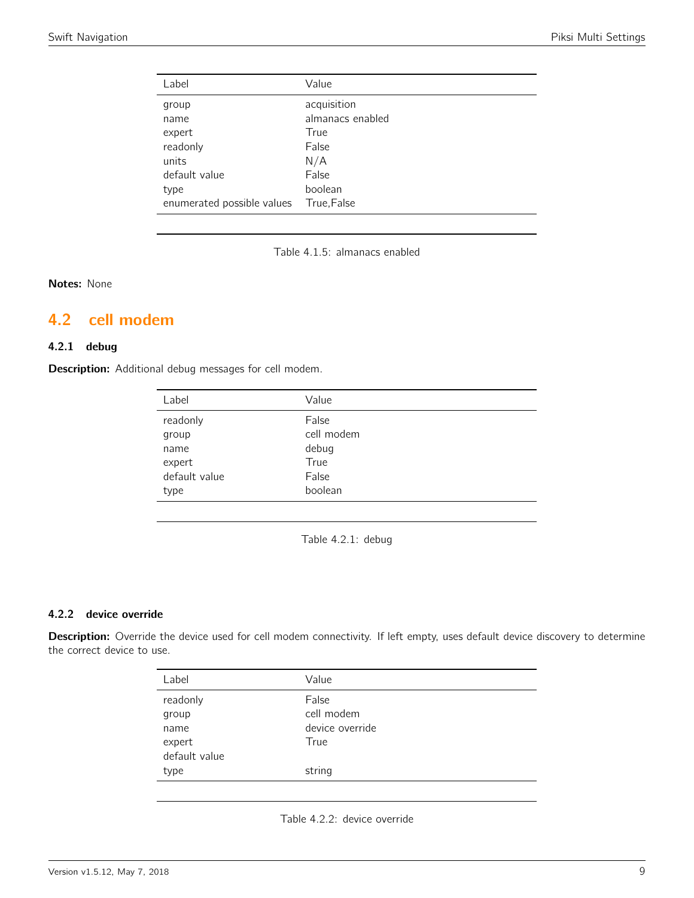| Label | Value |
|---|---|
| group | acquisition |
| name | almanacs enabled |
| expert | True |
| readonly | False |
| units | N/A |
| default value | False |
| type | boolean |
| enumerated possible values | True,False |

Table 4.1.5: almanacs enabled

**Notes:** None

## 4.2 cell modem

### 4.2.1 debug

**Description:** Additional debug messages for cell modem.

| Label | Value |
|---|---|
| readonly | False |
| group | cell modem |
| name | debug |
| expert | True |
| default value | False |
| type | boolean |

Table 4.2.1: debug

### 4.2.2 device override

**Description:** Override the device used for cell modem connectivity. If left empty, uses default device discovery to determine the correct device to use.

| Label | Value |
|---|---|
| readonly | False |
| group | cell modem |
| name | device override |
| expert | True |
| default value | |
| type | string |

Table 4.2.2: device override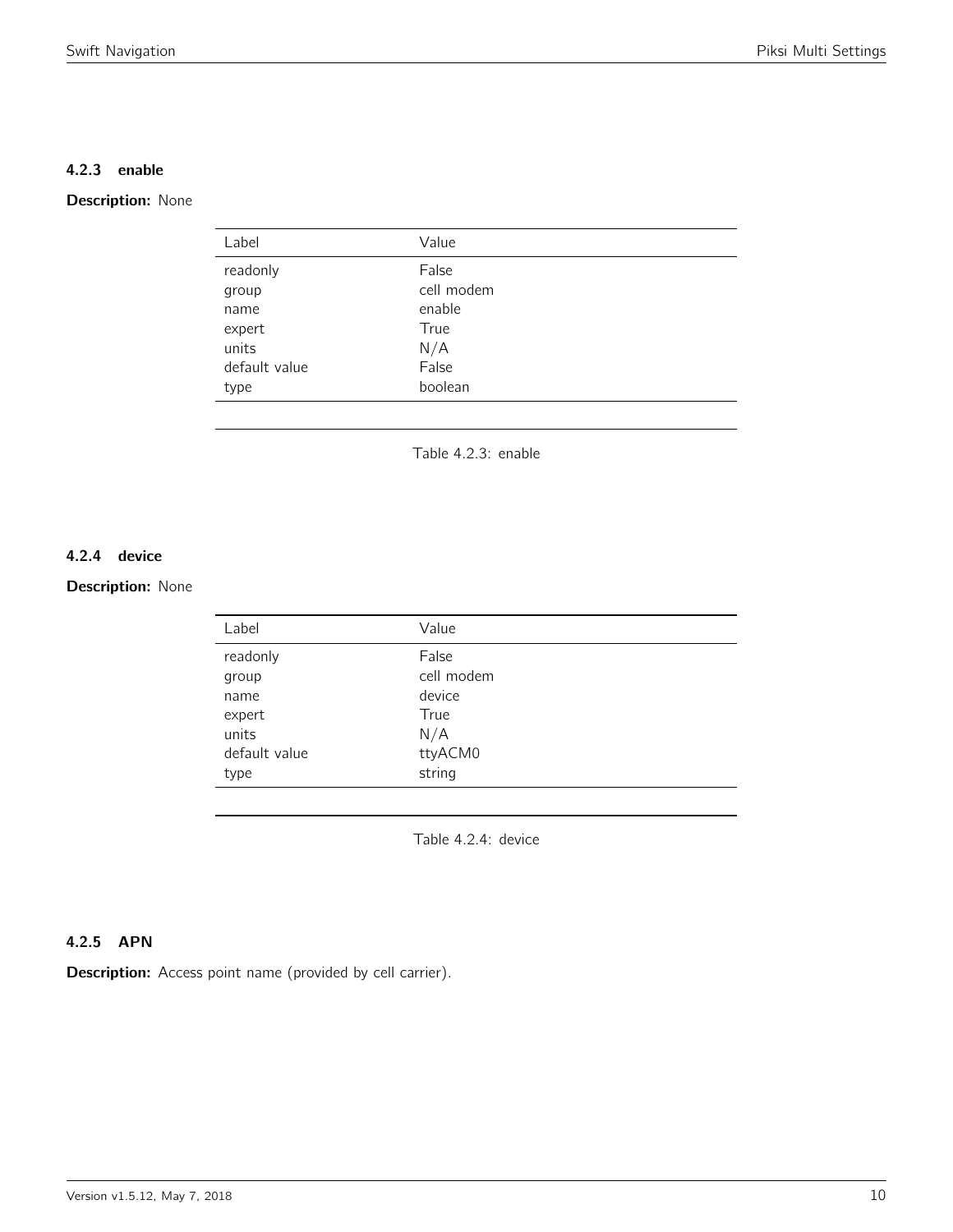### 4.2.3 enable

**Description:** None

| Label | Value |
|---|---|
| readonly | False |
| group | cell modem |
| name | enable |
| expert | True |
| units | N/A |
| default value | False |
| type | boolean |

Table 4.2.3: enable

### 4.2.4 device

**Description:** None

| Label | Value |
|---|---|
| readonly | False |
| group | cell modem |
| name | device |
| expert | True |
| units | N/A |
| default value | ttyACM0 |
| type | string |

Table 4.2.4: device

### 4.2.5 APN

**Description:** Access point name (provided by cell carrier).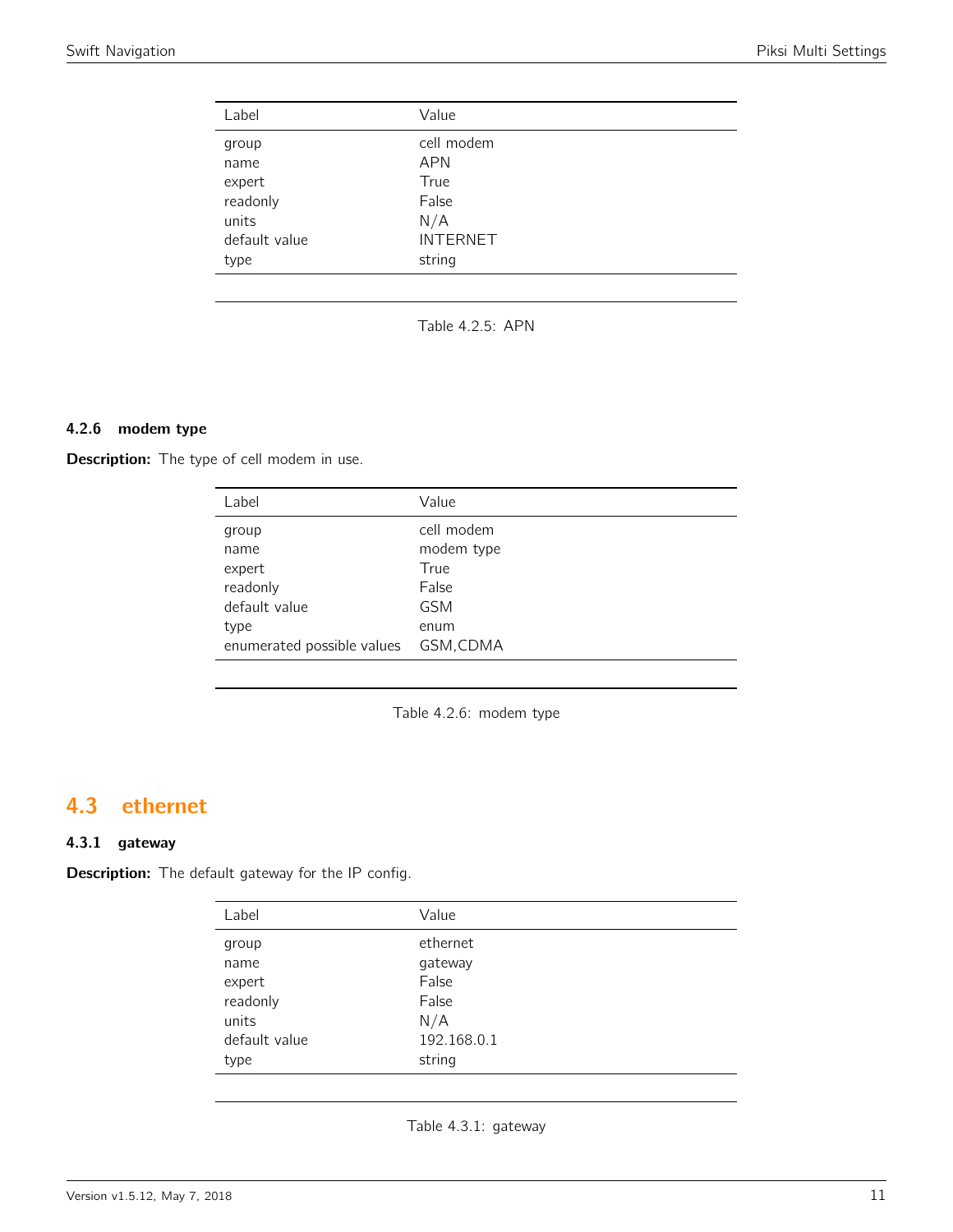| Label | Value |
|---|---|
| group | cell modem |
| name | APN |
| expert | True |
| readonly | False |
| units | N/A |
| default value | INTERNET |
| type | string |

Table 4.2.5: APN

### 4.2.6 modem type

**Description:** The type of cell modem in use.

| Label | Value |
|---|---|
| group | cell modem |
| name | modem type |
| expert | True |
| readonly | False |
| default value | GSM |
| type | enum |
| enumerated possible values | GSM,CDMA |

Table 4.2.6: modem type

## 4.3 ethernet

### 4.3.1 gateway

**Description:** The default gateway for the IP config.

| Label | Value |
|---|---|
| group | ethernet |
| name | gateway |
| expert | False |
| readonly | False |
| units | N/A |
| default value | 192.168.0.1 |
| type | string |

Table 4.3.1: gateway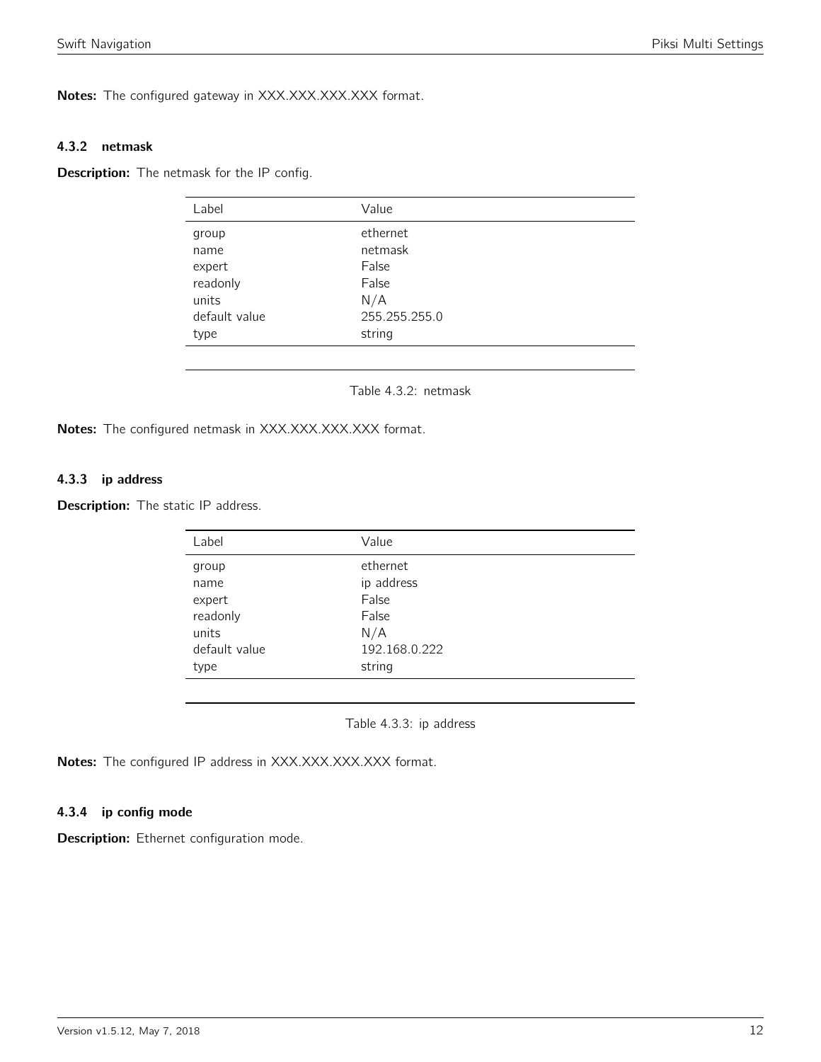**Notes:** The configured gateway in XXX.XXX.XXX.XXX format.

### 4.3.2 netmask

**Description:** The netmask for the IP config.

| Label | Value |
|---|---|
| group | ethernet |
| name | netmask |
| expert | False |
| readonly | False |
| units | N/A |
| default value | 255.255.255.0 |
| type | string |

Table 4.3.2: netmask

**Notes:** The configured netmask in XXX.XXX.XXX.XXX format.

### 4.3.3 ip address

**Description:** The static IP address.

| Label | Value |
|---|---|
| group | ethernet |
| name | ip address |
| expert | False |
| readonly | False |
| units | N/A |
| default value | 192.168.0.222 |
| type | string |

Table 4.3.3: ip address

**Notes:** The configured IP address in XXX.XXX.XXX.XXX format.

### 4.3.4 ip config mode

**Description:** Ethernet configuration mode.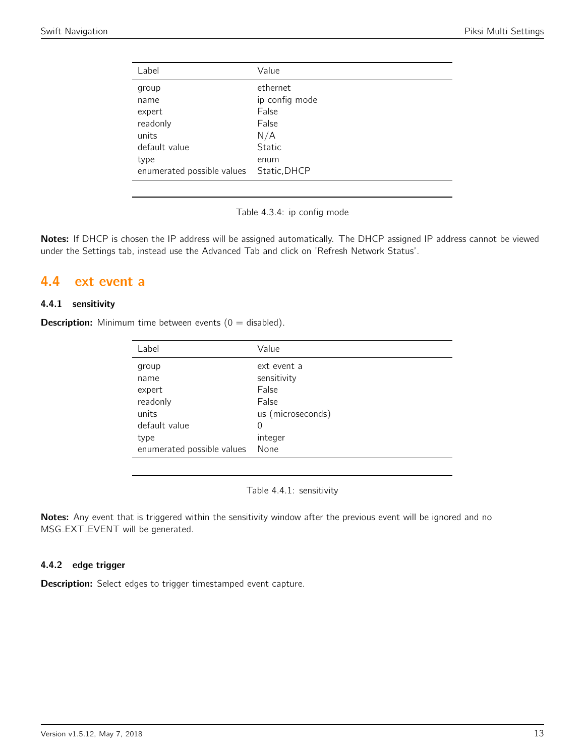| Label | Value |
|---|---|
| group | ethernet |
| name | ip config mode |
| expert | False |
| readonly | False |
| units | N/A |
| default value | Static |
| type | enum |
| enumerated possible values | Static,DHCP |

Table 4.3.4: ip config mode

**Notes:** If DHCP is chosen the IP address will be assigned automatically. The DHCP assigned IP address cannot be viewed under the Settings tab, instead use the Advanced Tab and click on 'Refresh Network Status'.

## 4.4 ext event a

### 4.4.1 sensitivity

**Description:** Minimum time between events (0 = disabled).

| Label | Value |
|---|---|
| group | ext event a |
| name | sensitivity |
| expert | False |
| readonly | False |
| units | us (microseconds) |
| default value | 0 |
| type | integer |
| enumerated possible values | None |

Table 4.4.1: sensitivity

**Notes:** Any event that is triggered within the sensitivity window after the previous event will be ignored and no MSG_EXT_EVENT will be generated.

### 4.4.2 edge trigger

**Description:** Select edges to trigger timestamped event capture.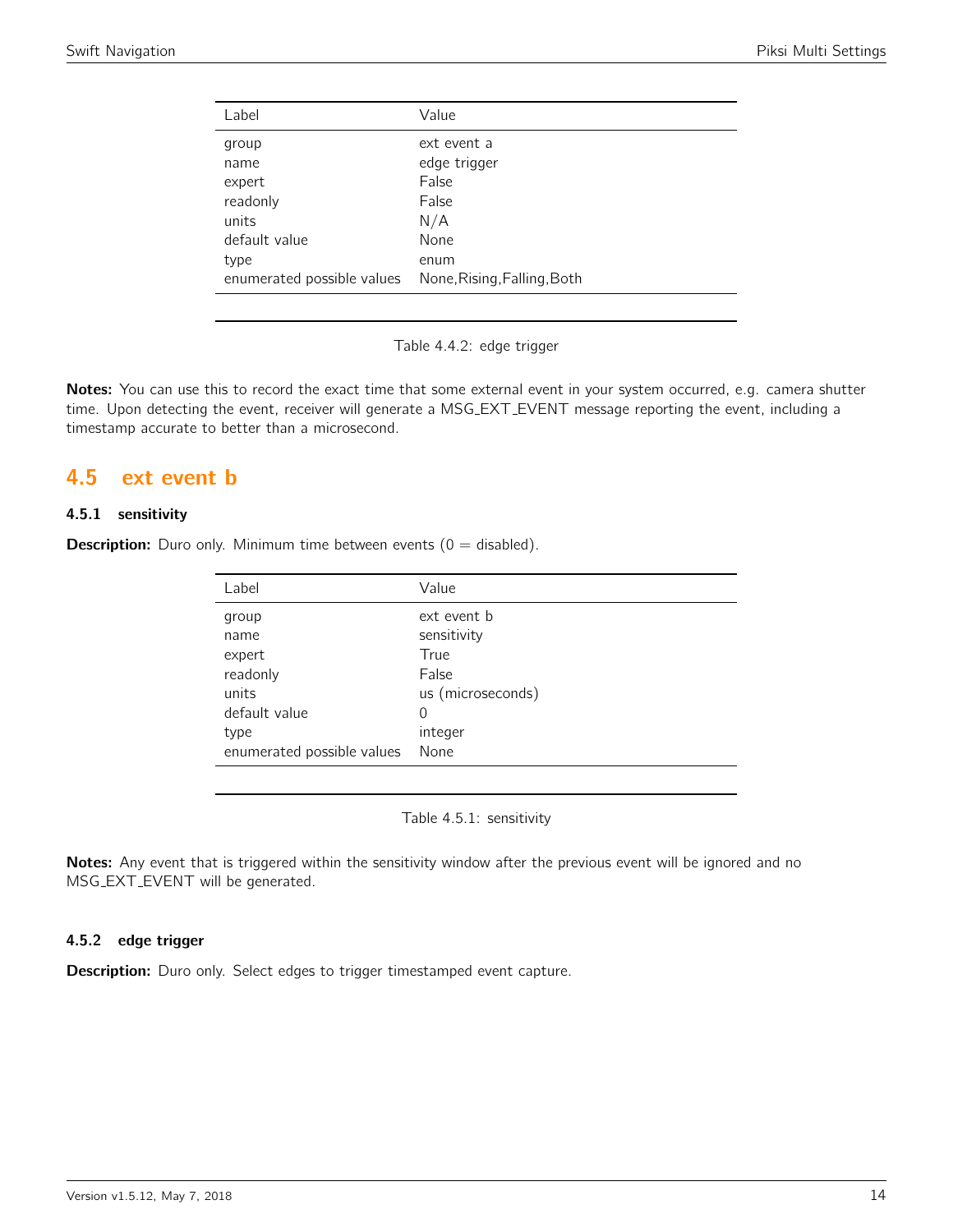| Label | Value |
| --- | --- |
| group | ext event a |
| name | edge trigger |
| expert | False |
| readonly | False |
| units | N/A |
| default value | None |
| type | enum |
| enumerated possible values | None,Rising,Falling,Both |

Table 4.4.2: edge trigger

**Notes:** You can use this to record the exact time that some external event in your system occurred, e.g. camera shutter time. Upon detecting the event, receiver will generate a MSG_EXT_EVENT message reporting the event, including a timestamp accurate to better than a microsecond.

## 4.5 ext event b

### 4.5.1 sensitivity

**Description:** Duro only. Minimum time between events (0 = disabled).

| Label | Value |
| --- | --- |
| group | ext event b |
| name | sensitivity |
| expert | True |
| readonly | False |
| units | us (microseconds) |
| default value | 0 |
| type | integer |
| enumerated possible values | None |

Table 4.5.1: sensitivity

**Notes:** Any event that is triggered within the sensitivity window after the previous event will be ignored and no MSG_EXT_EVENT will be generated.

### 4.5.2 edge trigger

**Description:** Duro only. Select edges to trigger timestamped event capture.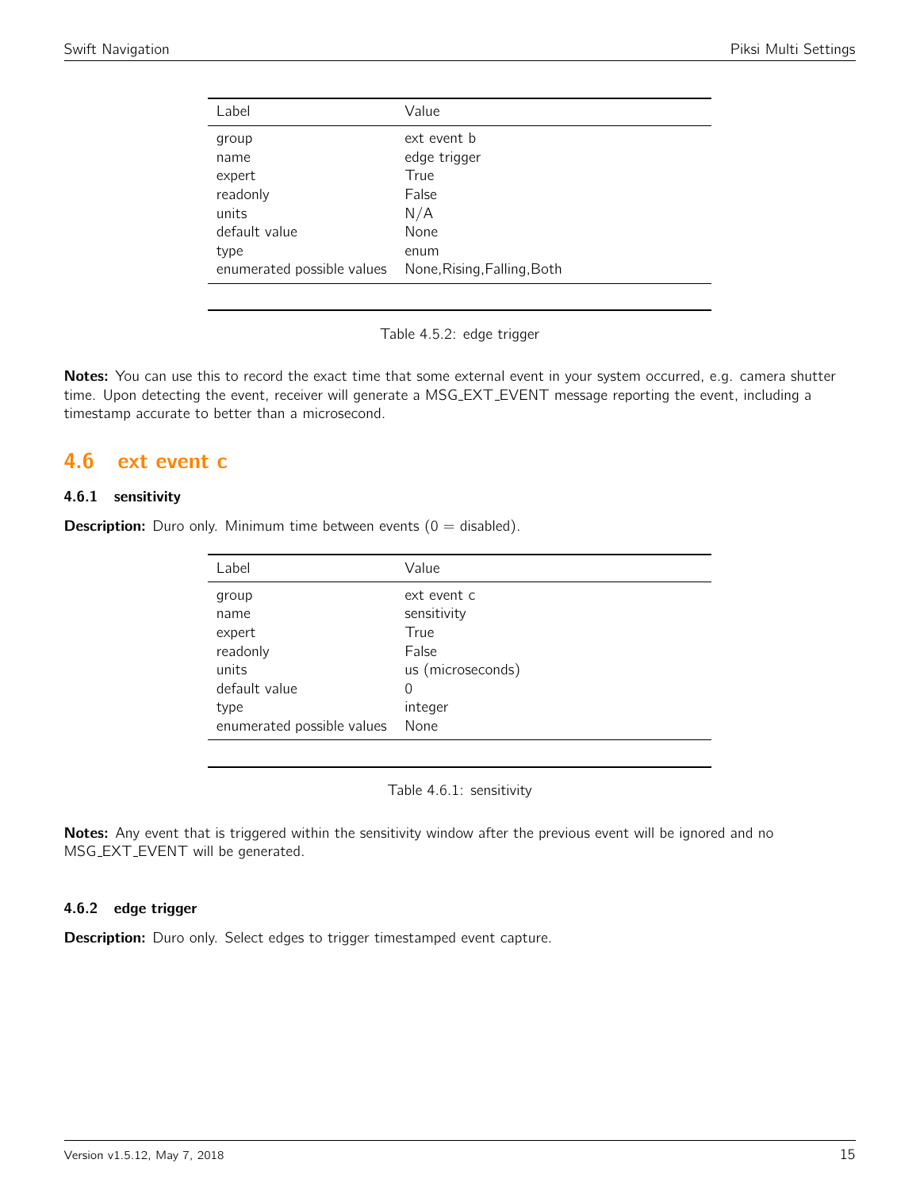| Label | Value |
|---|---|
| group | ext event b |
| name | edge trigger |
| expert | True |
| readonly | False |
| units | N/A |
| default value | None |
| type | enum |
| enumerated possible values | None,Rising,Falling,Both |

Table 4.5.2: edge trigger

**Notes:** You can use this to record the exact time that some external event in your system occurred, e.g. camera shutter time. Upon detecting the event, receiver will generate a MSG_EXT_EVENT message reporting the event, including a timestamp accurate to better than a microsecond.

## 4.6 ext event c

### 4.6.1 sensitivity

**Description:** Duro only. Minimum time between events (0 = disabled).

| Label | Value |
|---|---|
| group | ext event c |
| name | sensitivity |
| expert | True |
| readonly | False |
| units | us (microseconds) |
| default value | 0 |
| type | integer |
| enumerated possible values | None |

Table 4.6.1: sensitivity

**Notes:** Any event that is triggered within the sensitivity window after the previous event will be ignored and no MSG_EXT_EVENT will be generated.

### 4.6.2 edge trigger

**Description:** Duro only. Select edges to trigger timestamped event capture.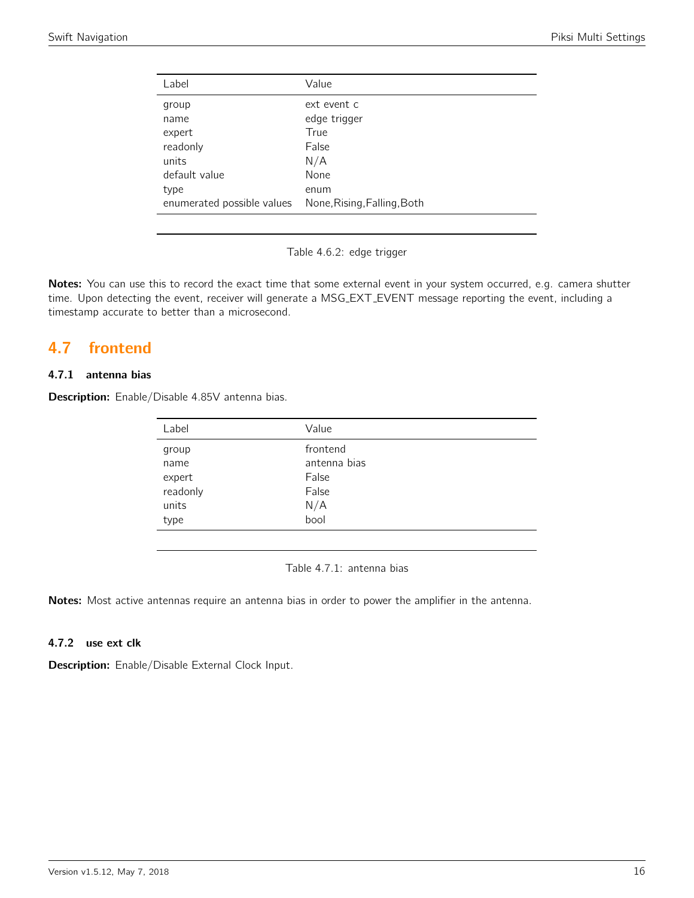| Label | Value |
|---|---|
| group | ext event c |
| name | edge trigger |
| expert | True |
| readonly | False |
| units | N/A |
| default value | None |
| type | enum |
| enumerated possible values | None,Rising,Falling,Both |

Table 4.6.2: edge trigger

**Notes:** You can use this to record the exact time that some external event in your system occurred, e.g. camera shutter time. Upon detecting the event, receiver will generate a MSG_EXT_EVENT message reporting the event, including a timestamp accurate to better than a microsecond.

## 4.7 frontend

### 4.7.1 antenna bias

**Description:** Enable/Disable 4.85V antenna bias.

| Label | Value |
|---|---|
| group | frontend |
| name | antenna bias |
| expert | False |
| readonly | False |
| units | N/A |
| type | bool |

Table 4.7.1: antenna bias

**Notes:** Most active antennas require an antenna bias in order to power the amplifier in the antenna.

### 4.7.2 use ext clk

**Description:** Enable/Disable External Clock Input.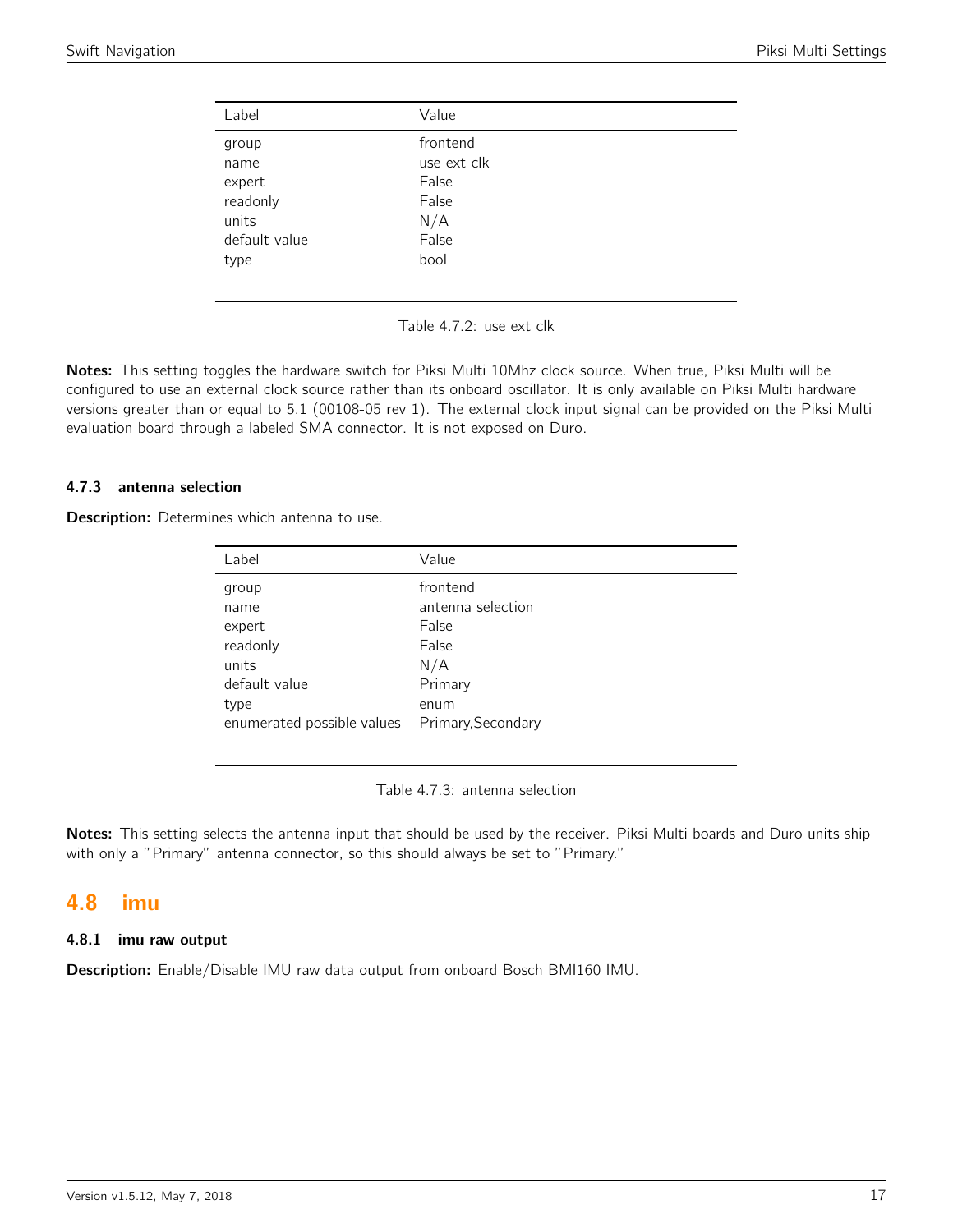| Label | Value |
|---|---|
| group | frontend |
| name | use ext clk |
| expert | False |
| readonly | False |
| units | N/A |
| default value | False |
| type | bool |

Table 4.7.2: use ext clk

**Notes:** This setting toggles the hardware switch for Piksi Multi 10Mhz clock source. When true, Piksi Multi will be configured to use an external clock source rather than its onboard oscillator. It is only available on Piksi Multi hardware versions greater than or equal to 5.1 (00108-05 rev 1). The external clock input signal can be provided on the Piksi Multi evaluation board through a labeled SMA connector. It is not exposed on Duro.

### 4.7.3 antenna selection

**Description:** Determines which antenna to use.

| Label | Value |
|---|---|
| group | frontend |
| name | antenna selection |
| expert | False |
| readonly | False |
| units | N/A |
| default value | Primary |
| type | enum |
| enumerated possible values | Primary,Secondary |

Table 4.7.3: antenna selection

**Notes:** This setting selects the antenna input that should be used by the receiver. Piksi Multi boards and Duro units ship with only a "Primary" antenna connector, so this should always be set to "Primary."

## 4.8 imu

### 4.8.1 imu raw output

**Description:** Enable/Disable IMU raw data output from onboard Bosch BMI160 IMU.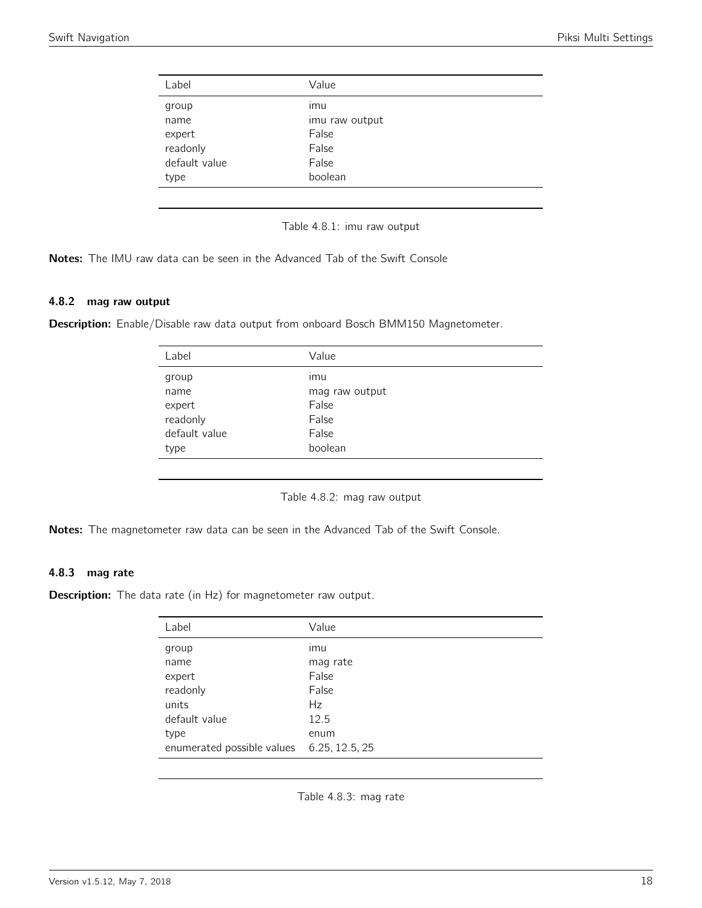| Label | Value |
|---|---|
| group | imu |
| name | imu raw output |
| expert | False |
| readonly | False |
| default value | False |
| type | boolean |

Table 4.8.1: imu raw output

**Notes:** The IMU raw data can be seen in the Advanced Tab of the Swift Console

### 4.8.2 mag raw output

**Description:** Enable/Disable raw data output from onboard Bosch BMM150 Magnetometer.

| Label | Value |
|---|---|
| group | imu |
| name | mag raw output |
| expert | False |
| readonly | False |
| default value | False |
| type | boolean |

Table 4.8.2: mag raw output

**Notes:** The magnetometer raw data can be seen in the Advanced Tab of the Swift Console.

### 4.8.3 mag rate

**Description:** The data rate (in Hz) for magnetometer raw output.

| Label | Value |
|---|---|
| group | imu |
| name | mag rate |
| expert | False |
| readonly | False |
| units | Hz |
| default value | 12.5 |
| type | enum |
| enumerated possible values | 6.25, 12.5, 25 |

Table 4.8.3: mag rate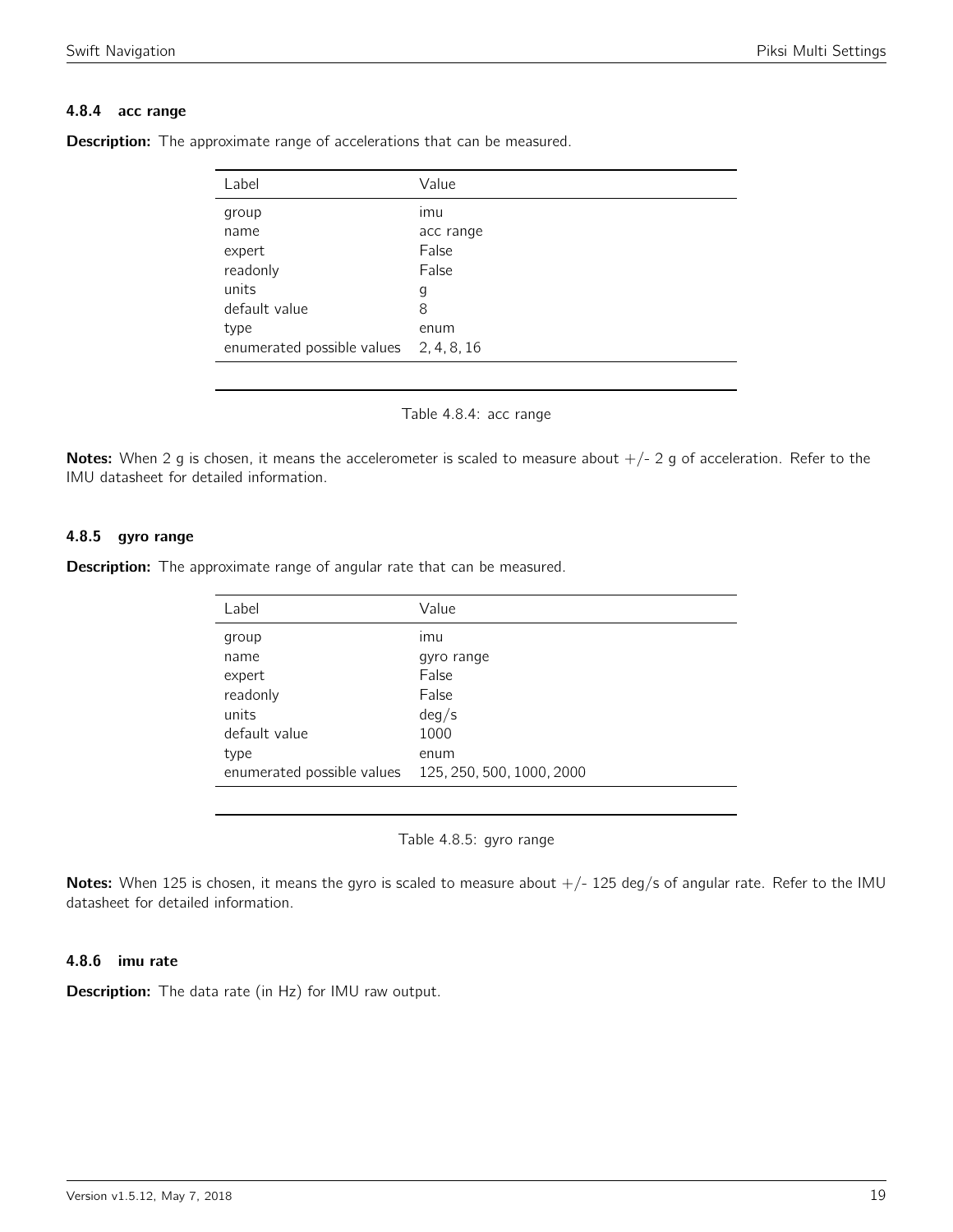#### 4.8.4 acc range

**Description:** The approximate range of accelerations that can be measured.

| Label | Value |
|---|---|
| group | imu |
| name | acc range |
| expert | False |
| readonly | False |
| units | g |
| default value | 8 |
| type | enum |
| enumerated possible values | 2, 4, 8, 16 |

Table 4.8.4: acc range

**Notes:** When 2 g is chosen, it means the accelerometer is scaled to measure about +/- 2 g of acceleration. Refer to the IMU datasheet for detailed information.

#### 4.8.5 gyro range

**Description:** The approximate range of angular rate that can be measured.

| Label | Value |
|---|---|
| group | imu |
| name | gyro range |
| expert | False |
| readonly | False |
| units | deg/s |
| default value | 1000 |
| type | enum |
| enumerated possible values | 125, 250, 500, 1000, 2000 |

Table 4.8.5: gyro range

**Notes:** When 125 is chosen, it means the gyro is scaled to measure about +/- 125 deg/s of angular rate. Refer to the IMU datasheet for detailed information.

#### 4.8.6 imu rate

**Description:** The data rate (in Hz) for IMU raw output.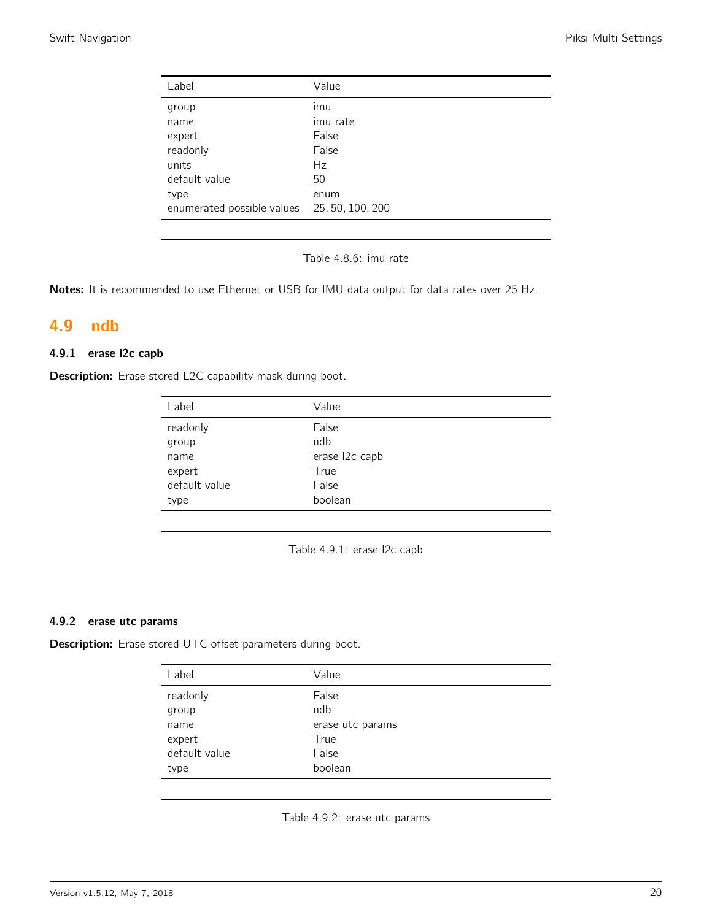| Label | Value |
| --- | --- |
| group | imu |
| name | imu rate |
| expert | False |
| readonly | False |
| units | Hz |
| default value | 50 |
| type | enum |
| enumerated possible values | 25, 50, 100, 200 |

Table 4.8.6: imu rate

**Notes:** It is recommended to use Ethernet or USB for IMU data output for data rates over 25 Hz.

## 4.9 ndb

### 4.9.1 erase l2c capb

**Description:** Erase stored L2C capability mask during boot.

| Label | Value |
| --- | --- |
| readonly | False |
| group | ndb |
| name | erase l2c capb |
| expert | True |
| default value | False |
| type | boolean |

Table 4.9.1: erase l2c capb

### 4.9.2 erase utc params

**Description:** Erase stored UTC offset parameters during boot.

| Label | Value |
| --- | --- |
| readonly | False |
| group | ndb |
| name | erase utc params |
| expert | True |
| default value | False |
| type | boolean |

Table 4.9.2: erase utc params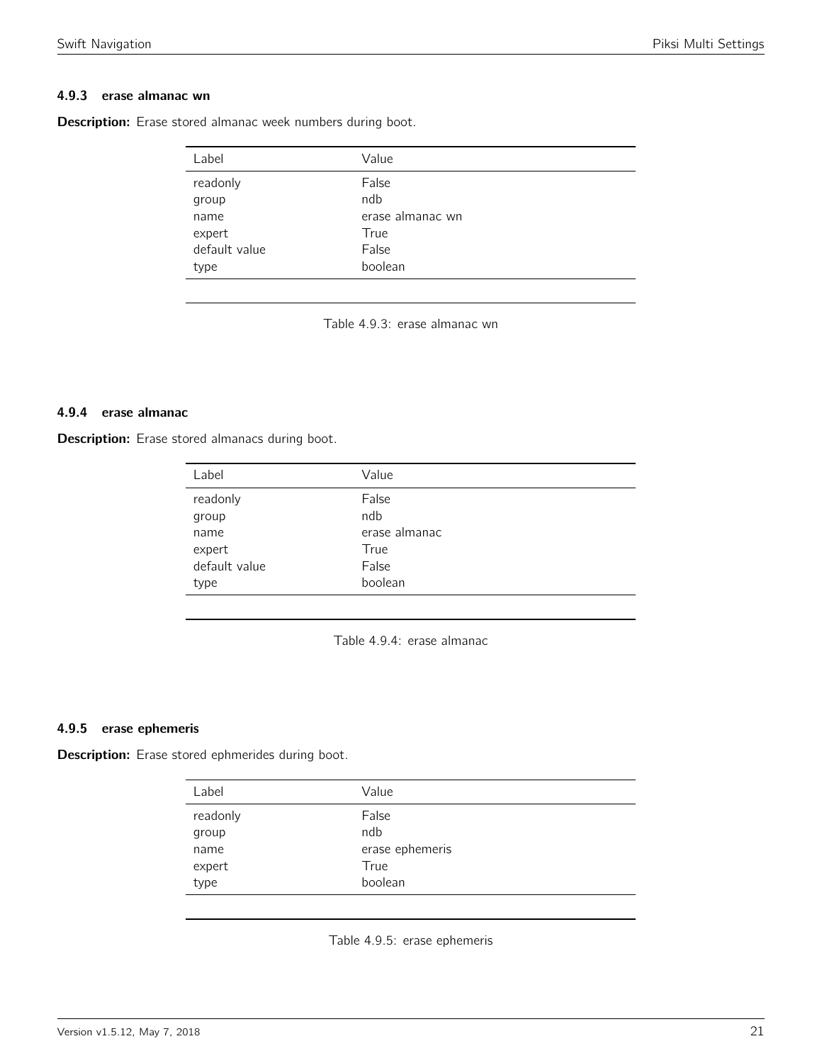### 4.9.3 erase almanac wn

**Description:** Erase stored almanac week numbers during boot.

| Label | Value |
|---|---|
| readonly | False |
| group | ndb |
| name | erase almanac wn |
| expert | True |
| default value | False |
| type | boolean |

Table 4.9.3: erase almanac wn

### 4.9.4 erase almanac

**Description:** Erase stored almanacs during boot.

| Label | Value |
|---|---|
| readonly | False |
| group | ndb |
| name | erase almanac |
| expert | True |
| default value | False |
| type | boolean |

Table 4.9.4: erase almanac

### 4.9.5 erase ephemeris

**Description:** Erase stored ephmerides during boot.

| Label | Value |
|---|---|
| readonly | False |
| group | ndb |
| name | erase ephemeris |
| expert | True |
| type | boolean |

Table 4.9.5: erase ephemeris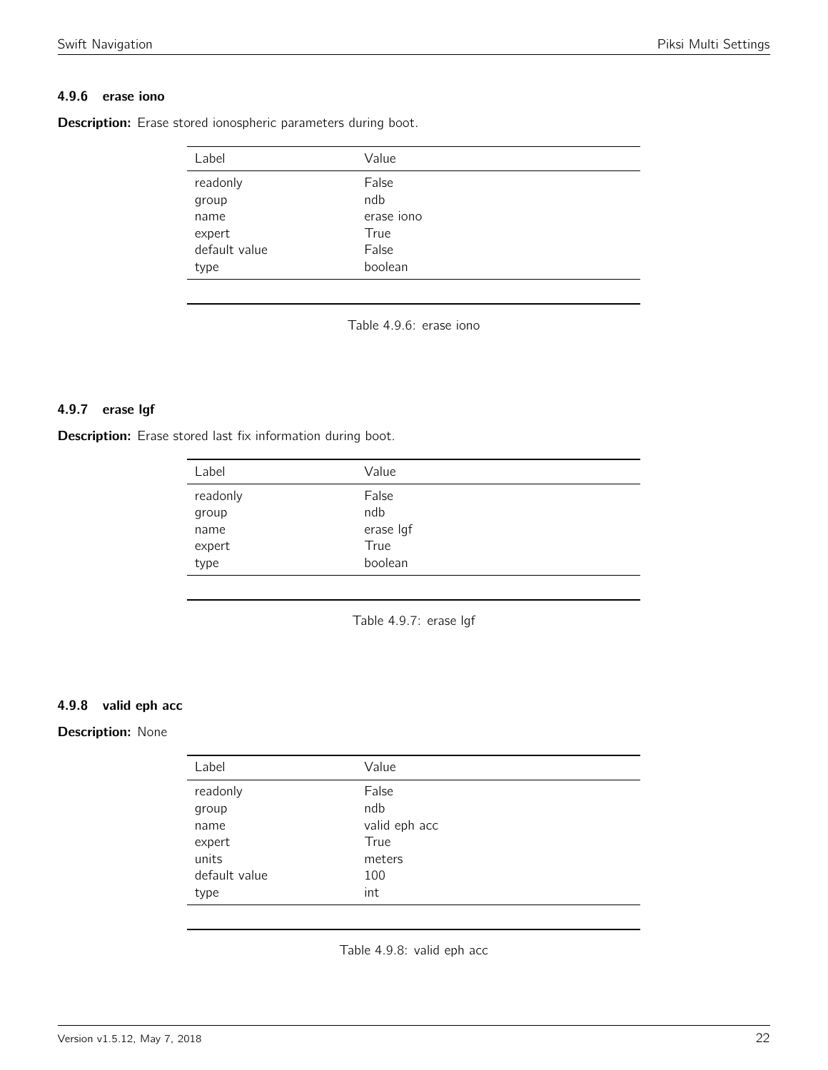### 4.9.6 erase iono

**Description:** Erase stored ionospheric parameters during boot.

| Label | Value |
|---|---|
| readonly | False |
| group | ndb |
| name | erase iono |
| expert | True |
| default value | False |
| type | boolean |

Table 4.9.6: erase iono

### 4.9.7 erase lgf

**Description:** Erase stored last fix information during boot.

| Label | Value |
|---|---|
| readonly | False |
| group | ndb |
| name | erase lgf |
| expert | True |
| type | boolean |

Table 4.9.7: erase lgf

### 4.9.8 valid eph acc

**Description:** None

| Label | Value |
|---|---|
| readonly | False |
| group | ndb |
| name | valid eph acc |
| expert | True |
| units | meters |
| default value | 100 |
| type | int |

Table 4.9.8: valid eph acc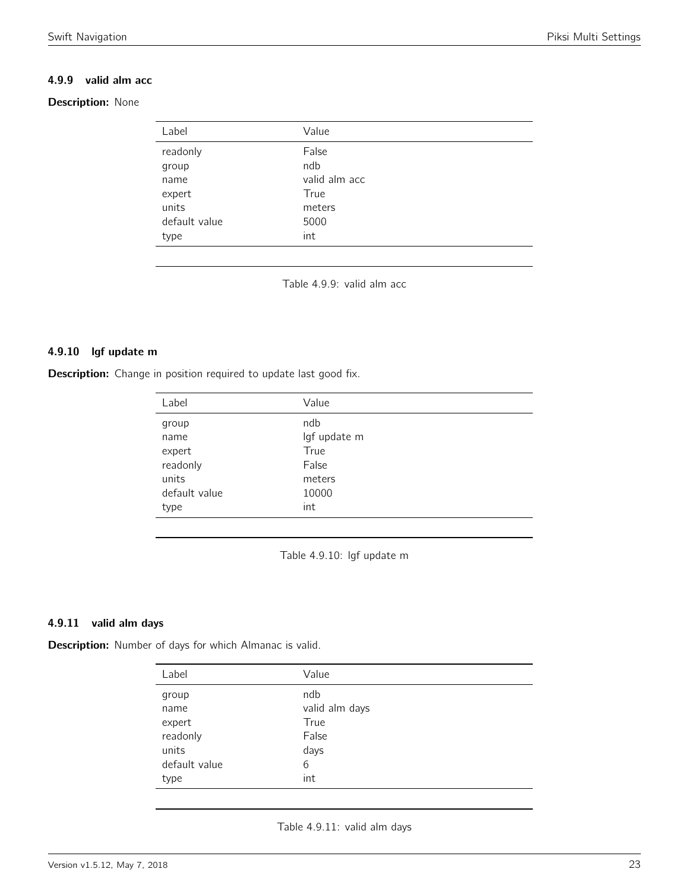### 4.9.9 valid alm acc

**Description:** None

| Label | Value |
|---|---|
| readonly | False |
| group | ndb |
| name | valid alm acc |
| expert | True |
| units | meters |
| default value | 5000 |
| type | int |

Table 4.9.9: valid alm acc

### 4.9.10 lgf update m

**Description:** Change in position required to update last good fix.

| Label | Value |
|---|---|
| group | ndb |
| name | lgf update m |
| expert | True |
| readonly | False |
| units | meters |
| default value | 10000 |
| type | int |

Table 4.9.10: lgf update m

### 4.9.11 valid alm days

**Description:** Number of days for which Almanac is valid.

| Label | Value |
|---|---|
| group | ndb |
| name | valid alm days |
| expert | True |
| readonly | False |
| units | days |
| default value | 6 |
| type | int |

Table 4.9.11: valid alm days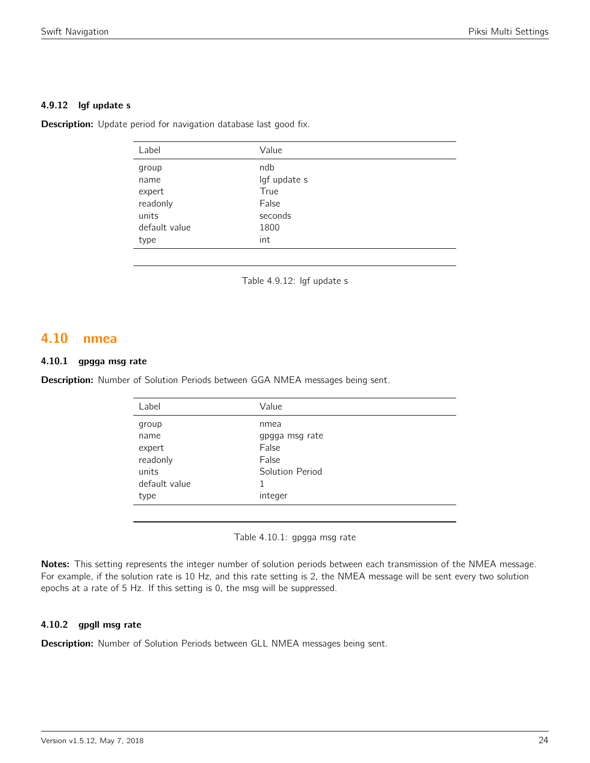#### 4.9.12 lgf update s

**Description:** Update period for navigation database last good fix.

| Label | Value |
|---|---|
| group | ndb |
| name | lgf update s |
| expert | True |
| readonly | False |
| units | seconds |
| default value | 1800 |
| type | int |

Table 4.9.12: lgf update s

## 4.10 nmea

#### 4.10.1 gpgga msg rate

**Description:** Number of Solution Periods between GGA NMEA messages being sent.

| Label | Value |
|---|---|
| group | nmea |
| name | gpgga msg rate |
| expert | False |
| readonly | False |
| units | Solution Period |
| default value | 1 |
| type | integer |

Table 4.10.1: gpgga msg rate

**Notes:** This setting represents the integer number of solution periods between each transmission of the NMEA message. For example, if the solution rate is 10 Hz, and this rate setting is 2, the NMEA message will be sent every two solution epochs at a rate of 5 Hz. If this setting is 0, the msg will be suppressed.

#### 4.10.2 gpgll msg rate

**Description:** Number of Solution Periods between GLL NMEA messages being sent.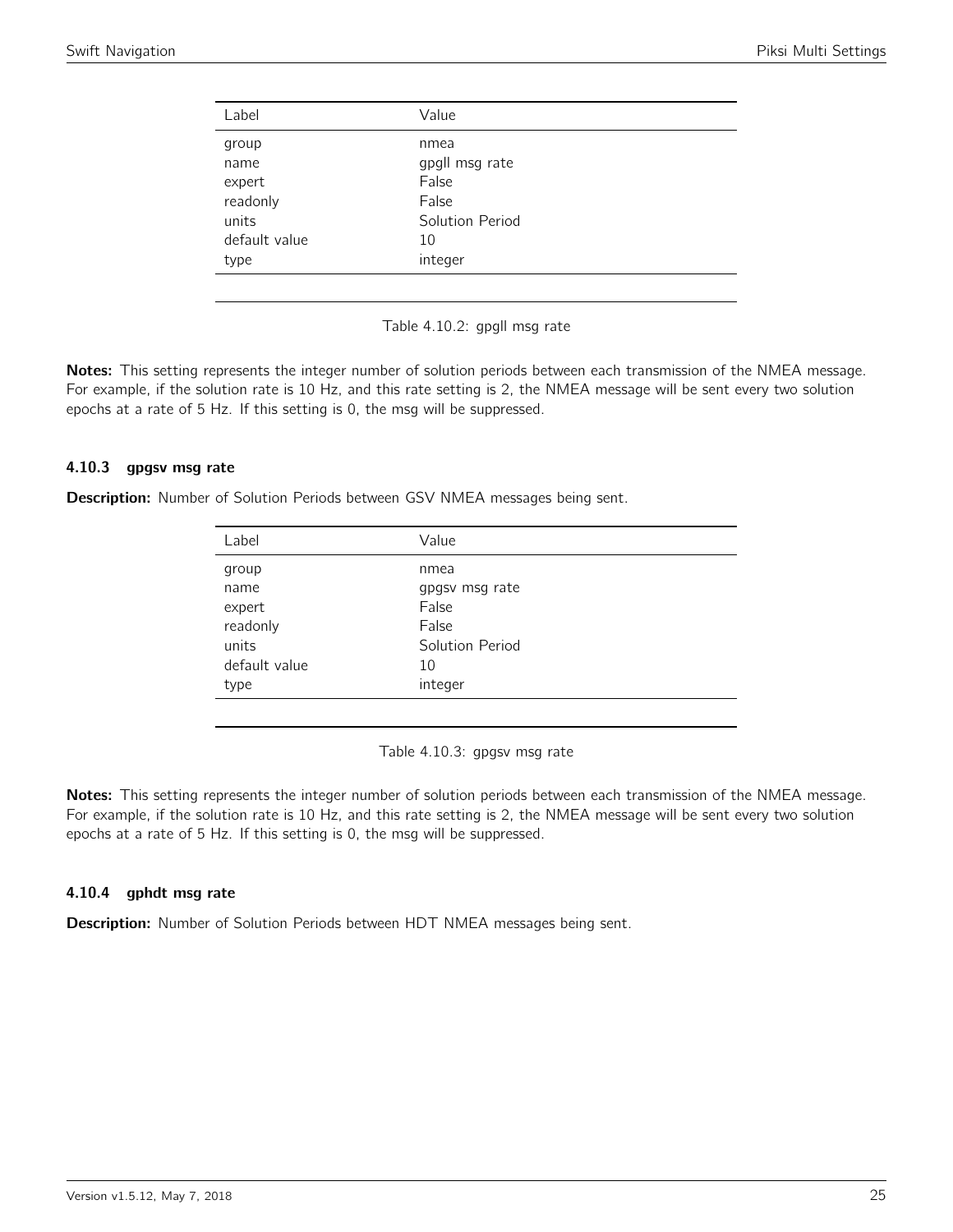| Label | Value |
| --- | --- |
| group | nmea |
| name | gpgll msg rate |
| expert | False |
| readonly | False |
| units | Solution Period |
| default value | 10 |
| type | integer |

Table 4.10.2: gpgll msg rate

**Notes:** This setting represents the integer number of solution periods between each transmission of the NMEA message. For example, if the solution rate is 10 Hz, and this rate setting is 2, the NMEA message will be sent every two solution epochs at a rate of 5 Hz. If this setting is 0, the msg will be suppressed.

### 4.10.3 gpgsv msg rate

**Description:** Number of Solution Periods between GSV NMEA messages being sent.

| Label | Value |
| --- | --- |
| group | nmea |
| name | gpgsv msg rate |
| expert | False |
| readonly | False |
| units | Solution Period |
| default value | 10 |
| type | integer |

Table 4.10.3: gpgsv msg rate

**Notes:** This setting represents the integer number of solution periods between each transmission of the NMEA message. For example, if the solution rate is 10 Hz, and this rate setting is 2, the NMEA message will be sent every two solution epochs at a rate of 5 Hz. If this setting is 0, the msg will be suppressed.

### 4.10.4 gphdt msg rate

**Description:** Number of Solution Periods between HDT NMEA messages being sent.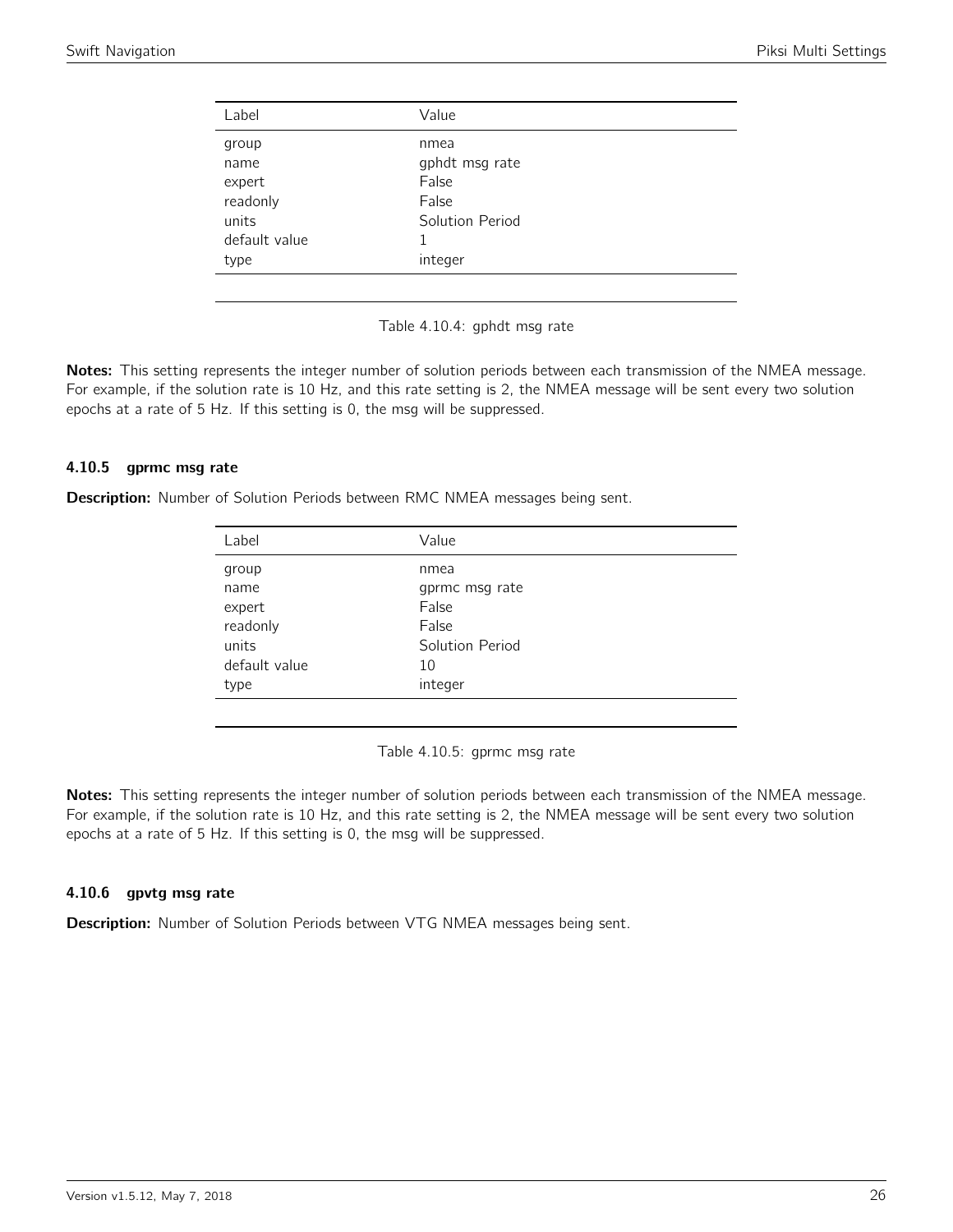| Label | Value |
|---|---|
| group | nmea |
| name | gphdt msg rate |
| expert | False |
| readonly | False |
| units | Solution Period |
| default value | 1 |
| type | integer |

Table 4.10.4: gphdt msg rate

**Notes:** This setting represents the integer number of solution periods between each transmission of the NMEA message. For example, if the solution rate is 10 Hz, and this rate setting is 2, the NMEA message will be sent every two solution epochs at a rate of 5 Hz. If this setting is 0, the msg will be suppressed.

### 4.10.5 gprmc msg rate

**Description:** Number of Solution Periods between RMC NMEA messages being sent.

| Label | Value |
|---|---|
| group | nmea |
| name | gprmc msg rate |
| expert | False |
| readonly | False |
| units | Solution Period |
| default value | 10 |
| type | integer |

Table 4.10.5: gprmc msg rate

**Notes:** This setting represents the integer number of solution periods between each transmission of the NMEA message. For example, if the solution rate is 10 Hz, and this rate setting is 2, the NMEA message will be sent every two solution epochs at a rate of 5 Hz. If this setting is 0, the msg will be suppressed.

### 4.10.6 gpvtg msg rate

**Description:** Number of Solution Periods between VTG NMEA messages being sent.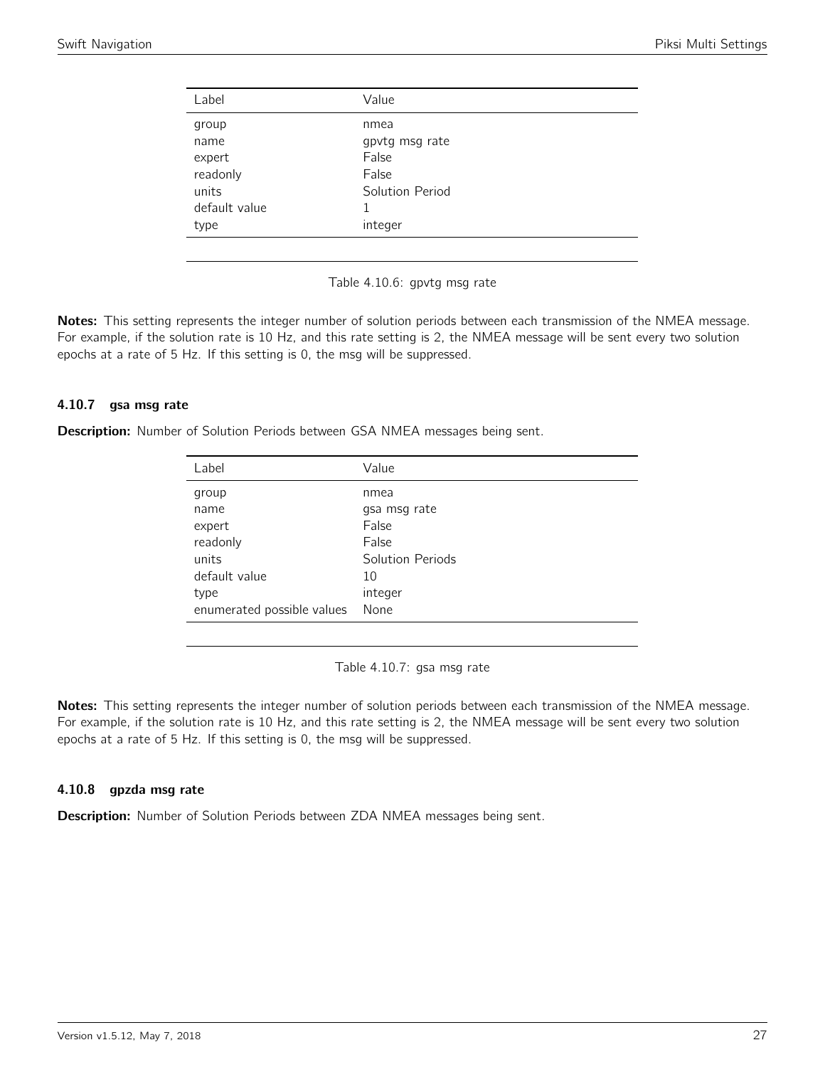| Label | Value |
| --- | --- |
| group | nmea |
| name | gpvtg msg rate |
| expert | False |
| readonly | False |
| units | Solution Period |
| default value | 1 |
| type | integer |

Table 4.10.6: gpvtg msg rate

**Notes:** This setting represents the integer number of solution periods between each transmission of the NMEA message. For example, if the solution rate is 10 Hz, and this rate setting is 2, the NMEA message will be sent every two solution epochs at a rate of 5 Hz. If this setting is 0, the msg will be suppressed.

### 4.10.7 gsa msg rate

**Description:** Number of Solution Periods between GSA NMEA messages being sent.

| Label | Value |
| --- | --- |
| group | nmea |
| name | gsa msg rate |
| expert | False |
| readonly | False |
| units | Solution Periods |
| default value | 10 |
| type | integer |
| enumerated possible values | None |

Table 4.10.7: gsa msg rate

**Notes:** This setting represents the integer number of solution periods between each transmission of the NMEA message. For example, if the solution rate is 10 Hz, and this rate setting is 2, the NMEA message will be sent every two solution epochs at a rate of 5 Hz. If this setting is 0, the msg will be suppressed.

### 4.10.8 gpzda msg rate

**Description:** Number of Solution Periods between ZDA NMEA messages being sent.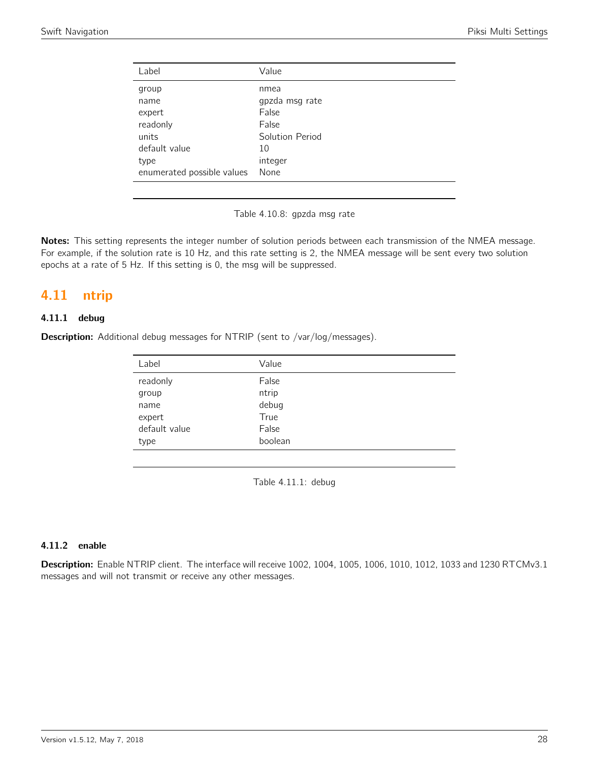| Label | Value |
|---|---|
| group | nmea |
| name | gpzda msg rate |
| expert | False |
| readonly | False |
| units | Solution Period |
| default value | 10 |
| type | integer |
| enumerated possible values | None |

Table 4.10.8: gpzda msg rate

**Notes:** This setting represents the integer number of solution periods between each transmission of the NMEA message. For example, if the solution rate is 10 Hz, and this rate setting is 2, the NMEA message will be sent every two solution epochs at a rate of 5 Hz. If this setting is 0, the msg will be suppressed.

## 4.11 ntrip

### 4.11.1 debug

**Description:** Additional debug messages for NTRIP (sent to /var/log/messages).

| Label | Value |
|---|---|
| readonly | False |
| group | ntrip |
| name | debug |
| expert | True |
| default value | False |
| type | boolean |

Table 4.11.1: debug

### 4.11.2 enable

**Description:** Enable NTRIP client. The interface will receive 1002, 1004, 1005, 1006, 1010, 1012, 1033 and 1230 RTCMv3.1 messages and will not transmit or receive any other messages.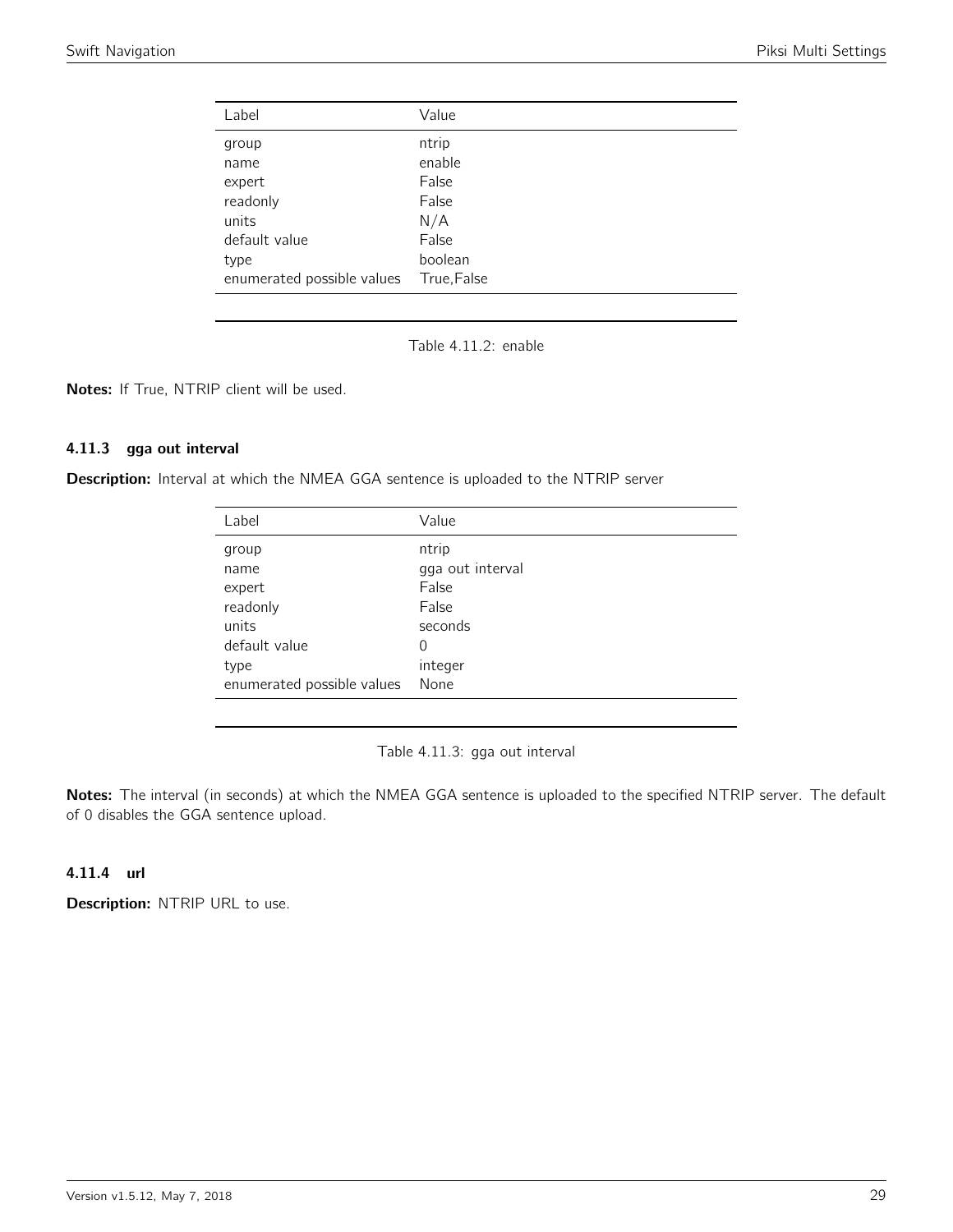| Label | Value |
|---|---|
| group | ntrip |
| name | enable |
| expert | False |
| readonly | False |
| units | N/A |
| default value | False |
| type | boolean |
| enumerated possible values | True,False |

Table 4.11.2: enable

**Notes:** If True, NTRIP client will be used.

### 4.11.3 gga out interval

**Description:** Interval at which the NMEA GGA sentence is uploaded to the NTRIP server

| Label | Value |
|---|---|
| group | ntrip |
| name | gga out interval |
| expert | False |
| readonly | False |
| units | seconds |
| default value | 0 |
| type | integer |
| enumerated possible values | None |

Table 4.11.3: gga out interval

**Notes:** The interval (in seconds) at which the NMEA GGA sentence is uploaded to the specified NTRIP server. The default of 0 disables the GGA sentence upload.

### 4.11.4 url

**Description:** NTRIP URL to use.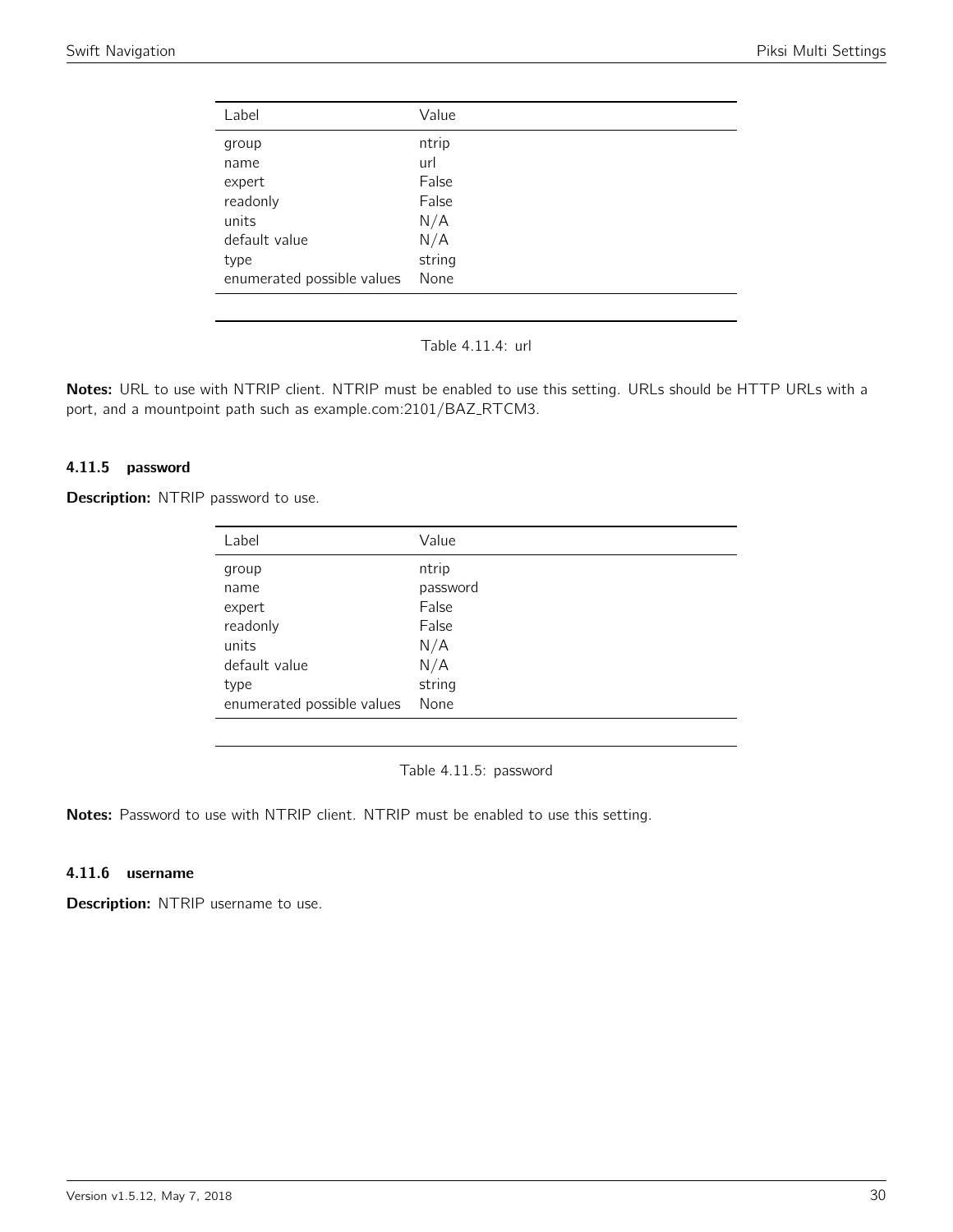| Label | Value |
|---|---|
| group | ntrip |
| name | url |
| expert | False |
| readonly | False |
| units | N/A |
| default value | N/A |
| type | string |
| enumerated possible values | None |

Table 4.11.4: url

**Notes:** URL to use with NTRIP client. NTRIP must be enabled to use this setting. URLs should be HTTP URLs with a port, and a mountpoint path such as example.com:2101/BAZ_RTCM3.

### 4.11.5 password

**Description:** NTRIP password to use.

| Label | Value |
|---|---|
| group | ntrip |
| name | password |
| expert | False |
| readonly | False |
| units | N/A |
| default value | N/A |
| type | string |
| enumerated possible values | None |

Table 4.11.5: password

**Notes:** Password to use with NTRIP client. NTRIP must be enabled to use this setting.

### 4.11.6 username

**Description:** NTRIP username to use.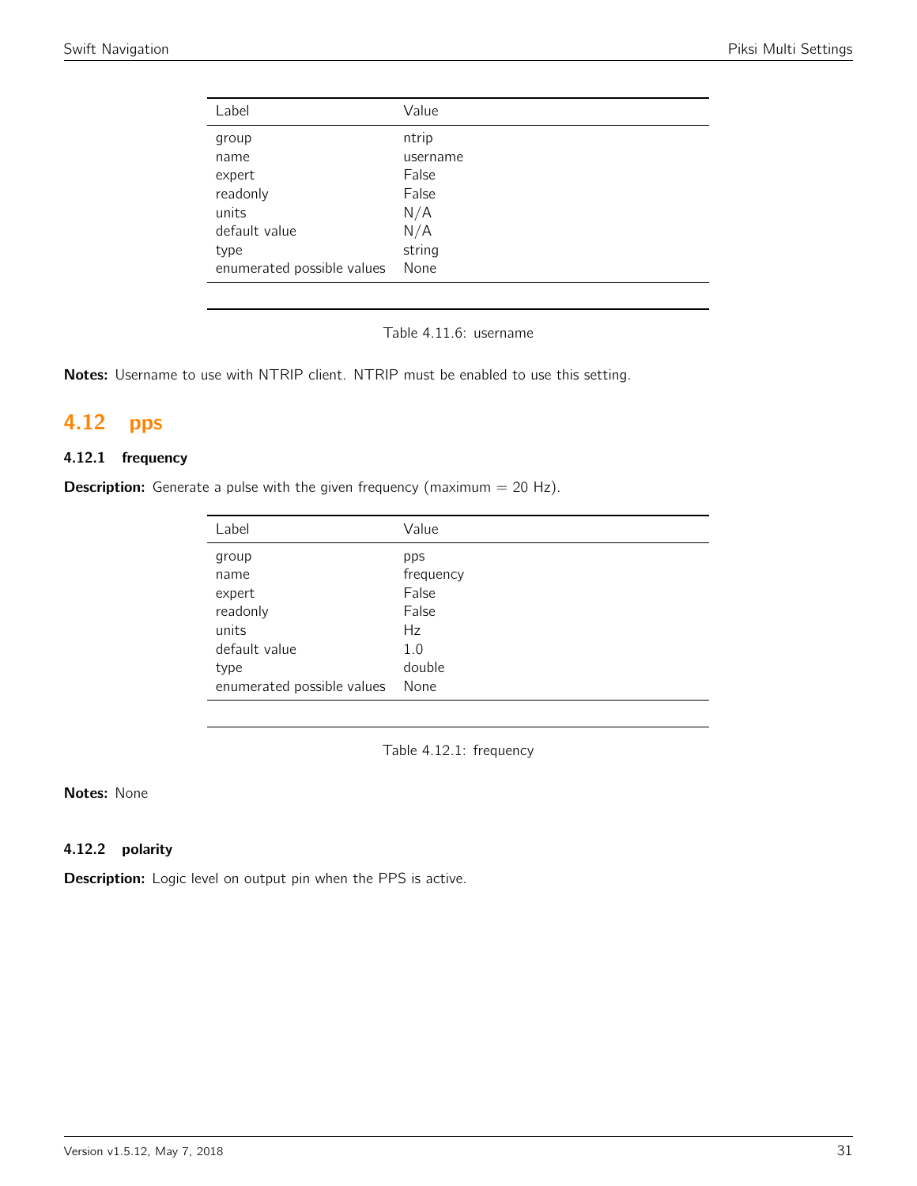| Label | Value |
|---|---|
| group | ntrip |
| name | username |
| expert | False |
| readonly | False |
| units | N/A |
| default value | N/A |
| type | string |
| enumerated possible values | None |

Table 4.11.6: username

**Notes:** Username to use with NTRIP client. NTRIP must be enabled to use this setting.

## 4.12 pps

### 4.12.1 frequency

**Description:** Generate a pulse with the given frequency (maximum = 20 Hz).

| Label | Value |
|---|---|
| group | pps |
| name | frequency |
| expert | False |
| readonly | False |
| units | Hz |
| default value | 1.0 |
| type | double |
| enumerated possible values | None |

Table 4.12.1: frequency

**Notes:** None

### 4.12.2 polarity

**Description:** Logic level on output pin when the PPS is active.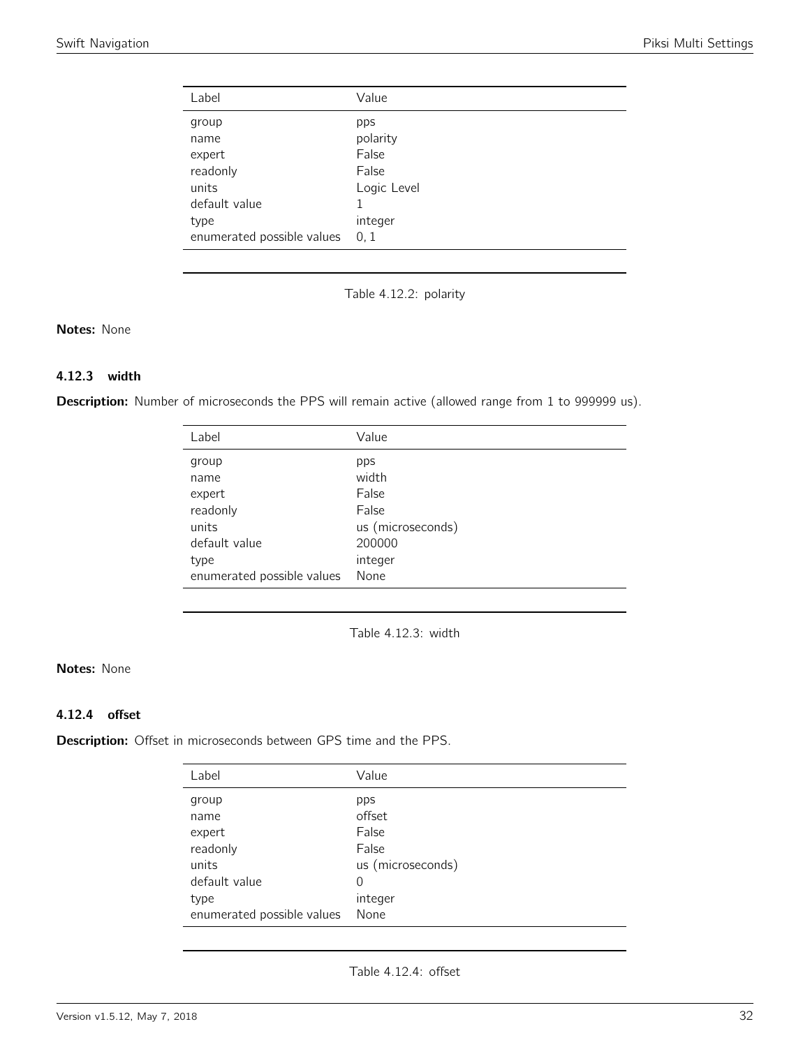| Label | Value |
|---|---|
| group | pps |
| name | polarity |
| expert | False |
| readonly | False |
| units | Logic Level |
| default value | 1 |
| type | integer |
| enumerated possible values | 0, 1 |

Table 4.12.2: polarity

**Notes:** None

### 4.12.3 width

**Description:** Number of microseconds the PPS will remain active (allowed range from 1 to 999999 us).

| Label | Value |
|---|---|
| group | pps |
| name | width |
| expert | False |
| readonly | False |
| units | us (microseconds) |
| default value | 200000 |
| type | integer |
| enumerated possible values | None |

Table 4.12.3: width

**Notes:** None

### 4.12.4 offset

**Description:** Offset in microseconds between GPS time and the PPS.

| Label | Value |
|---|---|
| group | pps |
| name | offset |
| expert | False |
| readonly | False |
| units | us (microseconds) |
| default value | 0 |
| type | integer |
| enumerated possible values | None |

Table 4.12.4: offset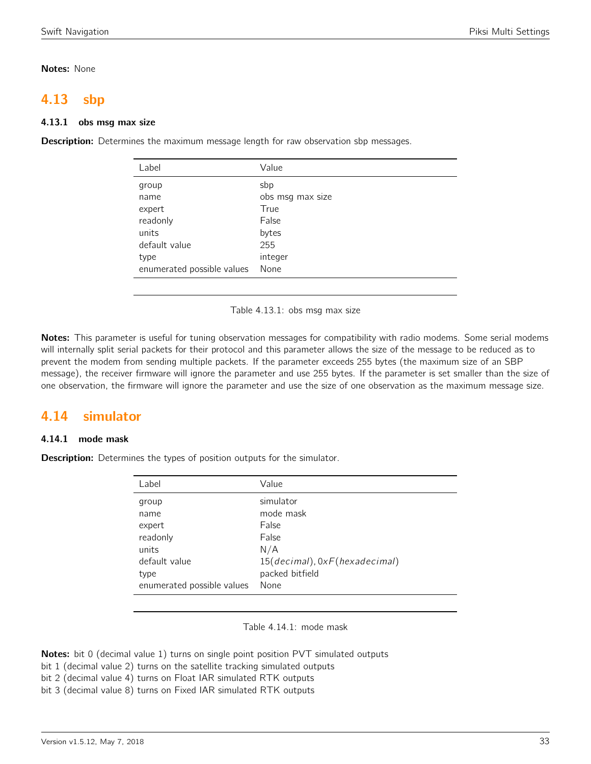**Notes:** None

## 4.13 sbp

### 4.13.1 obs msg max size

**Description:** Determines the maximum message length for raw observation sbp messages.

| Label | Value |
|---|---|
| group | sbp |
| name | obs msg max size |
| expert | True |
| readonly | False |
| units | bytes |
| default value | 255 |
| type | integer |
| enumerated possible values | None |

Table 4.13.1: obs msg max size

**Notes:** This parameter is useful for tuning observation messages for compatibility with radio modems. Some serial modems will internally split serial packets for their protocol and this parameter allows the size of the message to be reduced as to prevent the modem from sending multiple packets. If the parameter exceeds 255 bytes (the maximum size of an SBP message), the receiver firmware will ignore the parameter and use 255 bytes. If the parameter is set smaller than the size of one observation, the firmware will ignore the parameter and use the size of one observation as the maximum message size.

## 4.14 simulator

### 4.14.1 mode mask

**Description:** Determines the types of position outputs for the simulator.

| Label | Value |
|---|---|
| group | simulator |
| name | mode mask |
| expert | False |
| readonly | False |
| units | N/A |
| default value | $15(decimal), 0xF(hexadecimal)$ |
| type | packed bitfield |
| enumerated possible values | None |

Table 4.14.1: mode mask

**Notes:** bit 0 (decimal value 1) turns on single point position PVT simulated outputs
bit 1 (decimal value 2) turns on the satellite tracking simulated outputs
bit 2 (decimal value 4) turns on Float IAR simulated RTK outputs
bit 3 (decimal value 8) turns on Fixed IAR simulated RTK outputs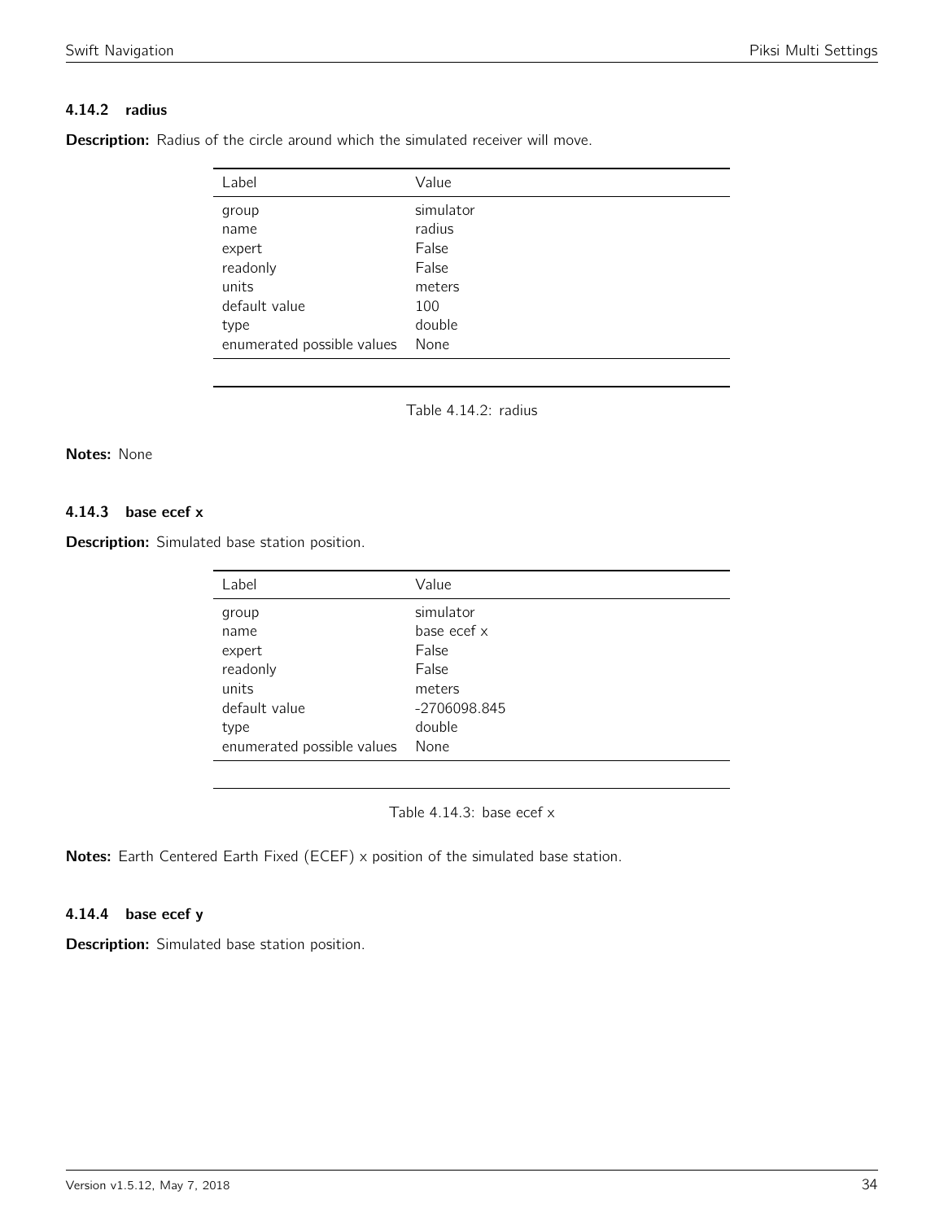### 4.14.2 radius

**Description:** Radius of the circle around which the simulated receiver will move.

| Label | Value |
|---|---|
| group | simulator |
| name | radius |
| expert | False |
| readonly | False |
| units | meters |
| default value | 100 |
| type | double |
| enumerated possible values | None |

Table 4.14.2: radius

**Notes:** None

### 4.14.3 base ecef x

**Description:** Simulated base station position.

| Label | Value |
|---|---|
| group | simulator |
| name | base ecef x |
| expert | False |
| readonly | False |
| units | meters |
| default value | -2706098.845 |
| type | double |
| enumerated possible values | None |

Table 4.14.3: base ecef x

**Notes:** Earth Centered Earth Fixed (ECEF) x position of the simulated base station.

### 4.14.4 base ecef y

**Description:** Simulated base station position.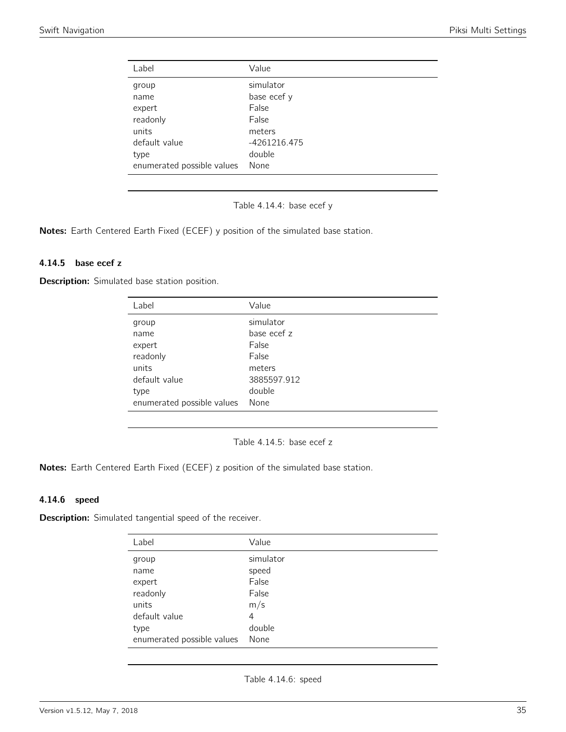| Label | Value |
|---|---|
| group | simulator |
| name | base ecef y |
| expert | False |
| readonly | False |
| units | meters |
| default value | -4261216.475 |
| type | double |
| enumerated possible values | None |

Table 4.14.4: base ecef y

**Notes:** Earth Centered Earth Fixed (ECEF) y position of the simulated base station.

### 4.14.5 base ecef z

**Description:** Simulated base station position.

| Label | Value |
|---|---|
| group | simulator |
| name | base ecef z |
| expert | False |
| readonly | False |
| units | meters |
| default value | 3885597.912 |
| type | double |
| enumerated possible values | None |

Table 4.14.5: base ecef z

**Notes:** Earth Centered Earth Fixed (ECEF) z position of the simulated base station.

### 4.14.6 speed

**Description:** Simulated tangential speed of the receiver.

| Label | Value |
|---|---|
| group | simulator |
| name | speed |
| expert | False |
| readonly | False |
| units | m/s |
| default value | 4 |
| type | double |
| enumerated possible values | None |

Table 4.14.6: speed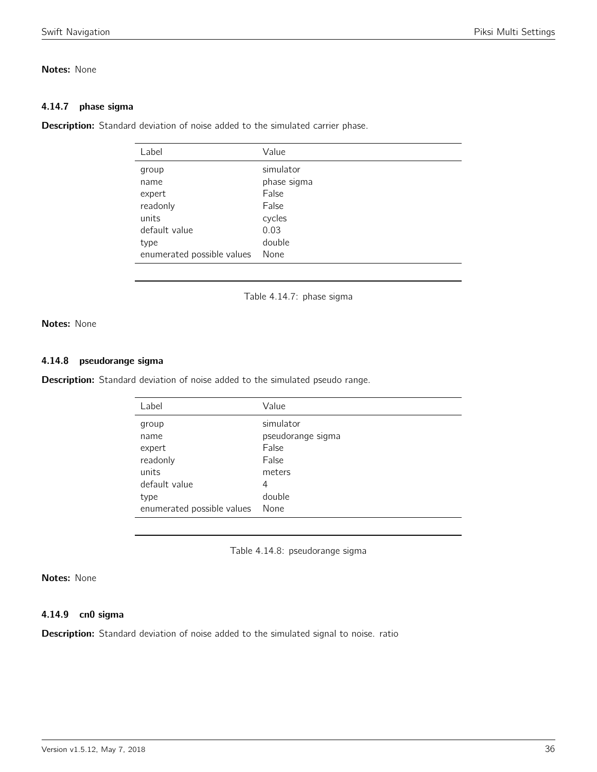**Notes:** None

### 4.14.7 phase sigma

**Description:** Standard deviation of noise added to the simulated carrier phase.

| Label | Value |
|---|---|
| group | simulator |
| name | phase sigma |
| expert | False |
| readonly | False |
| units | cycles |
| default value | 0.03 |
| type | double |
| enumerated possible values | None |

Table 4.14.7: phase sigma

**Notes:** None

### 4.14.8 pseudorange sigma

**Description:** Standard deviation of noise added to the simulated pseudo range.

| Label | Value |
|---|---|
| group | simulator |
| name | pseudorange sigma |
| expert | False |
| readonly | False |
| units | meters |
| default value | 4 |
| type | double |
| enumerated possible values | None |

Table 4.14.8: pseudorange sigma

**Notes:** None

### 4.14.9 cn0 sigma

**Description:** Standard deviation of noise added to the simulated signal to noise. ratio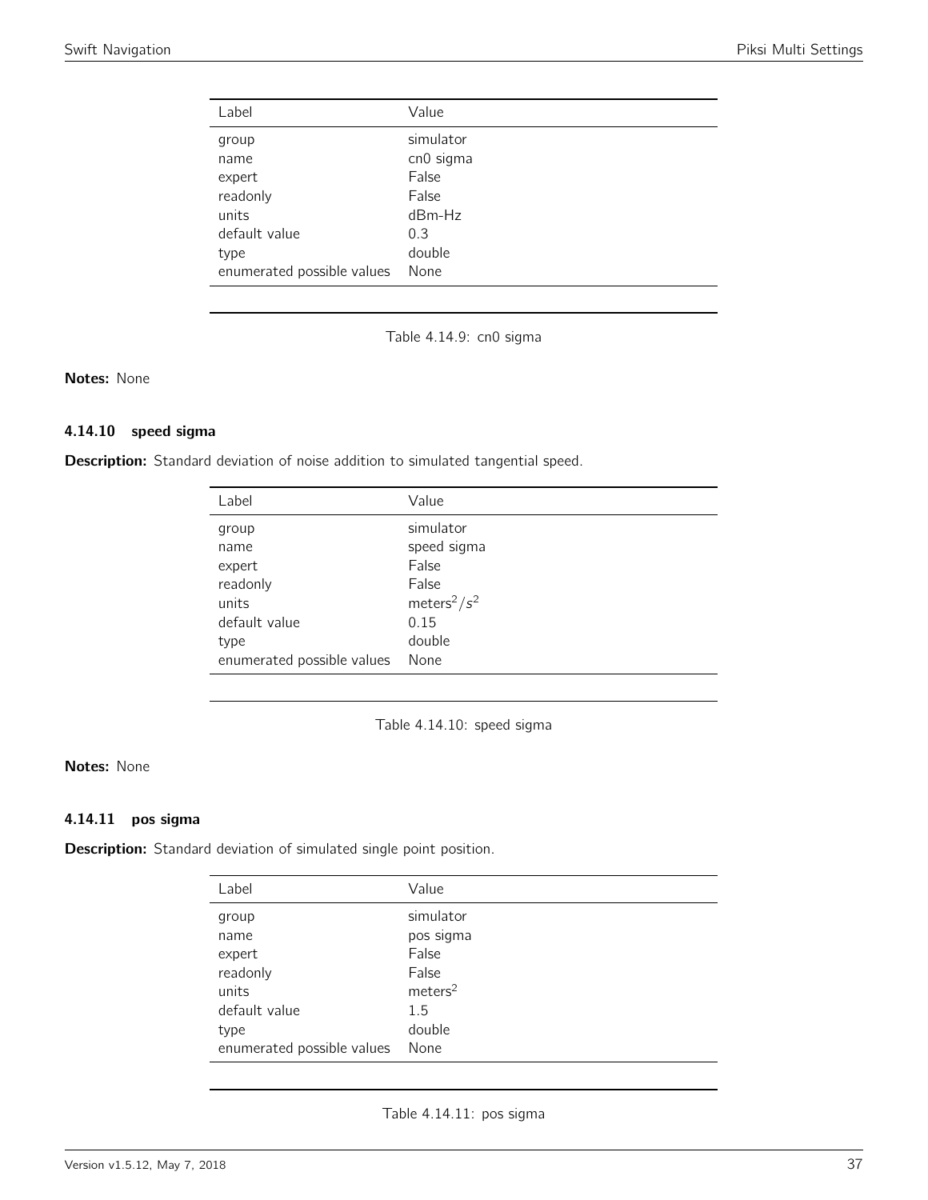| Label | Value |
|---|---|
| group | simulator |
| name | cn0 sigma |
| expert | False |
| readonly | False |
| units | dBm-Hz |
| default value | 0.3 |
| type | double |
| enumerated possible values | None |

Table 4.14.9: cn0 sigma

**Notes:** None

### 4.14.10 speed sigma

**Description:** Standard deviation of noise addition to simulated tangential speed.

| Label | Value |
|---|---|
| group | simulator |
| name | speed sigma |
| expert | False |
| readonly | False |
| units | $meters^2/s^2$ |
| default value | 0.15 |
| type | double |
| enumerated possible values | None |

Table 4.14.10: speed sigma

**Notes:** None

### 4.14.11 pos sigma

**Description:** Standard deviation of simulated single point position.

| Label | Value |
|---|---|
| group | simulator |
| name | pos sigma |
| expert | False |
| readonly | False |
| units | $meters^2$ |
| default value | 1.5 |
| type | double |
| enumerated possible values | None |

Table 4.14.11: pos sigma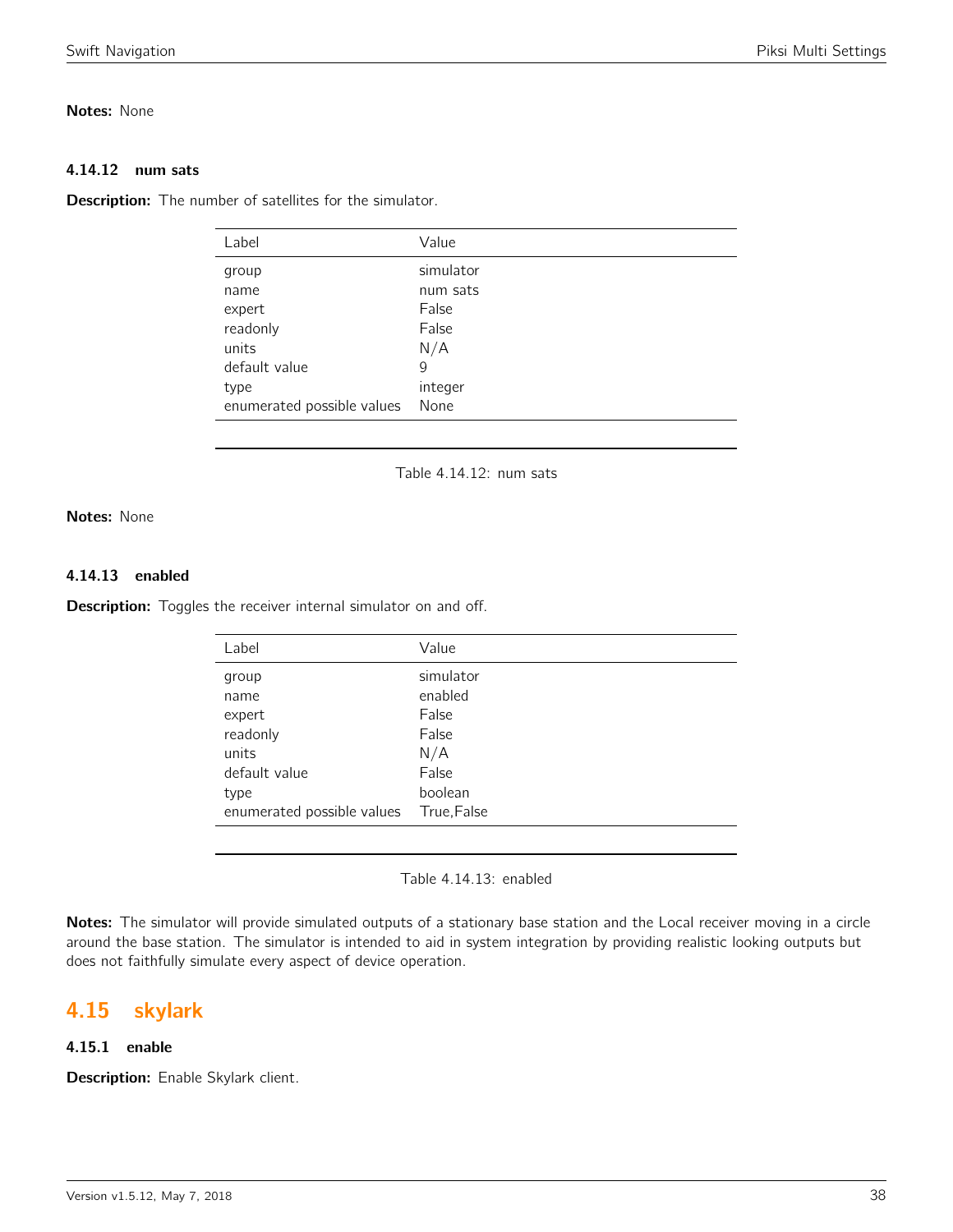**Notes:** None

#### 4.14.12 num sats

**Description:** The number of satellites for the simulator.

| Label | Value |
|---|---|
| group | simulator |
| name | num sats |
| expert | False |
| readonly | False |
| units | N/A |
| default value | 9 |
| type | integer |
| enumerated possible values | None |

Table 4.14.12: num sats

**Notes:** None

#### 4.14.13 enabled

**Description:** Toggles the receiver internal simulator on and off.

| Label | Value |
|---|---|
| group | simulator |
| name | enabled |
| expert | False |
| readonly | False |
| units | N/A |
| default value | False |
| type | boolean |
| enumerated possible values | True,False |

Table 4.14.13: enabled

**Notes:** The simulator will provide simulated outputs of a stationary base station and the Local receiver moving in a circle around the base station. The simulator is intended to aid in system integration by providing realistic looking outputs but does not faithfully simulate every aspect of device operation.

## 4.15 skylark

#### 4.15.1 enable

**Description:** Enable Skylark client.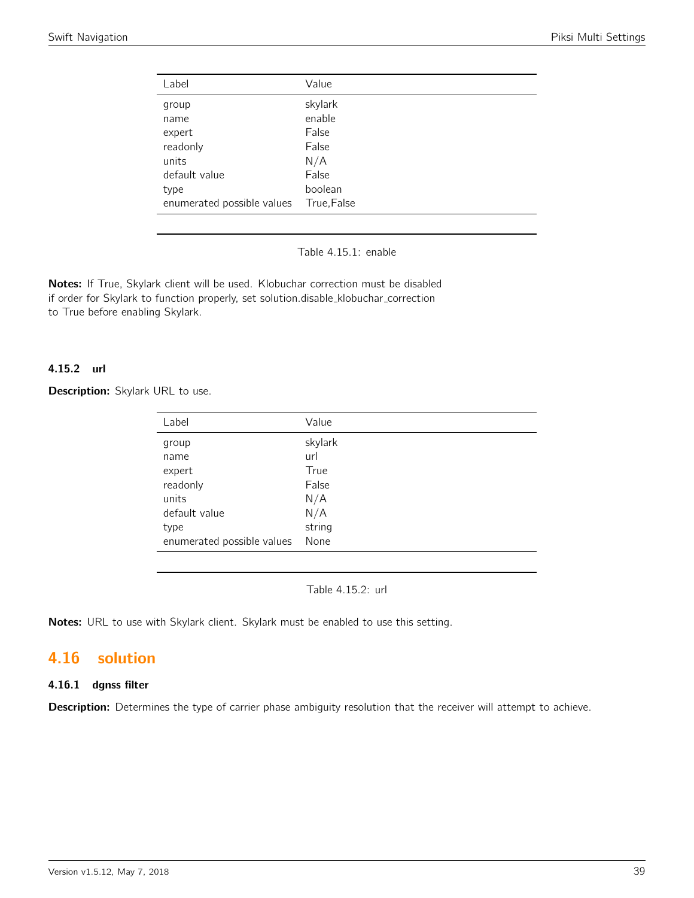| Label | Value |
|---|---|
| group | skylark |
| name | enable |
| expert | False |
| readonly | False |
| units | N/A |
| default value | False |
| type | boolean |
| enumerated possible values | True,False |

Table 4.15.1: enable

**Notes:** If True, Skylark client will be used. Klobuchar correction must be disabled if order for Skylark to function properly, set solution.disable_klobuchar_correction to True before enabling Skylark.

### 4.15.2 url

**Description:** Skylark URL to use.

| Label | Value |
|---|---|
| group | skylark |
| name | url |
| expert | True |
| readonly | False |
| units | N/A |
| default value | N/A |
| type | string |
| enumerated possible values | None |

Table 4.15.2: url

**Notes:** URL to use with Skylark client. Skylark must be enabled to use this setting.

## 4.16 solution

### 4.16.1 dgnss filter

**Description:** Determines the type of carrier phase ambiguity resolution that the receiver will attempt to achieve.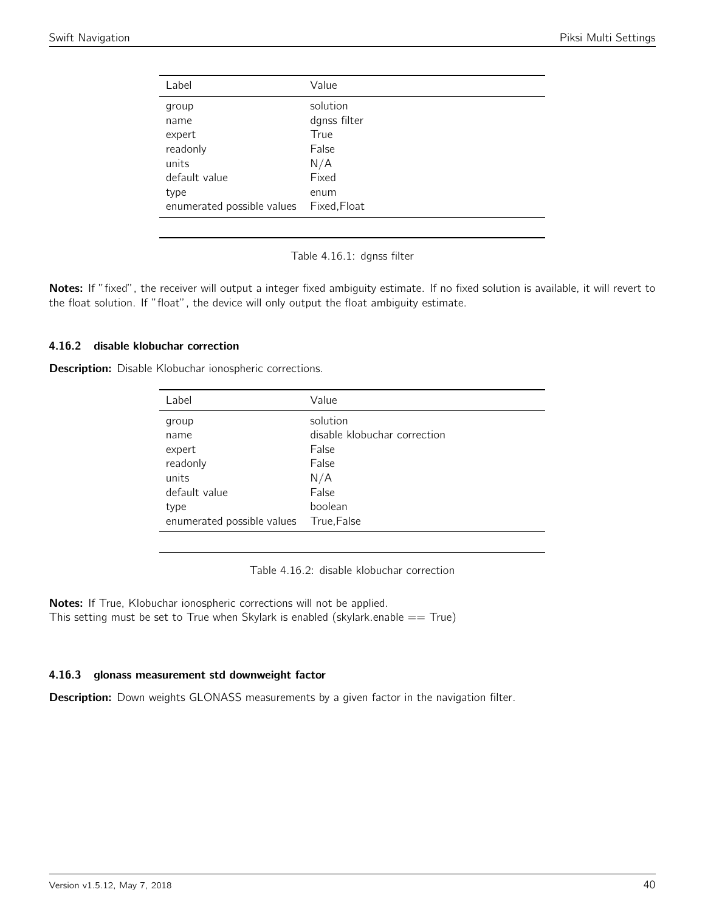| Label | Value |
|---|---|
| group | solution |
| name | dgnss filter |
| expert | True |
| readonly | False |
| units | N/A |
| default value | Fixed |
| type | enum |
| enumerated possible values | Fixed,Float |

Table 4.16.1: dgnss filter

**Notes:** If "fixed", the receiver will output a integer fixed ambiguity estimate. If no fixed solution is available, it will revert to the float solution. If "float", the device will only output the float ambiguity estimate.

#### 4.16.2 disable klobuchar correction

**Description:** Disable Klobuchar ionospheric corrections.

| Label | Value |
|---|---|
| group | solution |
| name | disable klobuchar correction |
| expert | False |
| readonly | False |
| units | N/A |
| default value | False |
| type | boolean |
| enumerated possible values | True,False |

Table 4.16.2: disable klobuchar correction

**Notes:** If True, Klobuchar ionospheric corrections will not be applied.
This setting must be set to True when Skylark is enabled (skylark.enable == True)

#### 4.16.3 glonass measurement std downweight factor

**Description:** Down weights GLONASS measurements by a given factor in the navigation filter.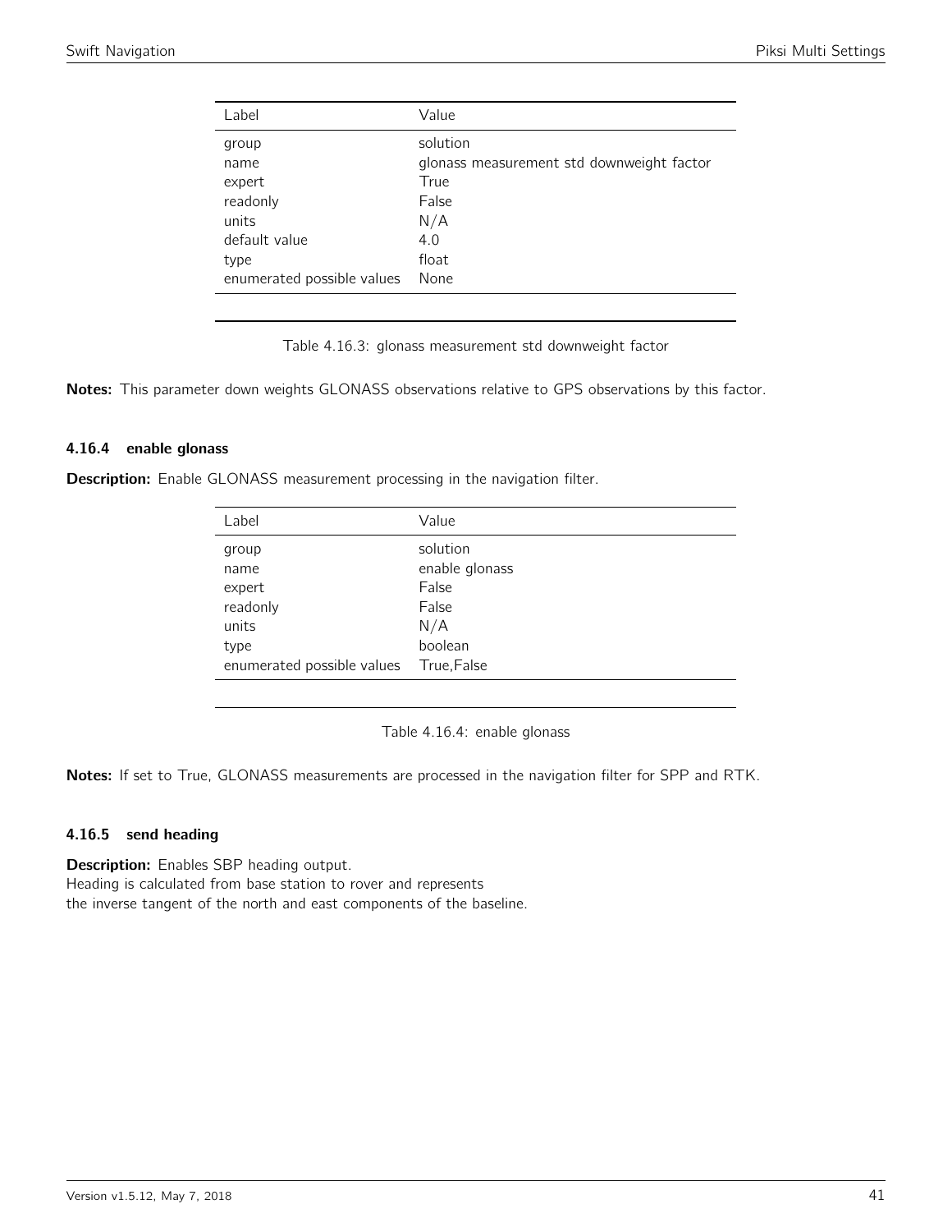| Label | Value |
|---|---|
| group | solution |
| name | glonass measurement std downweight factor |
| expert | True |
| readonly | False |
| units | N/A |
| default value | 4.0 |
| type | float |
| enumerated possible values | None |

Table 4.16.3: glonass measurement std downweight factor

**Notes:** This parameter down weights GLONASS observations relative to GPS observations by this factor.

### 4.16.4 enable glonass

**Description:** Enable GLONASS measurement processing in the navigation filter.

| Label | Value |
|---|---|
| group | solution |
| name | enable glonass |
| expert | False |
| readonly | False |
| units | N/A |
| type | boolean |
| enumerated possible values | True,False |

Table 4.16.4: enable glonass

**Notes:** If set to True, GLONASS measurements are processed in the navigation filter for SPP and RTK.

### 4.16.5 send heading

**Description:** Enables SBP heading output.
Heading is calculated from base station to rover and represents
the inverse tangent of the north and east components of the baseline.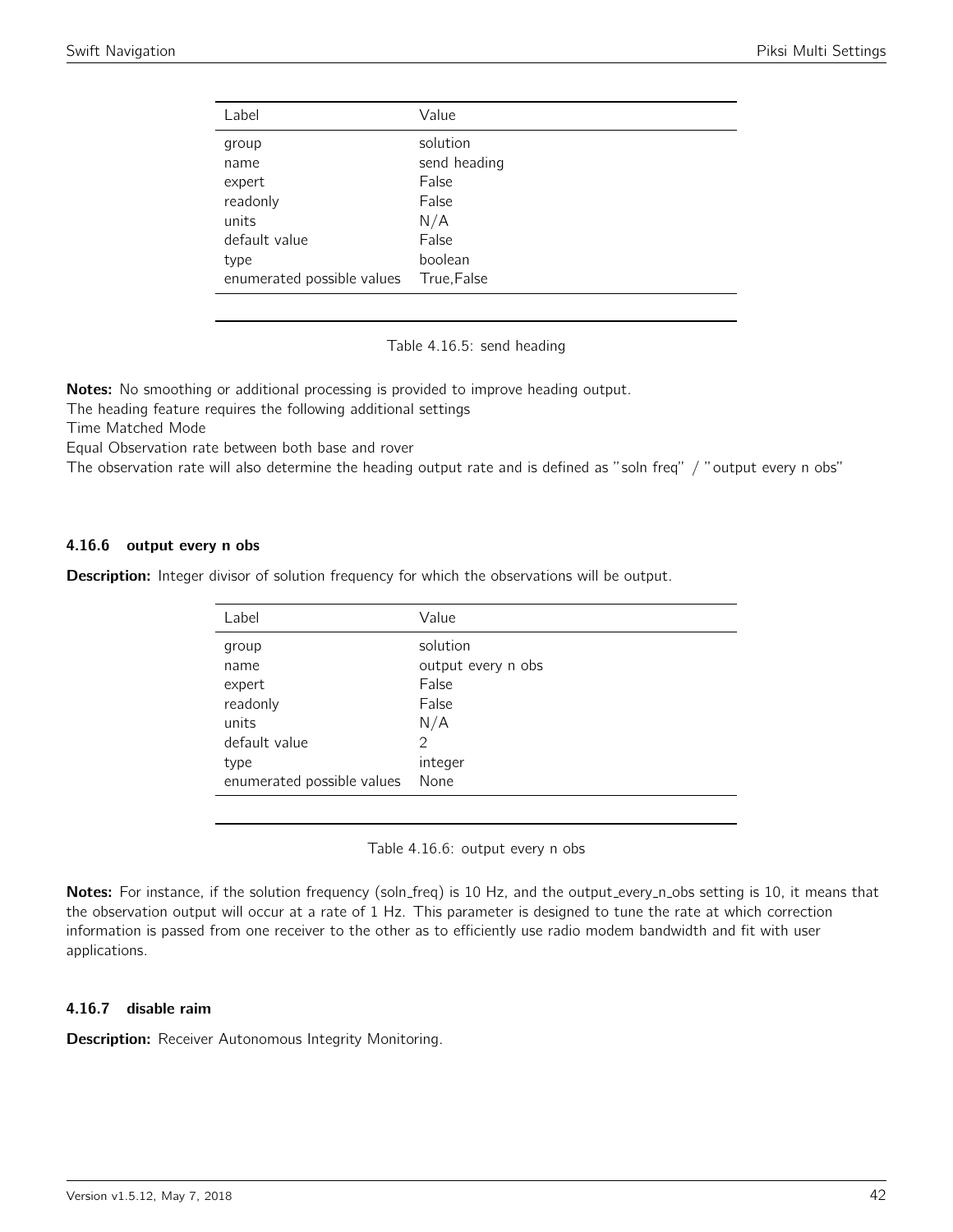| Label | Value |
| --- | --- |
| group | solution |
| name | send heading |
| expert | False |
| readonly | False |
| units | N/A |
| default value | False |
| type | boolean |
| enumerated possible values | True,False |

Table 4.16.5: send heading

**Notes:** No smoothing or additional processing is provided to improve heading output.
The heading feature requires the following additional settings
Time Matched Mode
Equal Observation rate between both base and rover
The observation rate will also determine the heading output rate and is defined as "soln freq" / "output every n obs"

### 4.16.6 output every n obs

**Description:** Integer divisor of solution frequency for which the observations will be output.

| Label | Value |
| --- | --- |
| group | solution |
| name | output every n obs |
| expert | False |
| readonly | False |
| units | N/A |
| default value | 2 |
| type | integer |
| enumerated possible values | None |

Table 4.16.6: output every n obs

**Notes:** For instance, if the solution frequency (soln_freq) is 10 Hz, and the output_every_n_obs setting is 10, it means that the observation output will occur at a rate of 1 Hz. This parameter is designed to tune the rate at which correction information is passed from one receiver to the other as to efficiently use radio modem bandwidth and fit with user applications.

### 4.16.7 disable raim

**Description:** Receiver Autonomous Integrity Monitoring.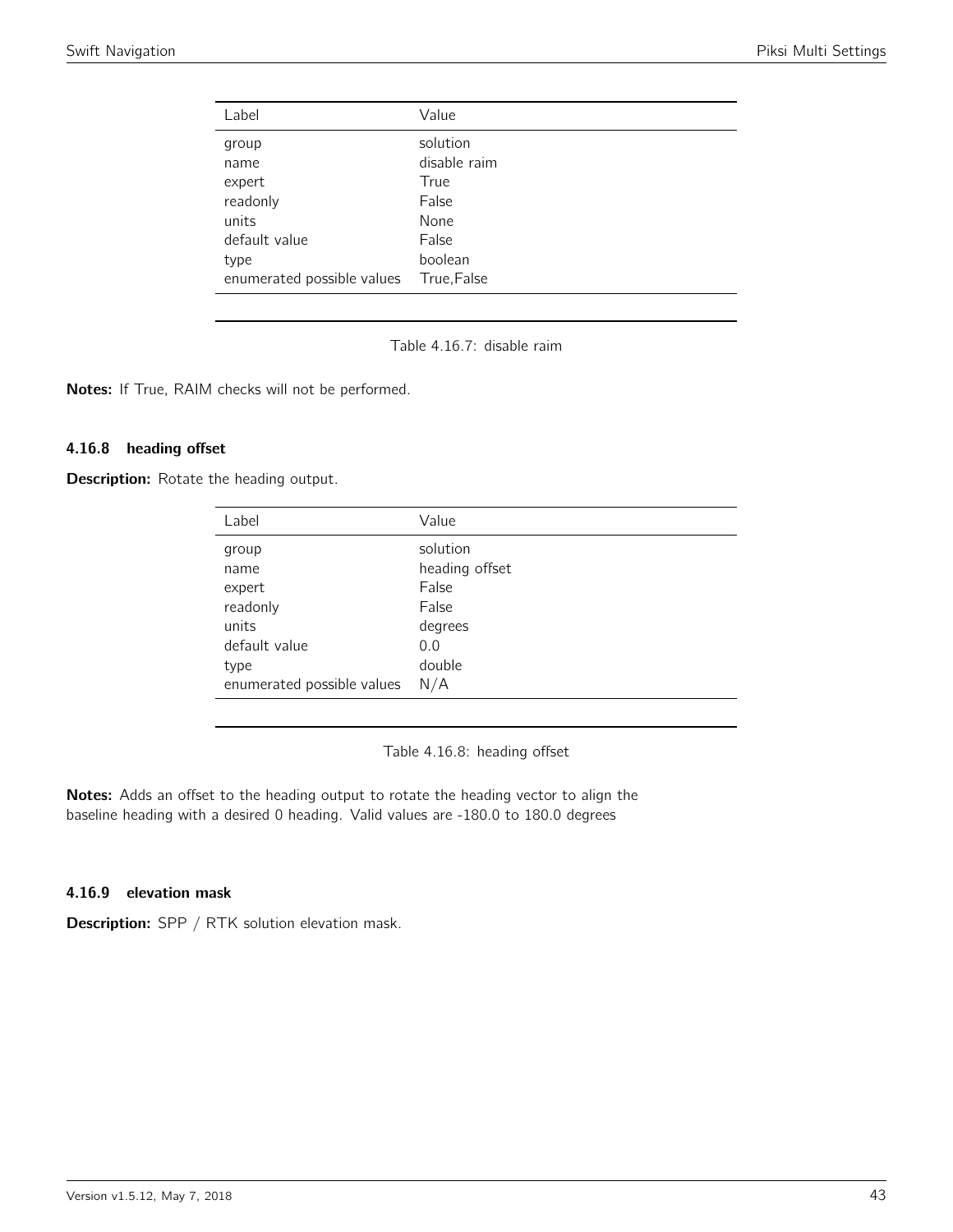| Label | Value |
|---|---|
| group | solution |
| name | disable raim |
| expert | True |
| readonly | False |
| units | None |
| default value | False |
| type | boolean |
| enumerated possible values | True,False |

Table 4.16.7: disable raim

**Notes:** If True, RAIM checks will not be performed.

### 4.16.8 heading offset

**Description:** Rotate the heading output.

| Label | Value |
|---|---|
| group | solution |
| name | heading offset |
| expert | False |
| readonly | False |
| units | degrees |
| default value | 0.0 |
| type | double |
| enumerated possible values | N/A |

Table 4.16.8: heading offset

**Notes:** Adds an offset to the heading output to rotate the heading vector to align the baseline heading with a desired 0 heading. Valid values are -180.0 to 180.0 degrees

### 4.16.9 elevation mask

**Description:** SPP / RTK solution elevation mask.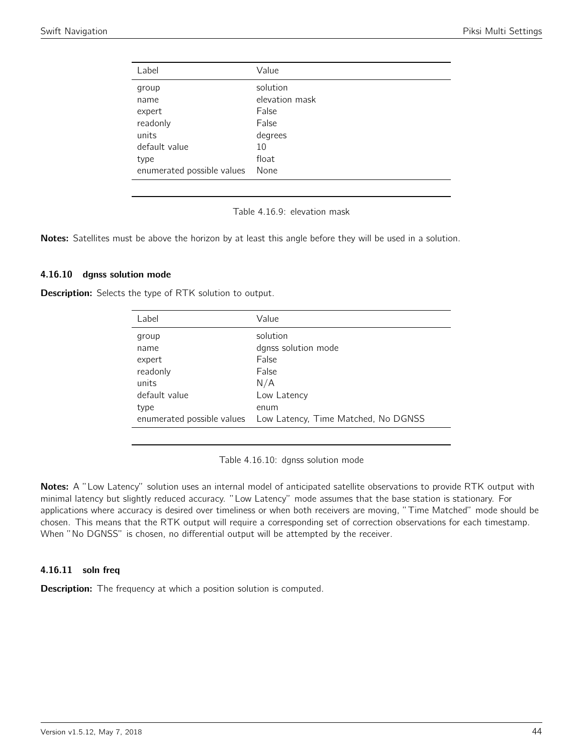| Label | Value |
| --- | --- |
| group | solution |
| name | elevation mask |
| expert | False |
| readonly | False |
| units | degrees |
| default value | 10 |
| type | float |
| enumerated possible values | None |

Table 4.16.9: elevation mask

**Notes:** Satellites must be above the horizon by at least this angle before they will be used in a solution.

### 4.16.10 dgnss solution mode

**Description:** Selects the type of RTK solution to output.

| Label | Value |
| --- | --- |
| group | solution |
| name | dgnss solution mode |
| expert | False |
| readonly | False |
| units | N/A |
| default value | Low Latency |
| type | enum |
| enumerated possible values | Low Latency, Time Matched, No DGNSS |

Table 4.16.10: dgnss solution mode

**Notes:** A "Low Latency" solution uses an internal model of anticipated satellite observations to provide RTK output with minimal latency but slightly reduced accuracy. "Low Latency" mode assumes that the base station is stationary. For applications where accuracy is desired over timeliness or when both receivers are moving, "Time Matched" mode should be chosen. This means that the RTK output will require a corresponding set of correction observations for each timestamp. When "No DGNSS" is chosen, no differential output will be attempted by the receiver.

### 4.16.11 soln freq

**Description:** The frequency at which a position solution is computed.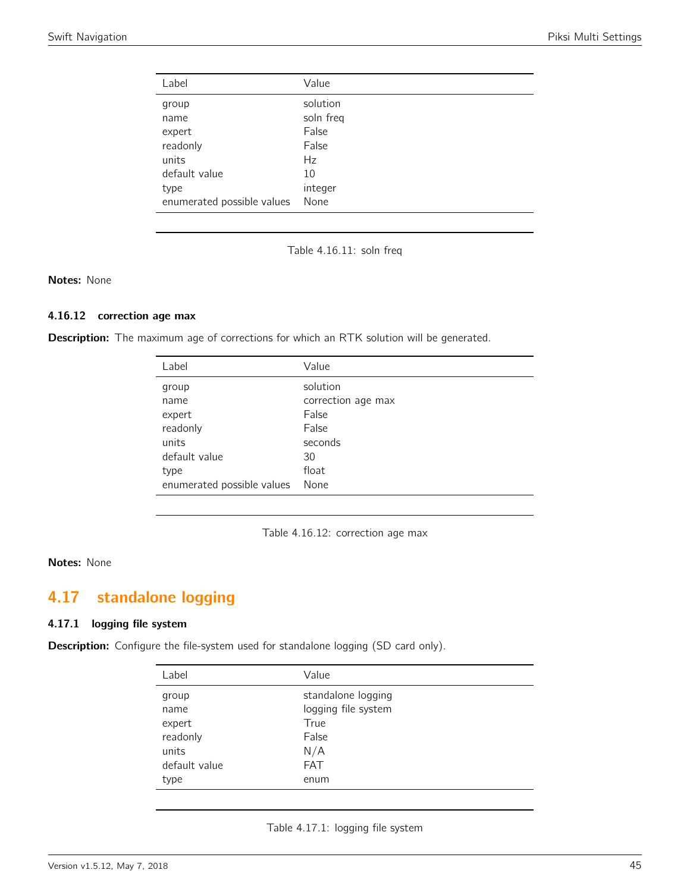| Label | Value |
|---|---|
| group | solution |
| name | soln freq |
| expert | False |
| readonly | False |
| units | Hz |
| default value | 10 |
| type | integer |
| enumerated possible values | None |

Table 4.16.11: soln freq

**Notes:** None

#### 4.16.12 correction age max

**Description:** The maximum age of corrections for which an RTK solution will be generated.

| Label | Value |
|---|---|
| group | solution |
| name | correction age max |
| expert | False |
| readonly | False |
| units | seconds |
| default value | 30 |
| type | float |
| enumerated possible values | None |

Table 4.16.12: correction age max

**Notes:** None

## 4.17 standalone logging

#### 4.17.1 logging file system

**Description:** Configure the file-system used for standalone logging (SD card only).

| Label | Value |
|---|---|
| group | standalone logging |
| name | logging file system |
| expert | True |
| readonly | False |
| units | N/A |
| default value | FAT |
| type | enum |

Table 4.17.1: logging file system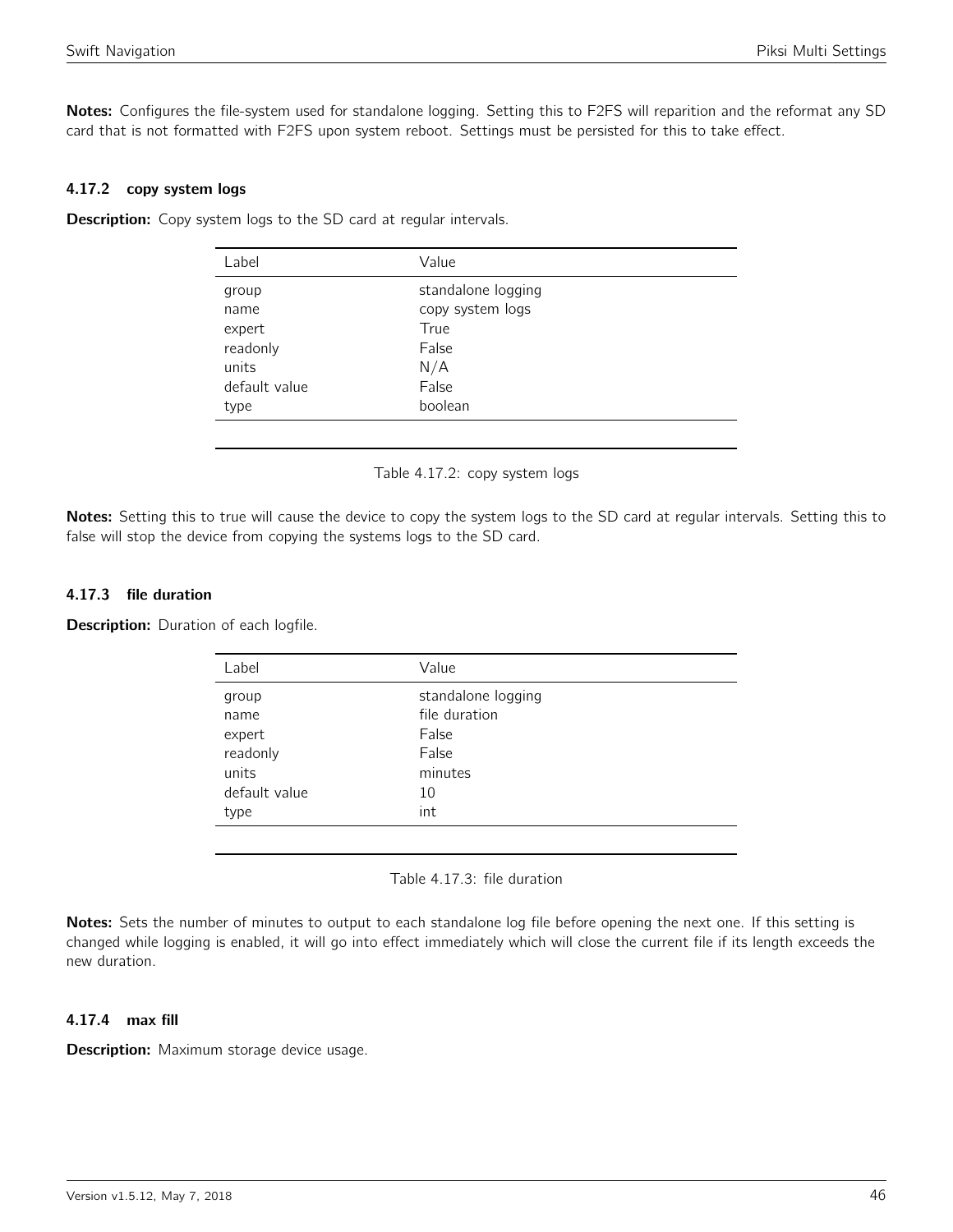**Notes:** Configures the file-system used for standalone logging. Setting this to F2FS will reparition and the reformat any SD card that is not formatted with F2FS upon system reboot. Settings must be persisted for this to take effect.

### 4.17.2 copy system logs

**Description:** Copy system logs to the SD card at regular intervals.

| Label | Value |
|---|---|
| group | standalone logging |
| name | copy system logs |
| expert | True |
| readonly | False |
| units | N/A |
| default value | False |
| type | boolean |

Table 4.17.2: copy system logs

**Notes:** Setting this to true will cause the device to copy the system logs to the SD card at regular intervals. Setting this to false will stop the device from copying the systems logs to the SD card.

### 4.17.3 file duration

**Description:** Duration of each logfile.

| Label | Value |
|---|---|
| group | standalone logging |
| name | file duration |
| expert | False |
| readonly | False |
| units | minutes |
| default value | 10 |
| type | int |

Table 4.17.3: file duration

**Notes:** Sets the number of minutes to output to each standalone log file before opening the next one. If this setting is changed while logging is enabled, it will go into effect immediately which will close the current file if its length exceeds the new duration.

### 4.17.4 max fill

**Description:** Maximum storage device usage.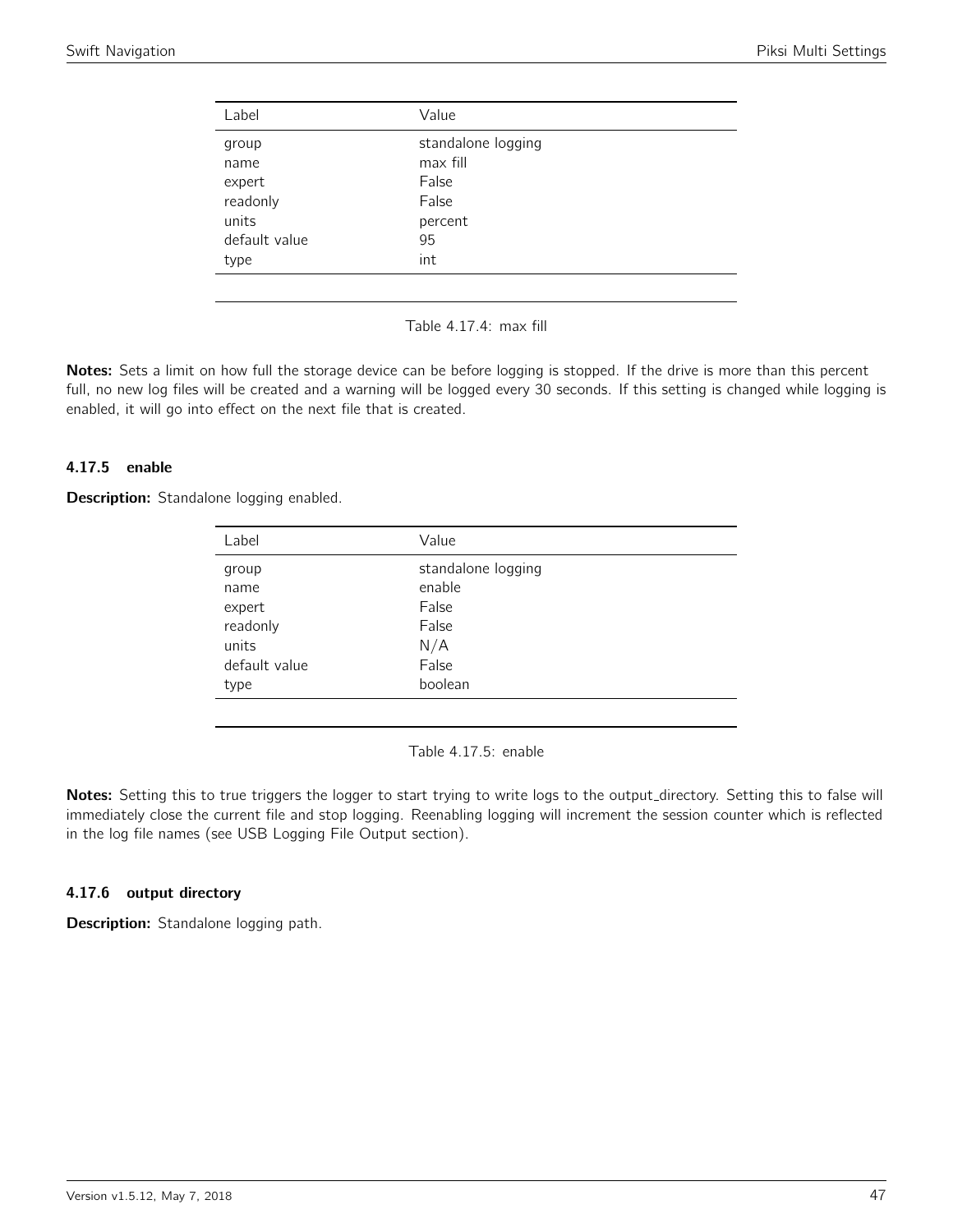| Label | Value |
| --- | --- |
| group | standalone logging |
| name | max fill |
| expert | False |
| readonly | False |
| units | percent |
| default value | 95 |
| type | int |

Table 4.17.4: max fill

**Notes:** Sets a limit on how full the storage device can be before logging is stopped. If the drive is more than this percent full, no new log files will be created and a warning will be logged every 30 seconds. If this setting is changed while logging is enabled, it will go into effect on the next file that is created.

#### 4.17.5 enable

**Description:** Standalone logging enabled.

| Label | Value |
| --- | --- |
| group | standalone logging |
| name | enable |
| expert | False |
| readonly | False |
| units | N/A |
| default value | False |
| type | boolean |

Table 4.17.5: enable

**Notes:** Setting this to true triggers the logger to start trying to write logs to the output_directory. Setting this to false will immediately close the current file and stop logging. Reenabling logging will increment the session counter which is reflected in the log file names (see USB Logging File Output section).

#### 4.17.6 output directory

**Description:** Standalone logging path.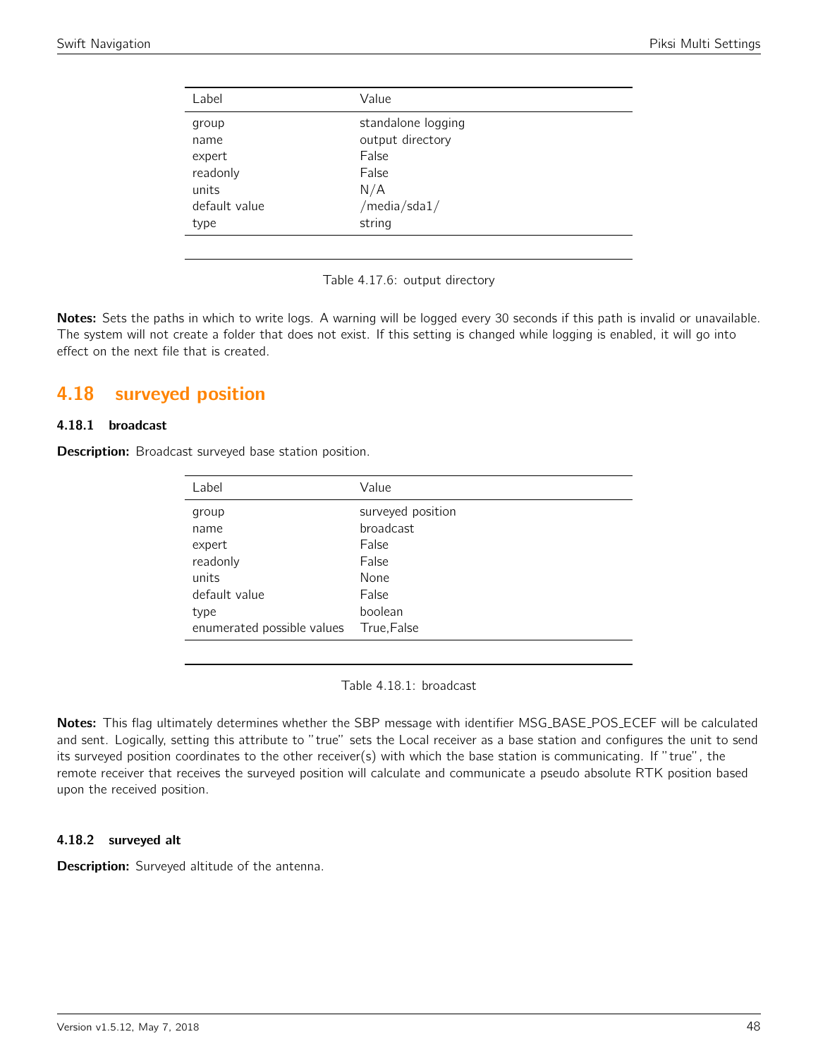| Label | Value |
|---|---|
| group | standalone logging |
| name | output directory |
| expert | False |
| readonly | False |
| units | N/A |
| default value | /media/sda1/ |
| type | string |

Table 4.17.6: output directory

**Notes:** Sets the paths in which to write logs. A warning will be logged every 30 seconds if this path is invalid or unavailable. The system will not create a folder that does not exist. If this setting is changed while logging is enabled, it will go into effect on the next file that is created.

## 4.18 surveyed position

### 4.18.1 broadcast

**Description:** Broadcast surveyed base station position.

| Label | Value |
|---|---|
| group | surveyed position |
| name | broadcast |
| expert | False |
| readonly | False |
| units | None |
| default value | False |
| type | boolean |
| enumerated possible values | True,False |

Table 4.18.1: broadcast

**Notes:** This flag ultimately determines whether the SBP message with identifier MSG_BASE_POS_ECEF will be calculated and sent. Logically, setting this attribute to "true" sets the Local receiver as a base station and configures the unit to send its surveyed position coordinates to the other receiver(s) with which the base station is communicating. If "true", the remote receiver that receives the surveyed position will calculate and communicate a pseudo absolute RTK position based upon the received position.

### 4.18.2 surveyed alt

**Description:** Surveyed altitude of the antenna.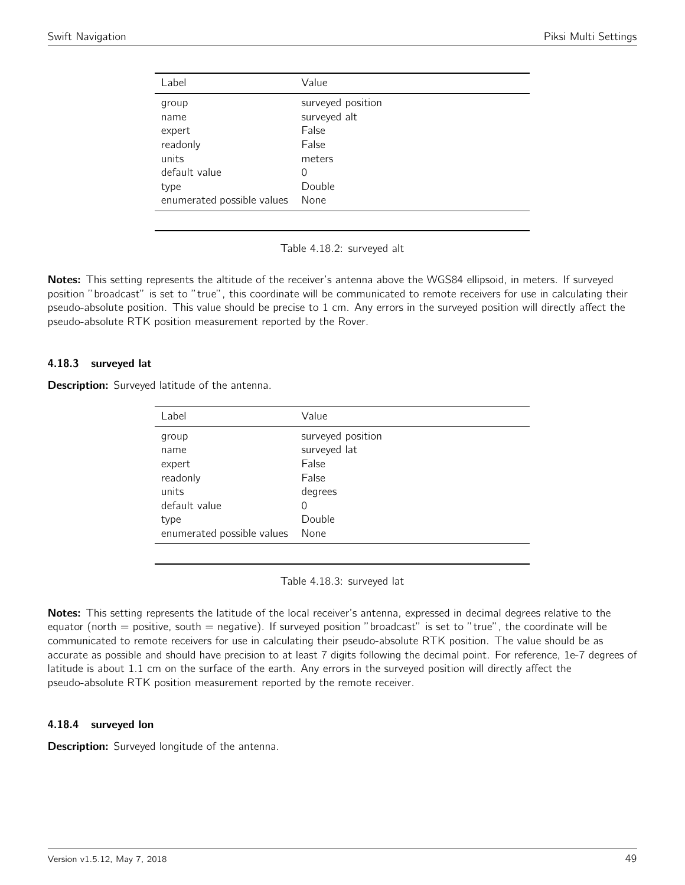| Label | Value |
|---|---|
| group | surveyed position |
| name | surveyed alt |
| expert | False |
| readonly | False |
| units | meters |
| default value | 0 |
| type | Double |
| enumerated possible values | None |

Table 4.18.2: surveyed alt

**Notes:** This setting represents the altitude of the receiver's antenna above the WGS84 ellipsoid, in meters. If surveyed position "broadcast" is set to "true", this coordinate will be communicated to remote receivers for use in calculating their pseudo-absolute position. This value should be precise to 1 cm. Any errors in the surveyed position will directly affect the pseudo-absolute RTK position measurement reported by the Rover.

### 4.18.3 surveyed lat

**Description:** Surveyed latitude of the antenna.

| Label | Value |
|---|---|
| group | surveyed position |
| name | surveyed lat |
| expert | False |
| readonly | False |
| units | degrees |
| default value | 0 |
| type | Double |
| enumerated possible values | None |

Table 4.18.3: surveyed lat

**Notes:** This setting represents the latitude of the local receiver's antenna, expressed in decimal degrees relative to the equator (north = positive, south = negative). If surveyed position "broadcast" is set to "true", the coordinate will be communicated to remote receivers for use in calculating their pseudo-absolute RTK position. The value should be as accurate as possible and should have precision to at least 7 digits following the decimal point. For reference, 1e-7 degrees of latitude is about 1.1 cm on the surface of the earth. Any errors in the surveyed position will directly affect the pseudo-absolute RTK position measurement reported by the remote receiver.

### 4.18.4 surveyed lon

**Description:** Surveyed longitude of the antenna.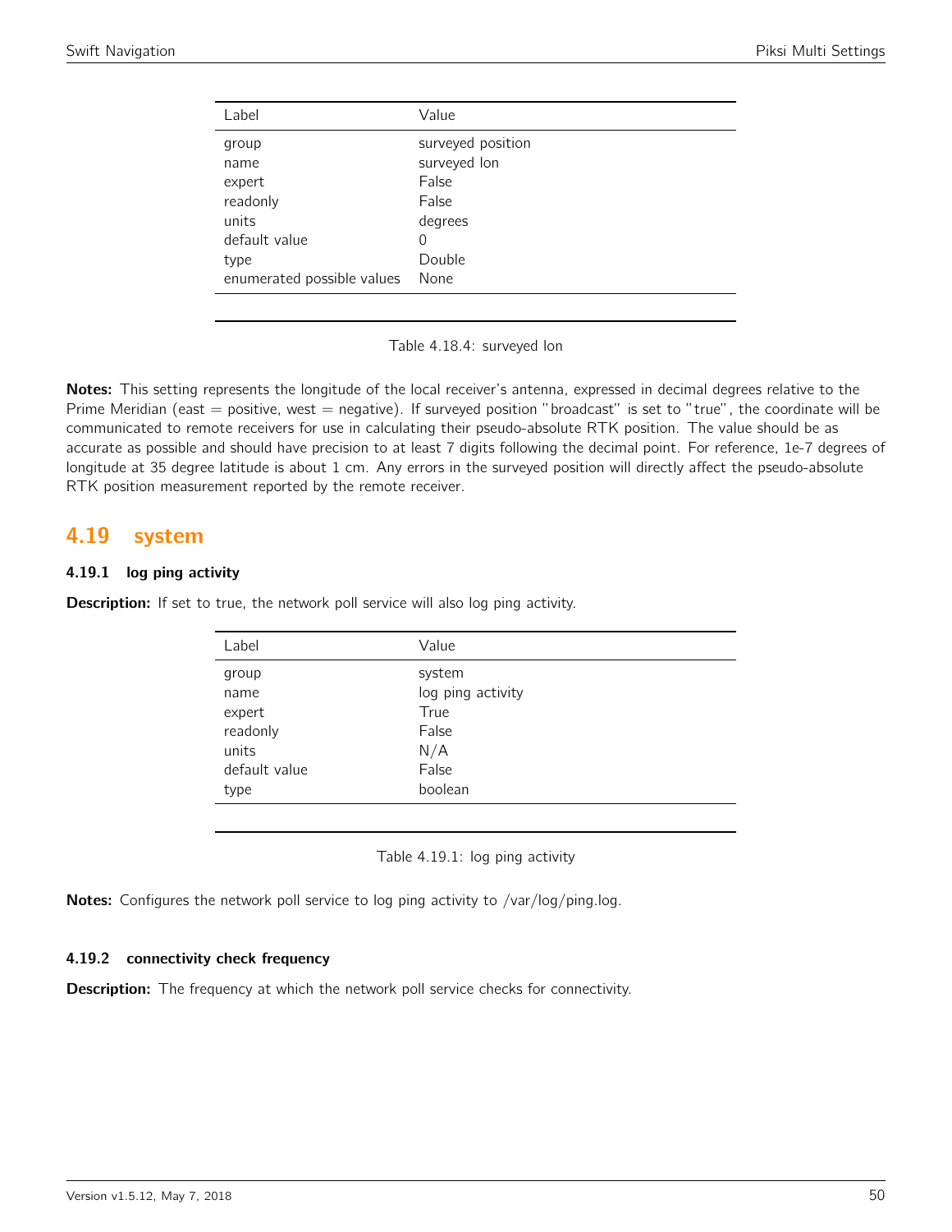| Label | Value |
| --- | --- |
| group | surveyed position |
| name | surveyed lon |
| expert | False |
| readonly | False |
| units | degrees |
| default value | 0 |
| type | Double |
| enumerated possible values | None |

Table 4.18.4: surveyed lon

**Notes:** This setting represents the longitude of the local receiver's antenna, expressed in decimal degrees relative to the Prime Meridian (east = positive, west = negative). If surveyed position "broadcast" is set to "true", the coordinate will be communicated to remote receivers for use in calculating their pseudo-absolute RTK position. The value should be as accurate as possible and should have precision to at least 7 digits following the decimal point. For reference, 1e-7 degrees of longitude at 35 degree latitude is about 1 cm. Any errors in the surveyed position will directly affect the pseudo-absolute RTK position measurement reported by the remote receiver.

## 4.19 system

### 4.19.1 log ping activity

**Description:** If set to true, the network poll service will also log ping activity.

| Label | Value |
| --- | --- |
| group | system |
| name | log ping activity |
| expert | True |
| readonly | False |
| units | N/A |
| default value | False |
| type | boolean |

Table 4.19.1: log ping activity

**Notes:** Configures the network poll service to log ping activity to /var/log/ping.log.

### 4.19.2 connectivity check frequency

**Description:** The frequency at which the network poll service checks for connectivity.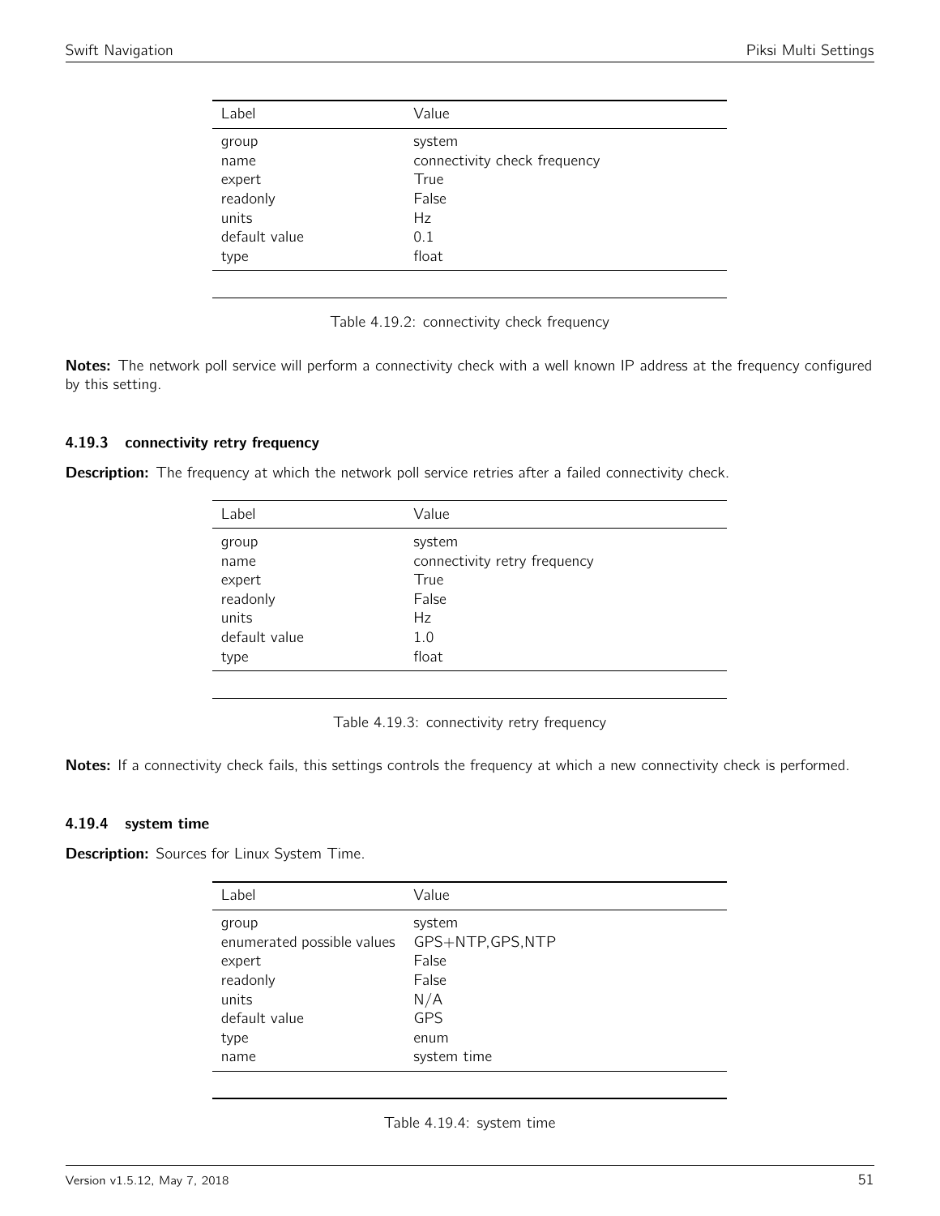| Label | Value |
|---|---|
| group | system |
| name | connectivity check frequency |
| expert | True |
| readonly | False |
| units | Hz |
| default value | 0.1 |
| type | float |

Table 4.19.2: connectivity check frequency

**Notes:** The network poll service will perform a connectivity check with a well known IP address at the frequency configured by this setting.

### 4.19.3 connectivity retry frequency

**Description:** The frequency at which the network poll service retries after a failed connectivity check.

| Label | Value |
|---|---|
| group | system |
| name | connectivity retry frequency |
| expert | True |
| readonly | False |
| units | Hz |
| default value | 1.0 |
| type | float |

Table 4.19.3: connectivity retry frequency

**Notes:** If a connectivity check fails, this settings controls the frequency at which a new connectivity check is performed.

### 4.19.4 system time

**Description:** Sources for Linux System Time.

| Label | Value |
|---|---|
| group | system |
| enumerated possible values | GPS+NTP,GPS,NTP |
| expert | False |
| readonly | False |
| units | N/A |
| default value | GPS |
| type | enum |
| name | system time |

Table 4.19.4: system time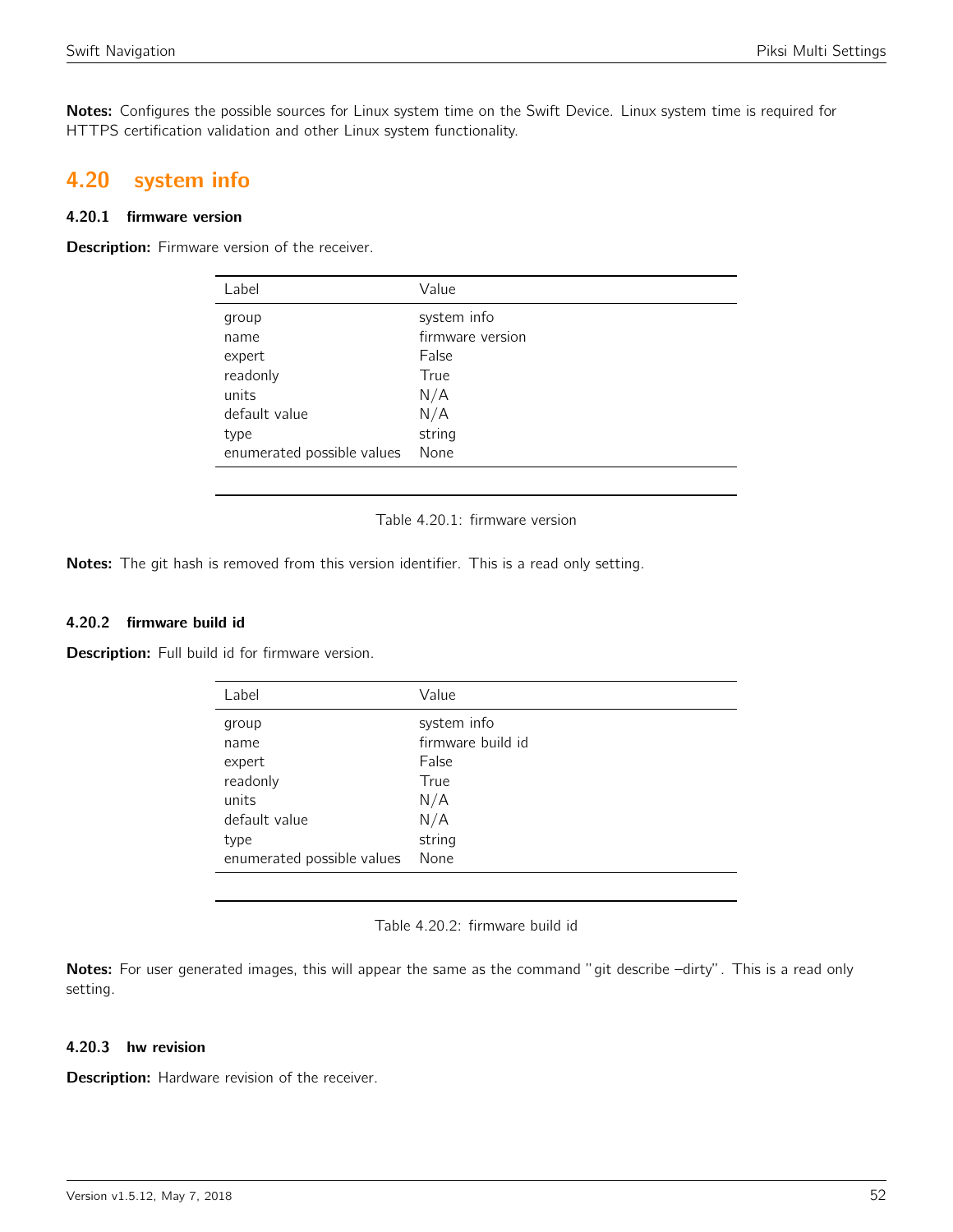**Notes:** Configures the possible sources for Linux system time on the Swift Device. Linux system time is required for HTTPS certification validation and other Linux system functionality.

## 4.20 system info

### 4.20.1 firmware version

**Description:** Firmware version of the receiver.

| Label | Value |
|---|---|
| group | system info |
| name | firmware version |
| expert | False |
| readonly | True |
| units | N/A |
| default value | N/A |
| type | string |
| enumerated possible values | None |

Table 4.20.1: firmware version

**Notes:** The git hash is removed from this version identifier. This is a read only setting.

### 4.20.2 firmware build id

**Description:** Full build id for firmware version.

| Label | Value |
|---|---|
| group | system info |
| name | firmware build id |
| expert | False |
| readonly | True |
| units | N/A |
| default value | N/A |
| type | string |
| enumerated possible values | None |

Table 4.20.2: firmware build id

**Notes:** For user generated images, this will appear the same as the command "git describe –dirty". This is a read only setting.

### 4.20.3 hw revision

**Description:** Hardware revision of the receiver.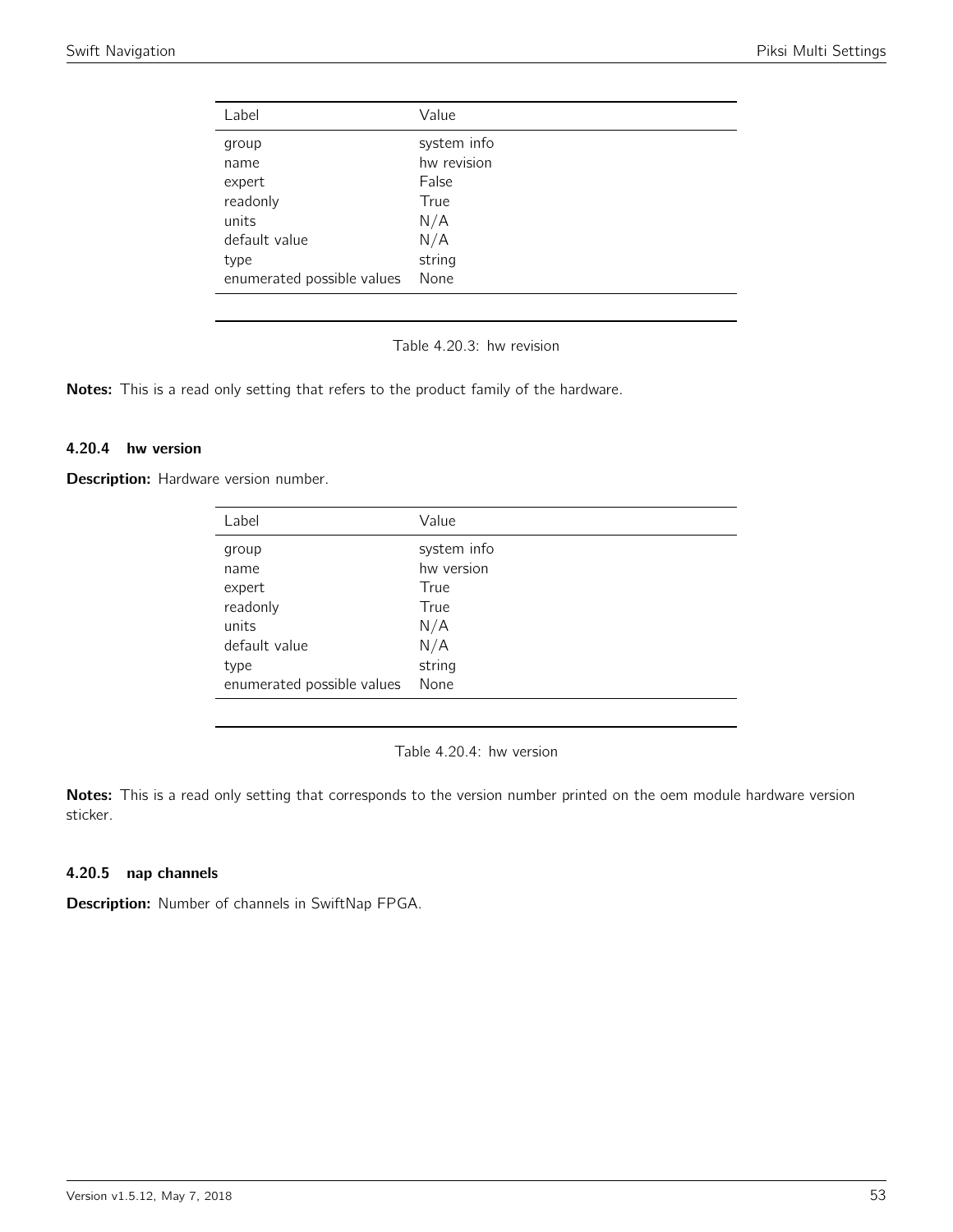| Label | Value |
|---|---|
| group | system info |
| name | hw revision |
| expert | False |
| readonly | True |
| units | N/A |
| default value | N/A |
| type | string |
| enumerated possible values | None |

Table 4.20.3: hw revision

**Notes:** This is a read only setting that refers to the product family of the hardware.

### 4.20.4 hw version

**Description:** Hardware version number.

| Label | Value |
|---|---|
| group | system info |
| name | hw version |
| expert | True |
| readonly | True |
| units | N/A |
| default value | N/A |
| type | string |
| enumerated possible values | None |

Table 4.20.4: hw version

**Notes:** This is a read only setting that corresponds to the version number printed on the oem module hardware version sticker.

### 4.20.5 nap channels

**Description:** Number of channels in SwiftNap FPGA.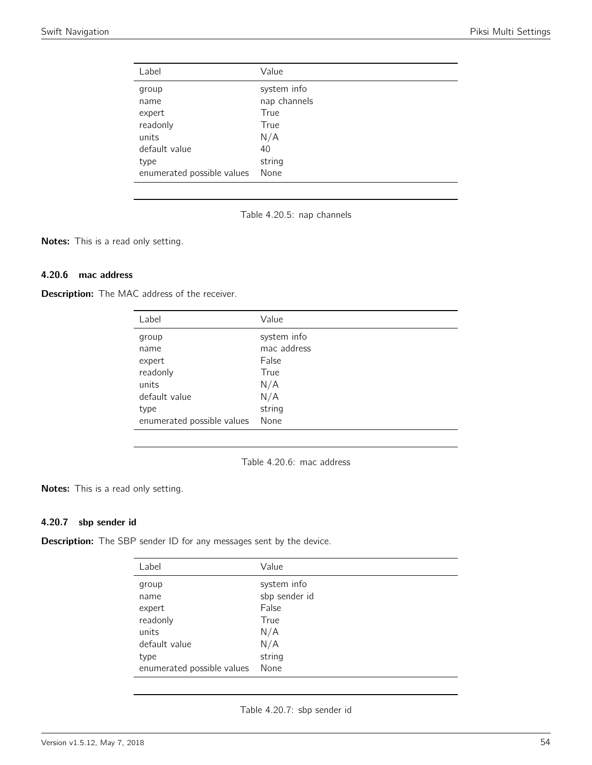| Label | Value |
|---|---|
| group | system info |
| name | nap channels |
| expert | True |
| readonly | True |
| units | N/A |
| default value | 40 |
| type | string |
| enumerated possible values | None |

Table 4.20.5: nap channels

**Notes:** This is a read only setting.

#### 4.20.6 mac address

**Description:** The MAC address of the receiver.

| Label | Value |
|---|---|
| group | system info |
| name | mac address |
| expert | False |
| readonly | True |
| units | N/A |
| default value | N/A |
| type | string |
| enumerated possible values | None |

Table 4.20.6: mac address

**Notes:** This is a read only setting.

#### 4.20.7 sbp sender id

**Description:** The SBP sender ID for any messages sent by the device.

| Label | Value |
|---|---|
| group | system info |
| name | sbp sender id |
| expert | False |
| readonly | True |
| units | N/A |
| default value | N/A |
| type | string |
| enumerated possible values | None |

Table 4.20.7: sbp sender id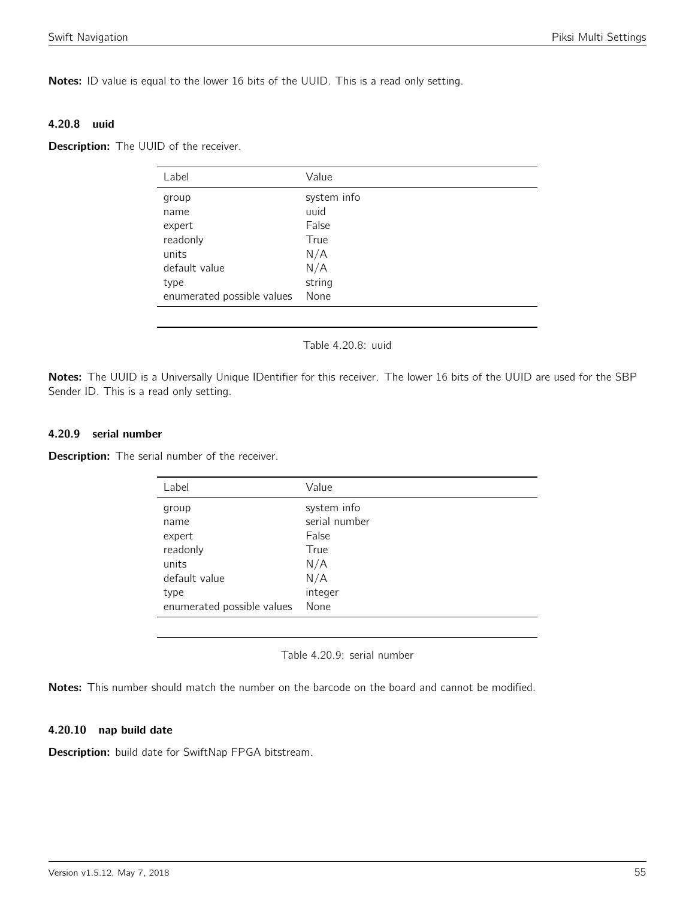**Notes:** ID value is equal to the lower 16 bits of the UUID. This is a read only setting.

#### 4.20.8 uuid

**Description:** The UUID of the receiver.

| Label | Value |
|---|---|
| group | system info |
| name | uuid |
| expert | False |
| readonly | True |
| units | N/A |
| default value | N/A |
| type | string |
| enumerated possible values | None |

Table 4.20.8: uuid

**Notes:** The UUID is a Universally Unique IDentifier for this receiver. The lower 16 bits of the UUID are used for the SBP Sender ID. This is a read only setting.

#### 4.20.9 serial number

**Description:** The serial number of the receiver.

| Label | Value |
|---|---|
| group | system info |
| name | serial number |
| expert | False |
| readonly | True |
| units | N/A |
| default value | N/A |
| type | integer |
| enumerated possible values | None |

Table 4.20.9: serial number

**Notes:** This number should match the number on the barcode on the board and cannot be modified.

#### 4.20.10 nap build date

**Description:** build date for SwiftNap FPGA bitstream.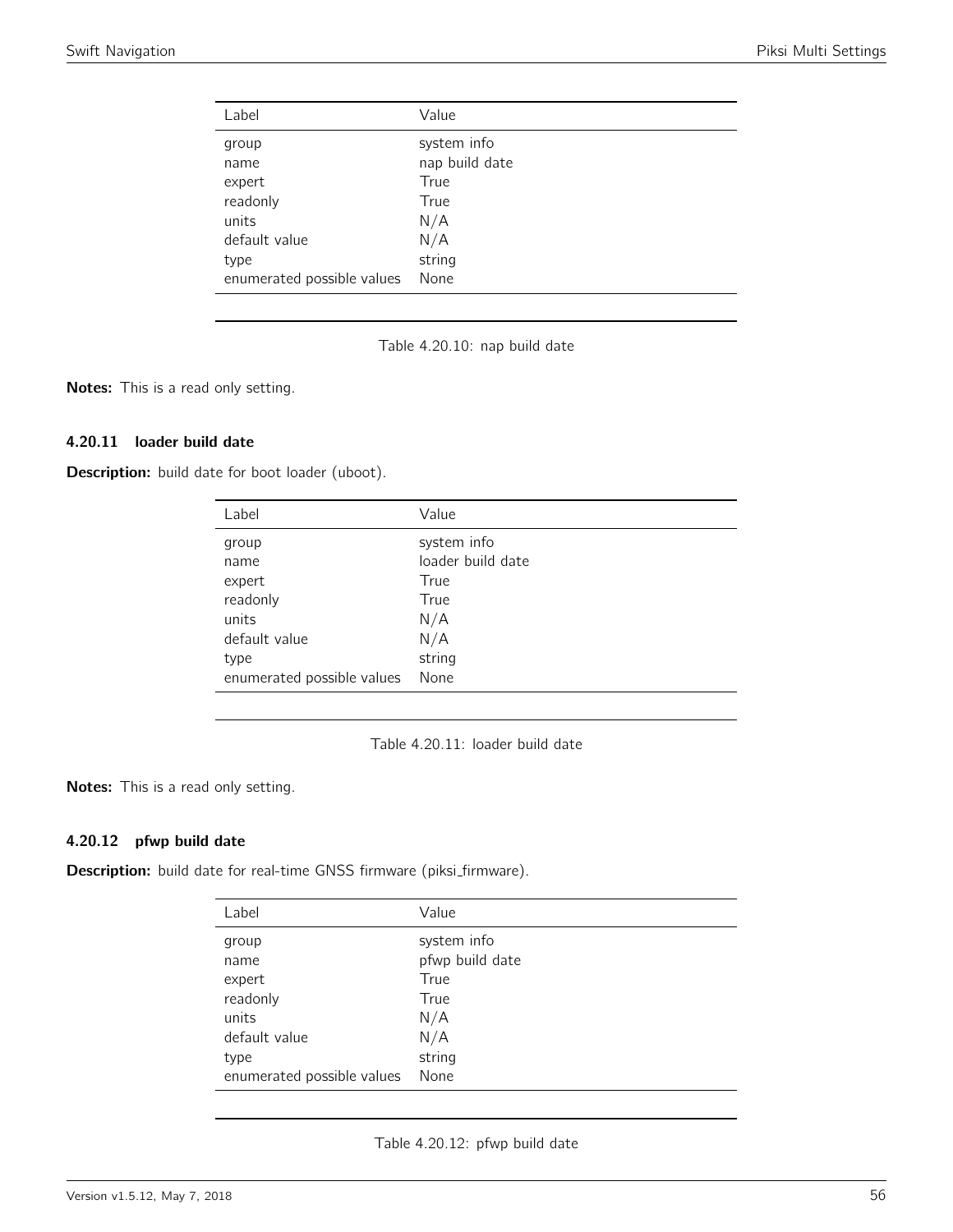| Label | Value |
|---|---|
| group | system info |
| name | nap build date |
| expert | True |
| readonly | True |
| units | N/A |
| default value | N/A |
| type | string |
| enumerated possible values | None |

Table 4.20.10: nap build date

**Notes:** This is a read only setting.

### 4.20.11 loader build date

**Description:** build date for boot loader (uboot).

| Label | Value |
|---|---|
| group | system info |
| name | loader build date |
| expert | True |
| readonly | True |
| units | N/A |
| default value | N/A |
| type | string |
| enumerated possible values | None |

Table 4.20.11: loader build date

**Notes:** This is a read only setting.

### 4.20.12 pfwp build date

**Description:** build date for real-time GNSS firmware (piksi_firmware).

| Label | Value |
|---|---|
| group | system info |
| name | pfwp build date |
| expert | True |
| readonly | True |
| units | N/A |
| default value | N/A |
| type | string |
| enumerated possible values | None |

Table 4.20.12: pfwp build date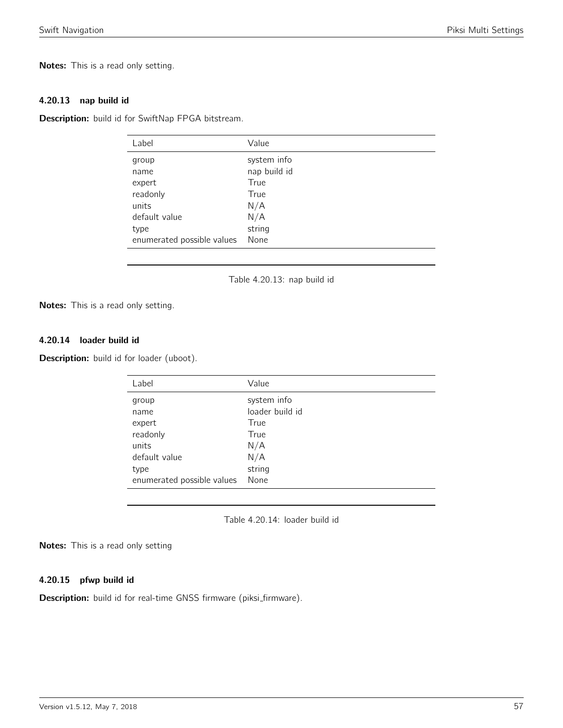**Notes:** This is a read only setting.

### 4.20.13 nap build id

**Description:** build id for SwiftNap FPGA bitstream.

| Label | Value |
|---|---|
| group | system info |
| name | nap build id |
| expert | True |
| readonly | True |
| units | N/A |
| default value | N/A |
| type | string |
| enumerated possible values | None |

Table 4.20.13: nap build id

**Notes:** This is a read only setting.

### 4.20.14 loader build id

**Description:** build id for loader (uboot).

| Label | Value |
|---|---|
| group | system info |
| name | loader build id |
| expert | True |
| readonly | True |
| units | N/A |
| default value | N/A |
| type | string |
| enumerated possible values | None |

Table 4.20.14: loader build id

**Notes:** This is a read only setting

### 4.20.15 pfwp build id

**Description:** build id for real-time GNSS firmware (piksi_firmware).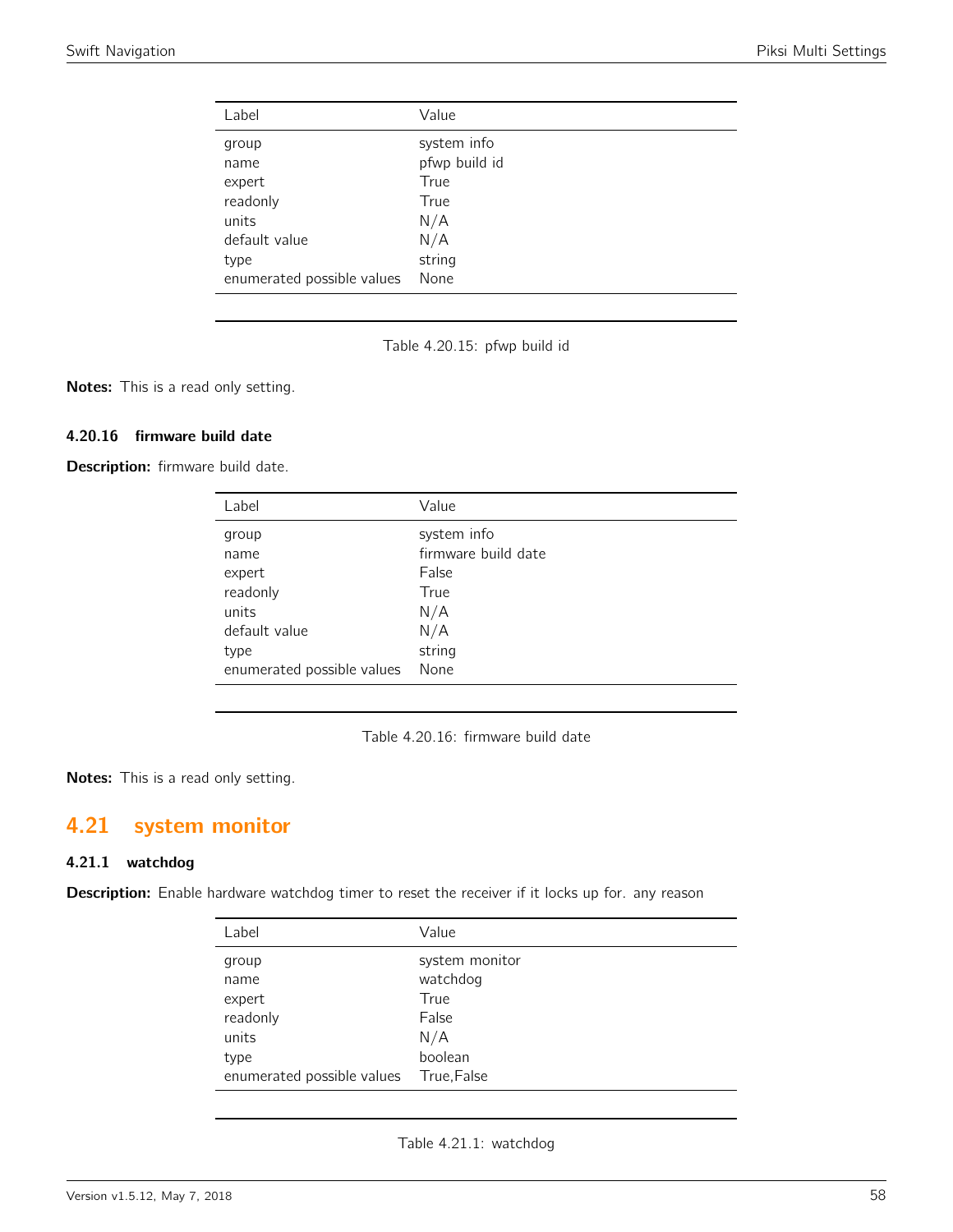| Label | Value |
|---|---|
| group | system info |
| name | pfwp build id |
| expert | True |
| readonly | True |
| units | N/A |
| default value | N/A |
| type | string |
| enumerated possible values | None |

Table 4.20.15: pfwp build id

**Notes:** This is a read only setting.

### 4.20.16 firmware build date

**Description:** firmware build date.

| Label | Value |
|---|---|
| group | system info |
| name | firmware build date |
| expert | False |
| readonly | True |
| units | N/A |
| default value | N/A |
| type | string |
| enumerated possible values | None |

Table 4.20.16: firmware build date

**Notes:** This is a read only setting.

## 4.21 system monitor

### 4.21.1 watchdog

**Description:** Enable hardware watchdog timer to reset the receiver if it locks up for. any reason

| Label | Value |
|---|---|
| group | system monitor |
| name | watchdog |
| expert | True |
| readonly | False |
| units | N/A |
| type | boolean |
| enumerated possible values | True,False |

Table 4.21.1: watchdog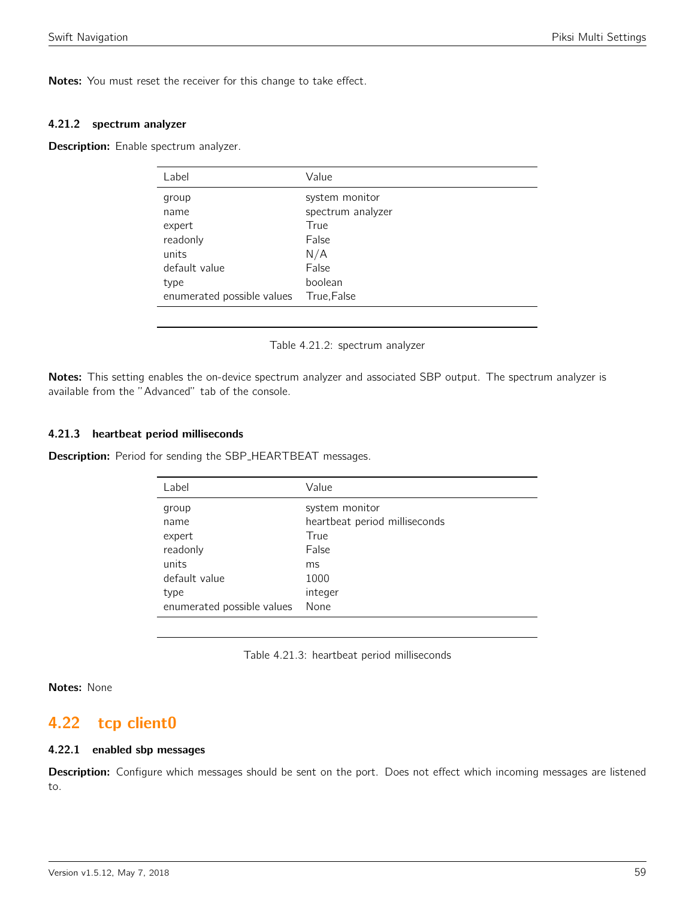**Notes:** You must reset the receiver for this change to take effect.

#### 4.21.2 spectrum analyzer

**Description:** Enable spectrum analyzer.

| Label | Value |
|---|---|
| group | system monitor |
| name | spectrum analyzer |
| expert | True |
| readonly | False |
| units | N/A |
| default value | False |
| type | boolean |
| enumerated possible values | True,False |

Table 4.21.2: spectrum analyzer

**Notes:** This setting enables the on-device spectrum analyzer and associated SBP output. The spectrum analyzer is available from the "Advanced" tab of the console.

#### 4.21.3 heartbeat period milliseconds

**Description:** Period for sending the SBP_HEARTBEAT messages.

| Label | Value |
|---|---|
| group | system monitor |
| name | heartbeat period milliseconds |
| expert | True |
| readonly | False |
| units | ms |
| default value | 1000 |
| type | integer |
| enumerated possible values | None |

Table 4.21.3: heartbeat period milliseconds

**Notes:** None

## 4.22 tcp client0

#### 4.22.1 enabled sbp messages

**Description:** Configure which messages should be sent on the port. Does not effect which incoming messages are listened to.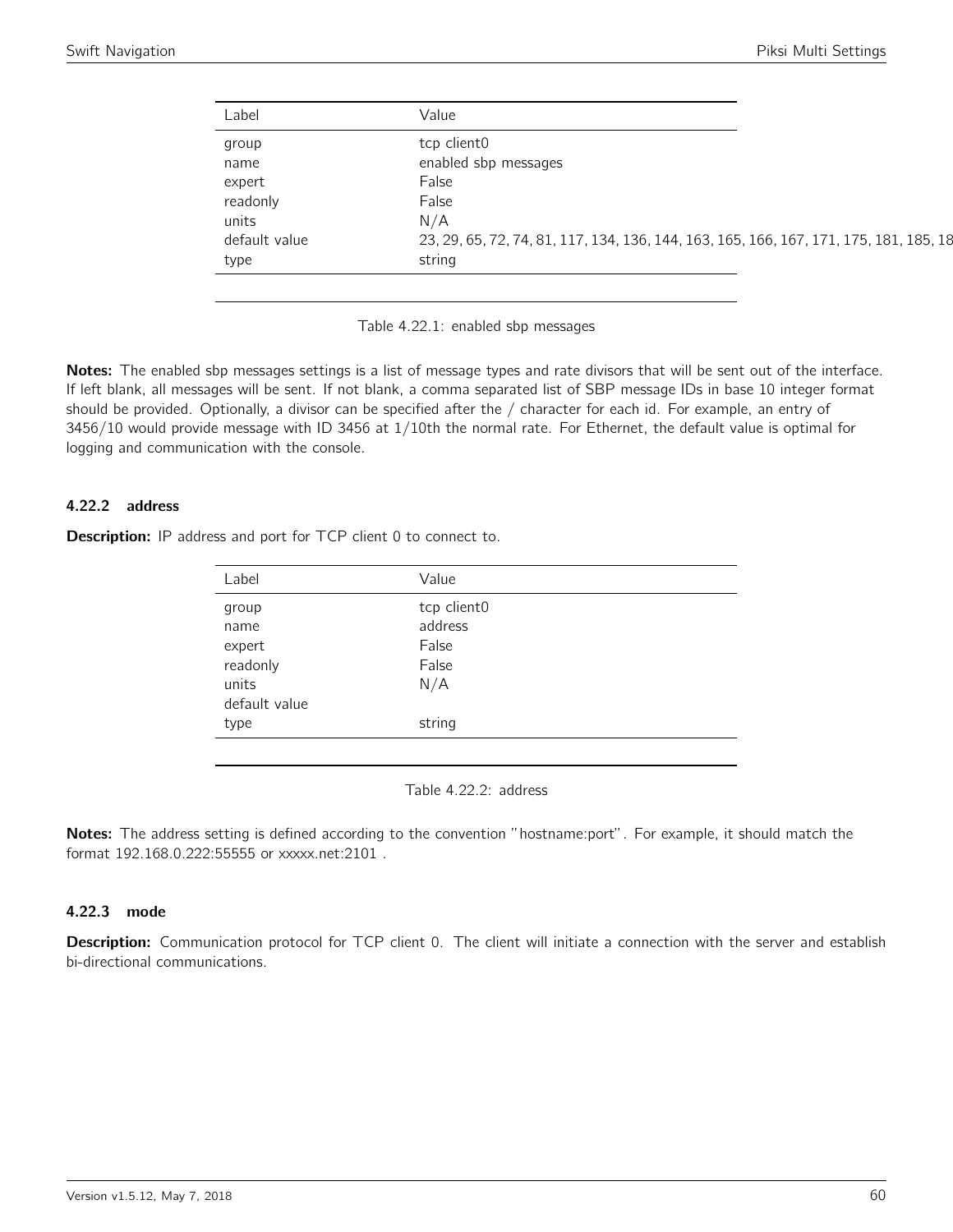| Label | Value |
|---|---|
| group | tcp client0 |
| name | enabled sbp messages |
| expert | False |
| readonly | False |
| units | N/A |
| default value | 23, 29, 65, 72, 74, 81, 117, 134, 136, 144, 163, 165, 166, 167, 171, 175, 181, 185, 18 |
| type | string |

Table 4.22.1: enabled sbp messages

**Notes:** The enabled sbp messages settings is a list of message types and rate divisors that will be sent out of the interface. If left blank, all messages will be sent. If not blank, a comma separated list of SBP message IDs in base 10 integer format should be provided. Optionally, a divisor can be specified after the / character for each id. For example, an entry of 3456/10 would provide message with ID 3456 at 1/10th the normal rate. For Ethernet, the default value is optimal for logging and communication with the console.

### 4.22.2 address

**Description:** IP address and port for TCP client 0 to connect to.

| Label | Value |
|---|---|
| group | tcp client0 |
| name | address |
| expert | False |
| readonly | False |
| units | N/A |
| default value | |
| type | string |

Table 4.22.2: address

**Notes:** The address setting is defined according to the convention "hostname:port". For example, it should match the format 192.168.0.222:55555 or xxxxx.net:2101 .

### 4.22.3 mode

**Description:** Communication protocol for TCP client 0. The client will initiate a connection with the server and establish bi-directional communications.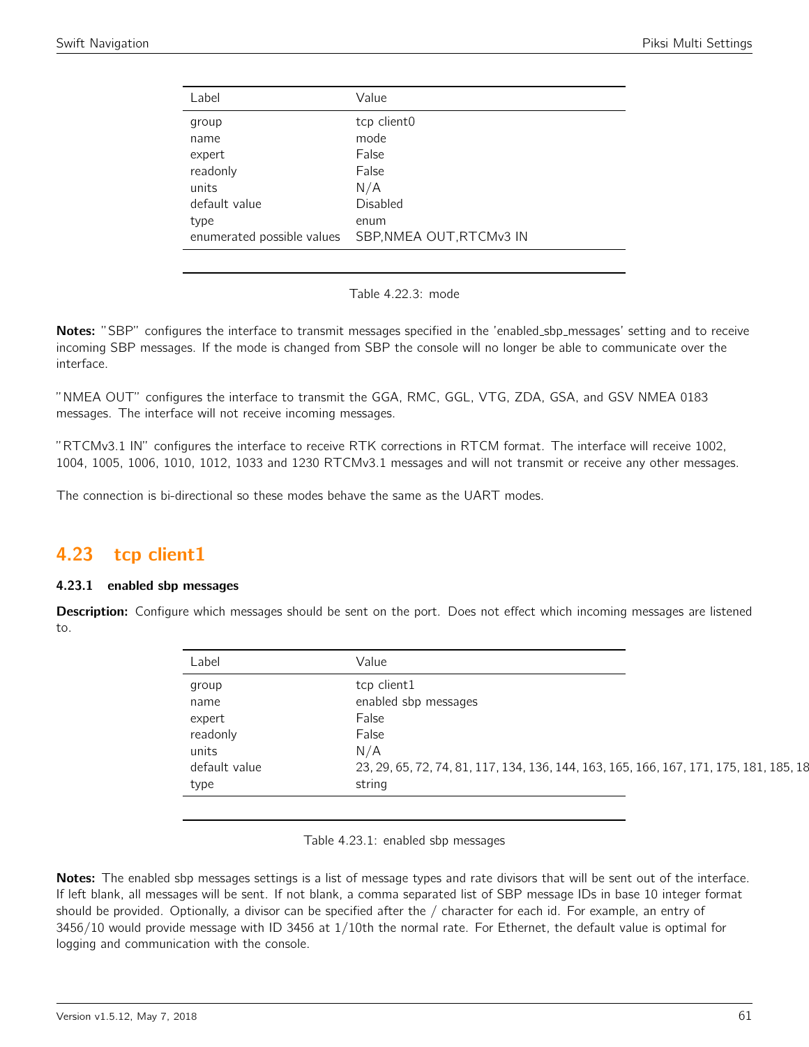| Label | Value |
|---|---|
| group | tcp client0 |
| name | mode |
| expert | False |
| readonly | False |
| units | N/A |
| default value | Disabled |
| type | enum |
| enumerated possible values | SBP,NMEA OUT,RTCMv3 IN |

Table 4.22.3: mode

**Notes:** "SBP" configures the interface to transmit messages specified in the 'enabled_sbp_messages' setting and to receive incoming SBP messages. If the mode is changed from SBP the console will no longer be able to communicate over the interface.

"NMEA OUT" configures the interface to transmit the GGA, RMC, GGL, VTG, ZDA, GSA, and GSV NMEA 0183 messages. The interface will not receive incoming messages.

"RTCMv3.1 IN" configures the interface to receive RTK corrections in RTCM format. The interface will receive 1002, 1004, 1005, 1006, 1010, 1012, 1033 and 1230 RTCMv3.1 messages and will not transmit or receive any other messages.

The connection is bi-directional so these modes behave the same as the UART modes.

## 4.23 tcp client1

### 4.23.1 enabled sbp messages

**Description:** Configure which messages should be sent on the port. Does not effect which incoming messages are listened to.

| Label | Value |
|---|---|
| group | tcp client1 |
| name | enabled sbp messages |
| expert | False |
| readonly | False |
| units | N/A |
| default value | 23, 29, 65, 72, 74, 81, 117, 134, 136, 144, 163, 165, 166, 167, 171, 175, 181, 185, 18 |
| type | string |

Table 4.23.1: enabled sbp messages

**Notes:** The enabled sbp messages settings is a list of message types and rate divisors that will be sent out of the interface. If left blank, all messages will be sent. If not blank, a comma separated list of SBP message IDs in base 10 integer format should be provided. Optionally, a divisor can be specified after the / character for each id. For example, an entry of 3456/10 would provide message with ID 3456 at 1/10th the normal rate. For Ethernet, the default value is optimal for logging and communication with the console.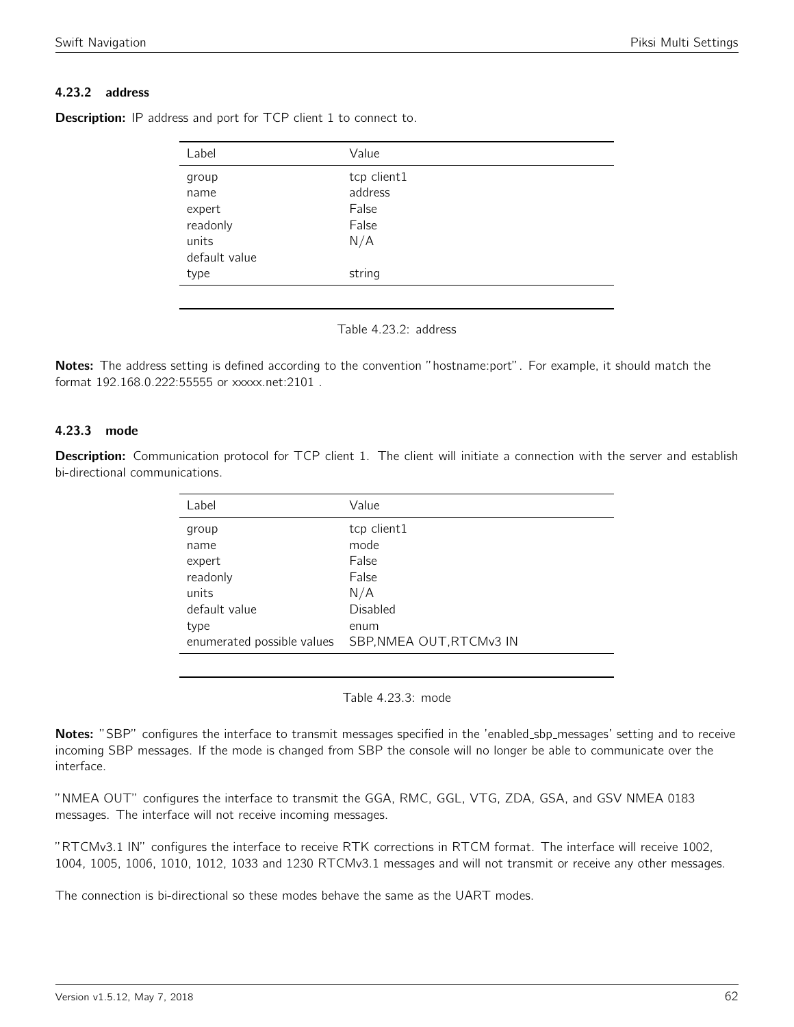### 4.23.2 address

**Description:** IP address and port for TCP client 1 to connect to.

| Label | Value |
|---|---|
| group | tcp client1 |
| name | address |
| expert | False |
| readonly | False |
| units | N/A |
| default value | |
| type | string |

Table 4.23.2: address

**Notes:** The address setting is defined according to the convention "hostname:port". For example, it should match the format 192.168.0.222:55555 or xxxxx.net:2101 .

### 4.23.3 mode

**Description:** Communication protocol for TCP client 1. The client will initiate a connection with the server and establish bi-directional communications.

| Label | Value |
|---|---|
| group | tcp client1 |
| name | mode |
| expert | False |
| readonly | False |
| units | N/A |
| default value | Disabled |
| type | enum |
| enumerated possible values | SBP,NMEA OUT,RTCMv3 IN |

Table 4.23.3: mode

**Notes:** "SBP" configures the interface to transmit messages specified in the 'enabled_sbp_messages' setting and to receive incoming SBP messages. If the mode is changed from SBP the console will no longer be able to communicate over the interface.

"NMEA OUT" configures the interface to transmit the GGA, RMC, GGL, VTG, ZDA, GSA, and GSV NMEA 0183 messages. The interface will not receive incoming messages.

"RTCMv3.1 IN" configures the interface to receive RTK corrections in RTCM format. The interface will receive 1002, 1004, 1005, 1006, 1010, 1012, 1033 and 1230 RTCMv3.1 messages and will not transmit or receive any other messages.

The connection is bi-directional so these modes behave the same as the UART modes.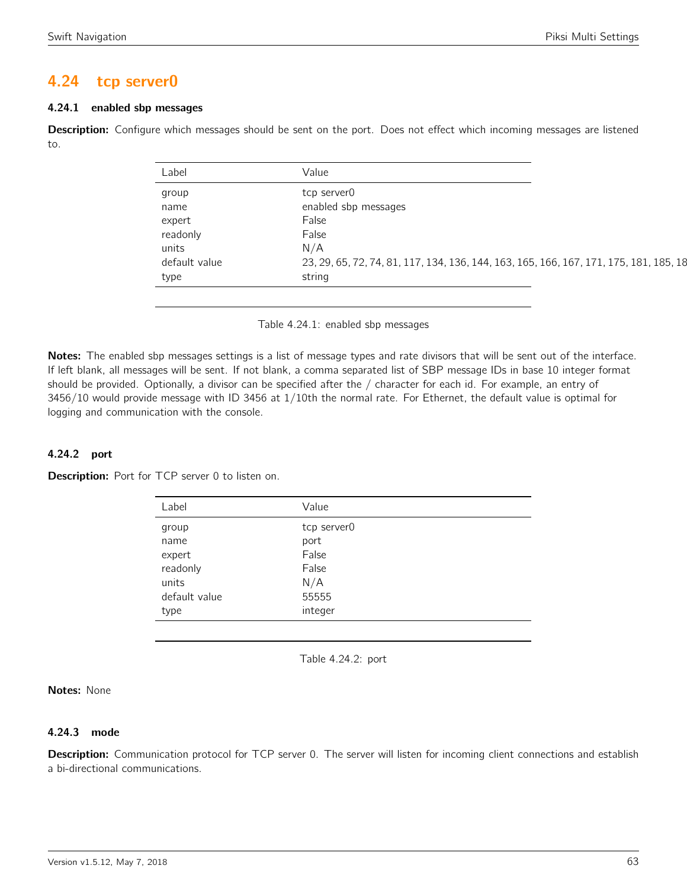## 4.24 tcp server0

### 4.24.1 enabled sbp messages

**Description:** Configure which messages should be sent on the port. Does not effect which incoming messages are listened to.

| Label | Value |
|---|---|
| group | tcp server0 |
| name | enabled sbp messages |
| expert | False |
| readonly | False |
| units | N/A |
| default value | 23, 29, 65, 72, 74, 81, 117, 134, 136, 144, 163, 165, 166, 167, 171, 175, 181, 185, 18 |
| type | string |

Table 4.24.1: enabled sbp messages

**Notes:** The enabled sbp messages settings is a list of message types and rate divisors that will be sent out of the interface. If left blank, all messages will be sent. If not blank, a comma separated list of SBP message IDs in base 10 integer format should be provided. Optionally, a divisor can be specified after the / character for each id. For example, an entry of 3456/10 would provide message with ID 3456 at 1/10th the normal rate. For Ethernet, the default value is optimal for logging and communication with the console.

### 4.24.2 port

**Description:** Port for TCP server 0 to listen on.

| Label | Value |
|---|---|
| group | tcp server0 |
| name | port |
| expert | False |
| readonly | False |
| units | N/A |
| default value | 55555 |
| type | integer |

Table 4.24.2: port

**Notes:** None

### 4.24.3 mode

**Description:** Communication protocol for TCP server 0. The server will listen for incoming client connections and establish a bi-directional communications.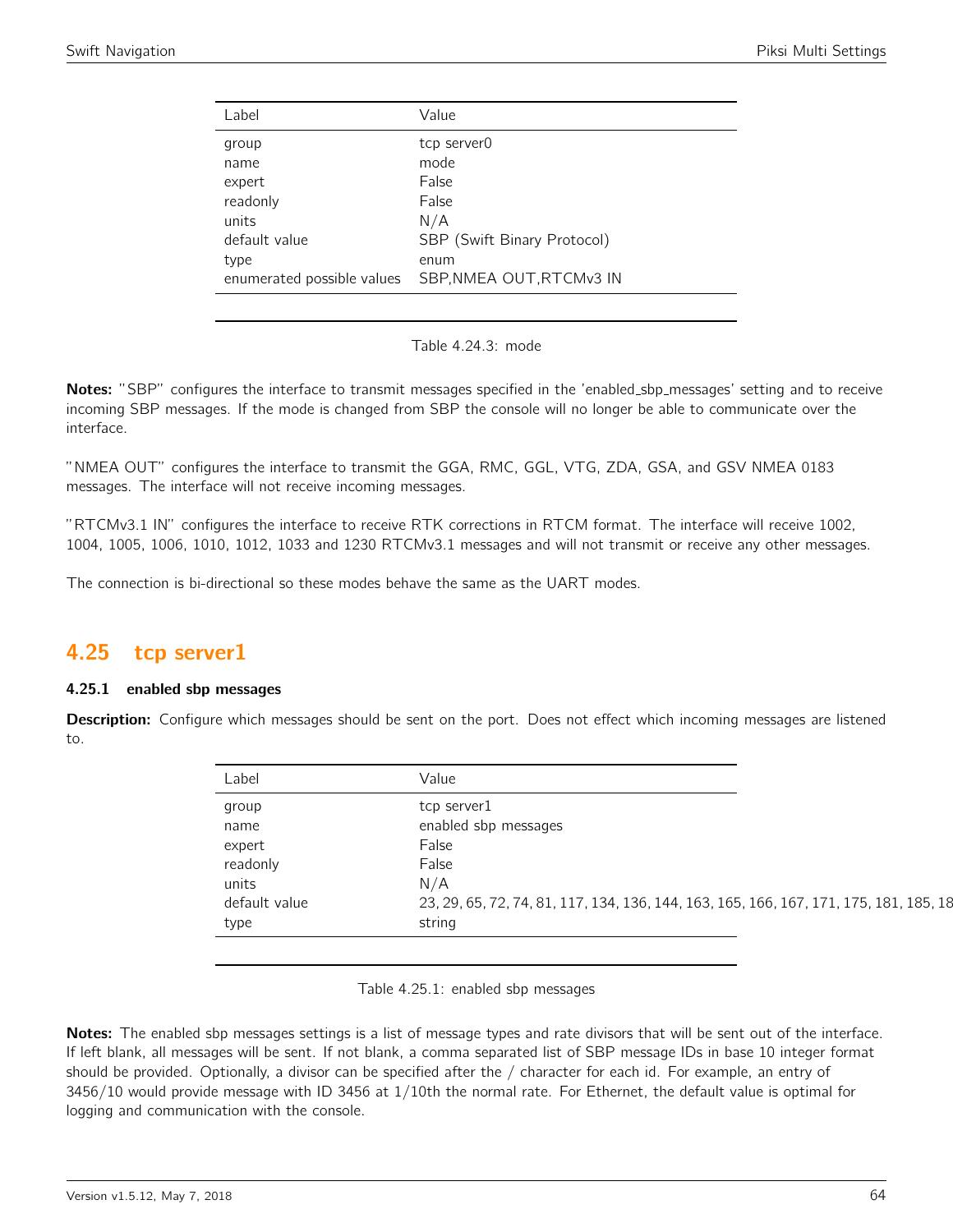| Label | Value |
|---|---|
| group | tcp server0 |
| name | mode |
| expert | False |
| readonly | False |
| units | N/A |
| default value | SBP (Swift Binary Protocol) |
| type | enum |
| enumerated possible values | SBP,NMEA OUT,RTCMv3 IN |

Table 4.24.3: mode

**Notes:** "SBP" configures the interface to transmit messages specified in the 'enabled_sbp_messages' setting and to receive incoming SBP messages. If the mode is changed from SBP the console will no longer be able to communicate over the interface.

"NMEA OUT" configures the interface to transmit the GGA, RMC, GGL, VTG, ZDA, GSA, and GSV NMEA 0183 messages. The interface will not receive incoming messages.

"RTCMv3.1 IN" configures the interface to receive RTK corrections in RTCM format. The interface will receive 1002, 1004, 1005, 1006, 1010, 1012, 1033 and 1230 RTCMv3.1 messages and will not transmit or receive any other messages.

The connection is bi-directional so these modes behave the same as the UART modes.

## 4.25 tcp server1

### 4.25.1 enabled sbp messages

**Description:** Configure which messages should be sent on the port. Does not effect which incoming messages are listened to.

| Label | Value |
|---|---|
| group | tcp server1 |
| name | enabled sbp messages |
| expert | False |
| readonly | False |
| units | N/A |
| default value | 23, 29, 65, 72, 74, 81, 117, 134, 136, 144, 163, 165, 166, 167, 171, 175, 181, 185, 18 |
| type | string |

Table 4.25.1: enabled sbp messages

**Notes:** The enabled sbp messages settings is a list of message types and rate divisors that will be sent out of the interface. If left blank, all messages will be sent. If not blank, a comma separated list of SBP message IDs in base 10 integer format should be provided. Optionally, a divisor can be specified after the / character for each id. For example, an entry of 3456/10 would provide message with ID 3456 at 1/10th the normal rate. For Ethernet, the default value is optimal for logging and communication with the console.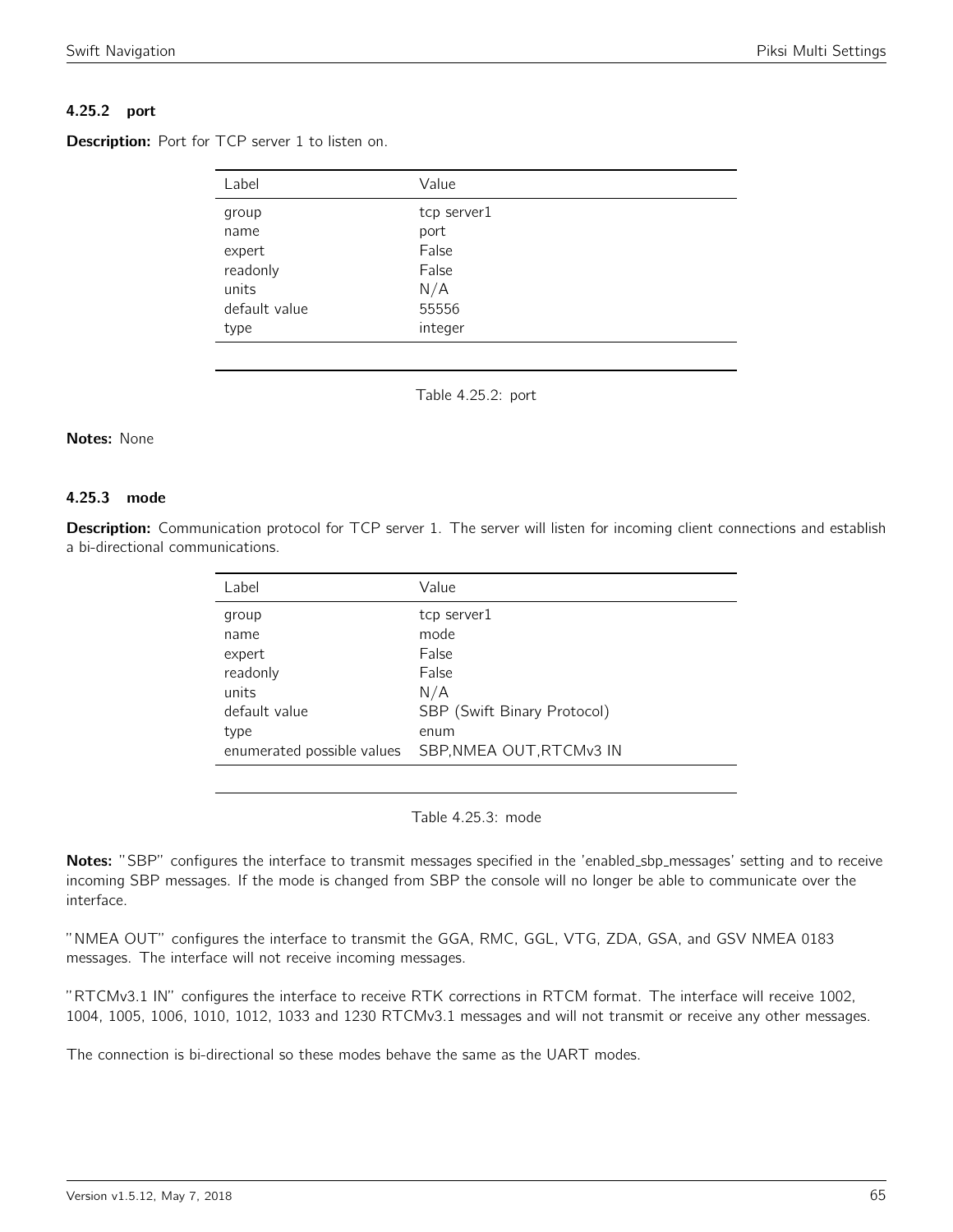#### 4.25.2 port

**Description:** Port for TCP server 1 to listen on.

| Label | Value |
|---|---|
| group | tcp server1 |
| name | port |
| expert | False |
| readonly | False |
| units | N/A |
| default value | 55556 |
| type | integer |

Table 4.25.2: port

**Notes:** None

#### 4.25.3 mode

**Description:** Communication protocol for TCP server 1. The server will listen for incoming client connections and establish a bi-directional communications.

| Label | Value |
|---|---|
| group | tcp server1 |
| name | mode |
| expert | False |
| readonly | False |
| units | N/A |
| default value | SBP (Swift Binary Protocol) |
| type | enum |
| enumerated possible values | SBP,NMEA OUT,RTCMv3 IN |

Table 4.25.3: mode

**Notes:** "SBP" configures the interface to transmit messages specified in the 'enabled_sbp_messages' setting and to receive incoming SBP messages. If the mode is changed from SBP the console will no longer be able to communicate over the interface.

"NMEA OUT" configures the interface to transmit the GGA, RMC, GGL, VTG, ZDA, GSA, and GSV NMEA 0183 messages. The interface will not receive incoming messages.

"RTCMv3.1 IN" configures the interface to receive RTK corrections in RTCM format. The interface will receive 1002, 1004, 1005, 1006, 1010, 1012, 1033 and 1230 RTCMv3.1 messages and will not transmit or receive any other messages.

The connection is bi-directional so these modes behave the same as the UART modes.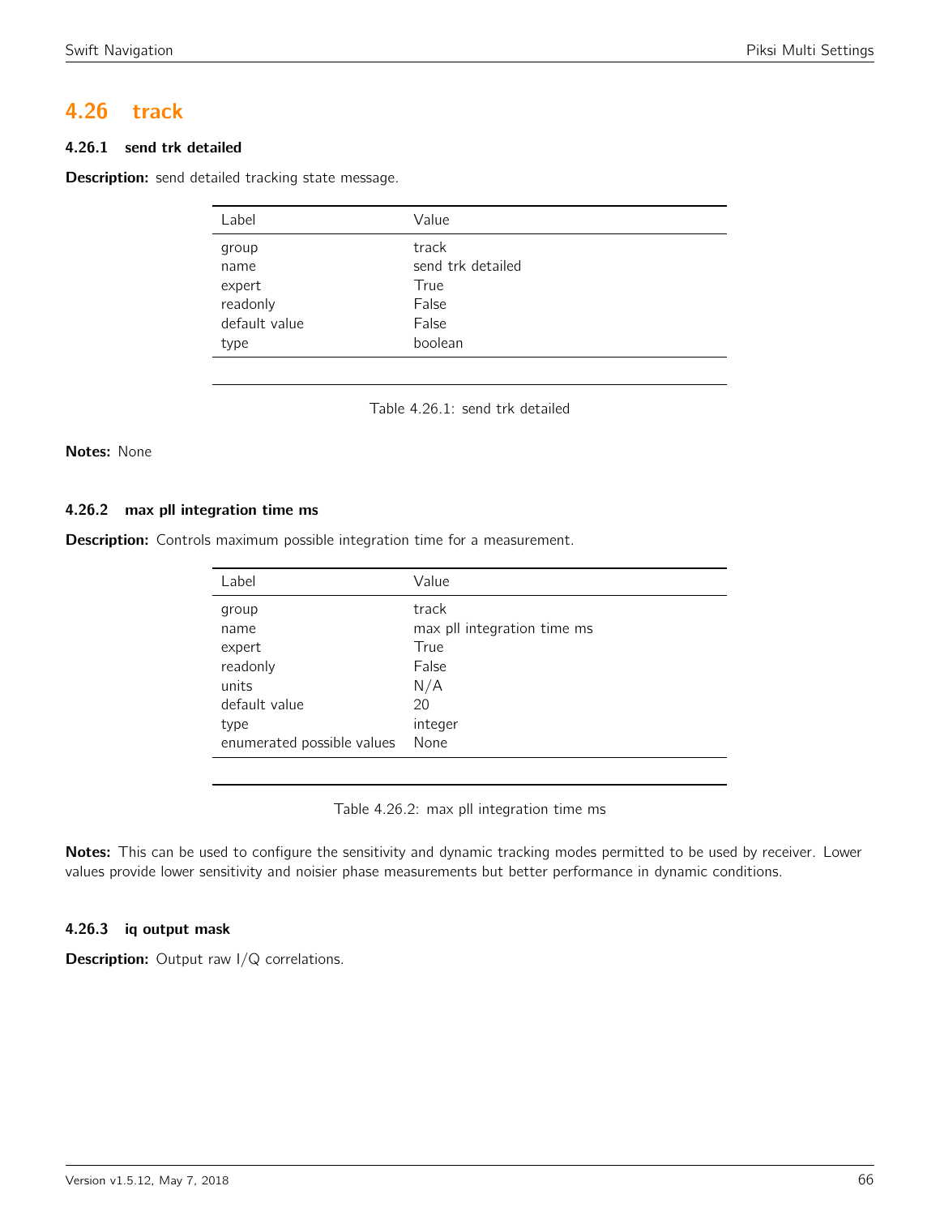## 4.26 track

### 4.26.1 send trk detailed

**Description:** send detailed tracking state message.

| Label | Value |
|---|---|
| group | track |
| name | send trk detailed |
| expert | True |
| readonly | False |
| default value | False |
| type | boolean |

Table 4.26.1: send trk detailed

**Notes:** None

### 4.26.2 max pll integration time ms

**Description:** Controls maximum possible integration time for a measurement.

| Label | Value |
|---|---|
| group | track |
| name | max pll integration time ms |
| expert | True |
| readonly | False |
| units | N/A |
| default value | 20 |
| type | integer |
| enumerated possible values | None |

Table 4.26.2: max pll integration time ms

**Notes:** This can be used to configure the sensitivity and dynamic tracking modes permitted to be used by receiver. Lower values provide lower sensitivity and noisier phase measurements but better performance in dynamic conditions.

### 4.26.3 iq output mask

**Description:** Output raw I/Q correlations.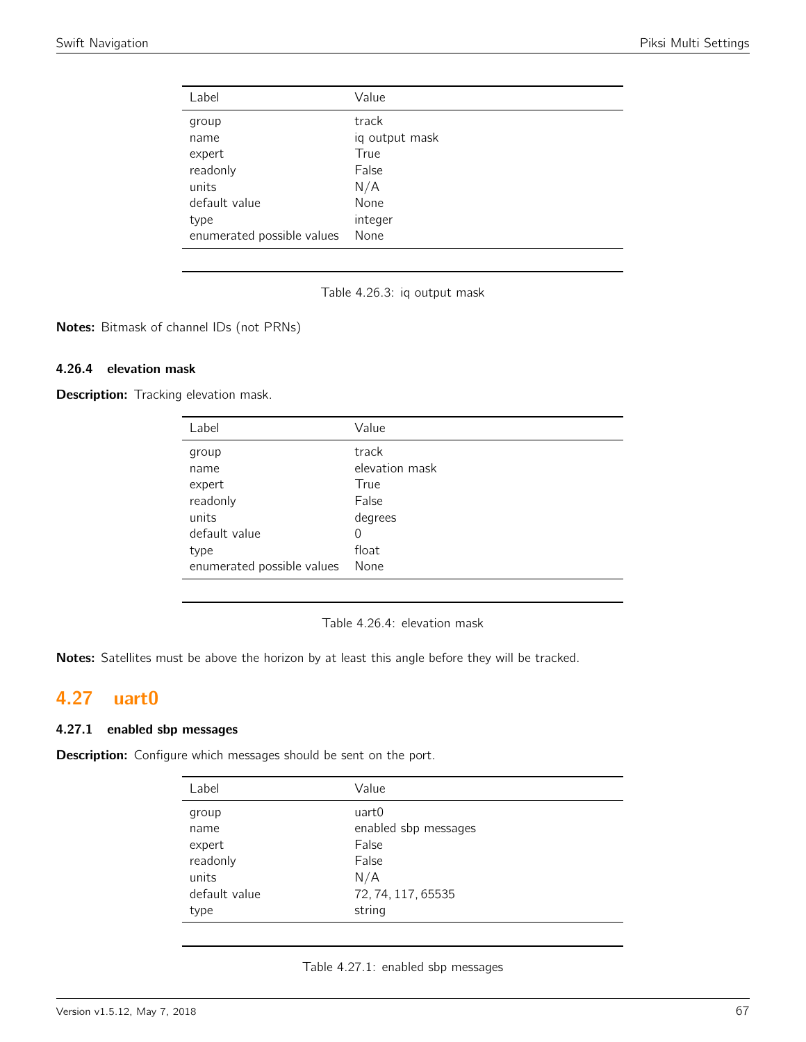| Label | Value |
| --- | --- |
| group | track |
| name | iq output mask |
| expert | True |
| readonly | False |
| units | N/A |
| default value | None |
| type | integer |
| enumerated possible values | None |

Table 4.26.3: iq output mask

**Notes:** Bitmask of channel IDs (not PRNs)

### 4.26.4 elevation mask

**Description:** Tracking elevation mask.

| Label | Value |
| --- | --- |
| group | track |
| name | elevation mask |
| expert | True |
| readonly | False |
| units | degrees |
| default value | 0 |
| type | float |
| enumerated possible values | None |

Table 4.26.4: elevation mask

**Notes:** Satellites must be above the horizon by at least this angle before they will be tracked.

## 4.27 uart0

### 4.27.1 enabled sbp messages

**Description:** Configure which messages should be sent on the port.

| Label | Value |
| --- | --- |
| group | uart0 |
| name | enabled sbp messages |
| expert | False |
| readonly | False |
| units | N/A |
| default value | 72, 74, 117, 65535 |
| type | string |

Table 4.27.1: enabled sbp messages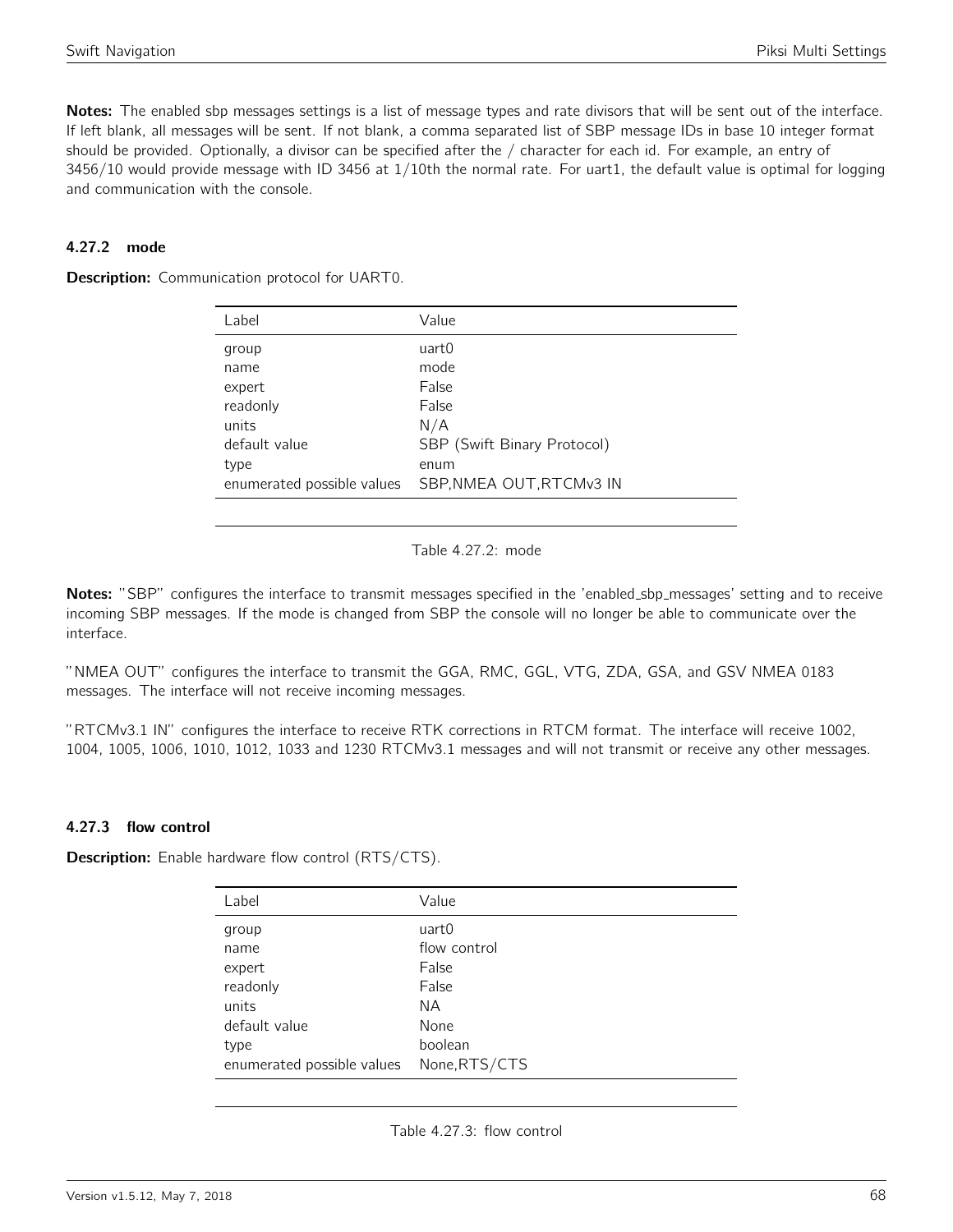**Notes:** The enabled sbp messages settings is a list of message types and rate divisors that will be sent out of the interface. If left blank, all messages will be sent. If not blank, a comma separated list of SBP message IDs in base 10 integer format should be provided. Optionally, a divisor can be specified after the / character for each id. For example, an entry of 3456/10 would provide message with ID 3456 at 1/10th the normal rate. For uart1, the default value is optimal for logging and communication with the console.

### 4.27.2 mode

**Description:** Communication protocol for UART0.

| Label | Value |
|---|---|
| group | uart0 |
| name | mode |
| expert | False |
| readonly | False |
| units | N/A |
| default value | SBP (Swift Binary Protocol) |
| type | enum |
| enumerated possible values | SBP,NMEA OUT,RTCMv3 IN |

Table 4.27.2: mode

**Notes:** "SBP" configures the interface to transmit messages specified in the 'enabled_sbp_messages' setting and to receive incoming SBP messages. If the mode is changed from SBP the console will no longer be able to communicate over the interface.

"NMEA OUT" configures the interface to transmit the GGA, RMC, GGL, VTG, ZDA, GSA, and GSV NMEA 0183 messages. The interface will not receive incoming messages.

"RTCMv3.1 IN" configures the interface to receive RTK corrections in RTCM format. The interface will receive 1002, 1004, 1005, 1006, 1010, 1012, 1033 and 1230 RTCMv3.1 messages and will not transmit or receive any other messages.

### 4.27.3 flow control

**Description:** Enable hardware flow control (RTS/CTS).

| Label | Value |
|---|---|
| group | uart0 |
| name | flow control |
| expert | False |
| readonly | False |
| units | NA |
| default value | None |
| type | boolean |
| enumerated possible values | None,RTS/CTS |

Table 4.27.3: flow control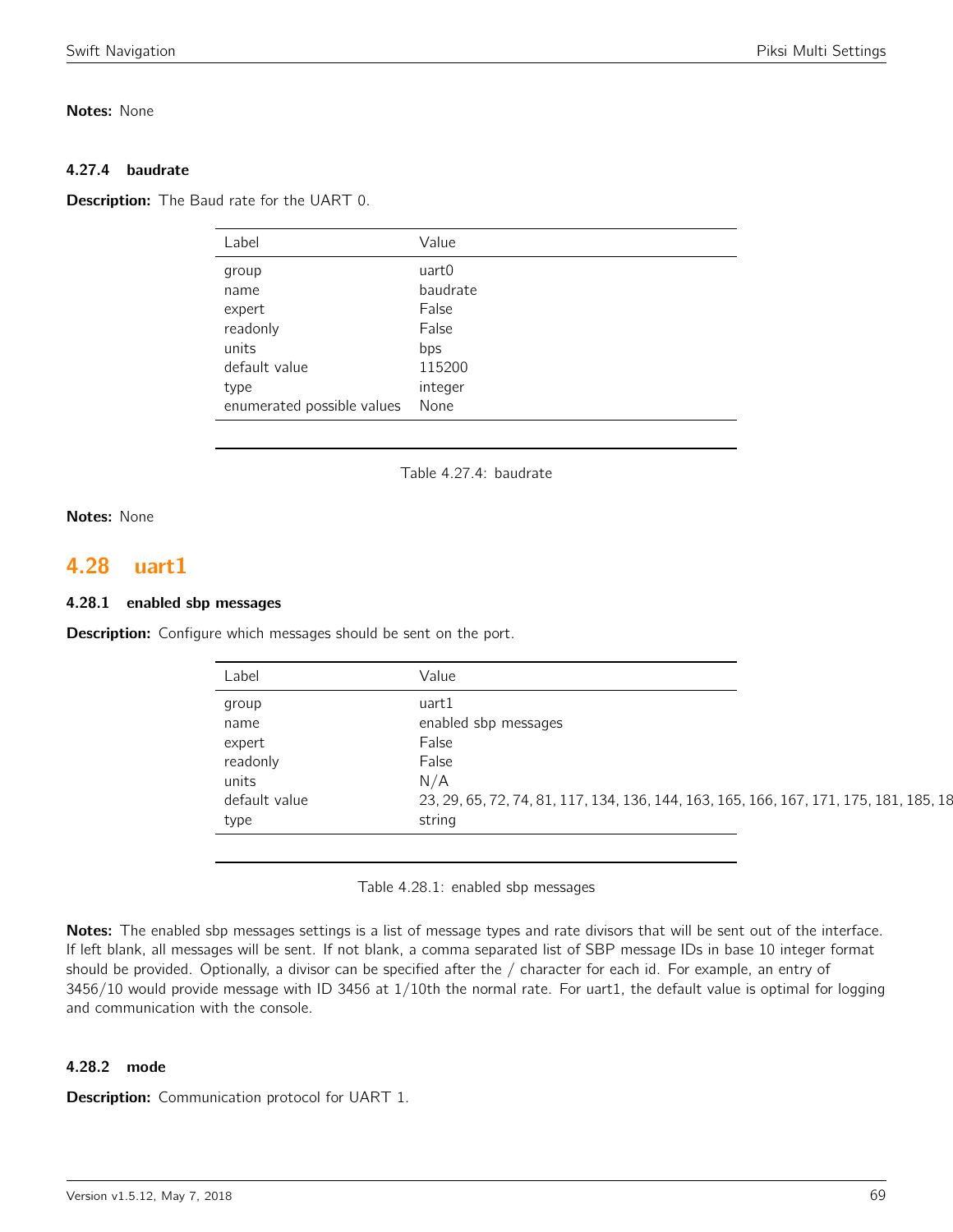**Notes:** None

#### 4.27.4 baudrate

**Description:** The Baud rate for the UART 0.

| Label | Value |
|---|---|
| group | uart0 |
| name | baudrate |
| expert | False |
| readonly | False |
| units | bps |
| default value | 115200 |
| type | integer |
| enumerated possible values | None |

Table 4.27.4: baudrate

**Notes:** None

## 4.28 uart1

#### 4.28.1 enabled sbp messages

**Description:** Configure which messages should be sent on the port.

| Label | Value |
|---|---|
| group | uart1 |
| name | enabled sbp messages |
| expert | False |
| readonly | False |
| units | N/A |
| default value | 23, 29, 65, 72, 74, 81, 117, 134, 136, 144, 163, 165, 166, 167, 171, 175, 181, 185, 18 |
| type | string |

Table 4.28.1: enabled sbp messages

**Notes:** The enabled sbp messages settings is a list of message types and rate divisors that will be sent out of the interface. If left blank, all messages will be sent. If not blank, a comma separated list of SBP message IDs in base 10 integer format should be provided. Optionally, a divisor can be specified after the / character for each id. For example, an entry of 3456/10 would provide message with ID 3456 at 1/10th the normal rate. For uart1, the default value is optimal for logging and communication with the console.

#### 4.28.2 mode

**Description:** Communication protocol for UART 1.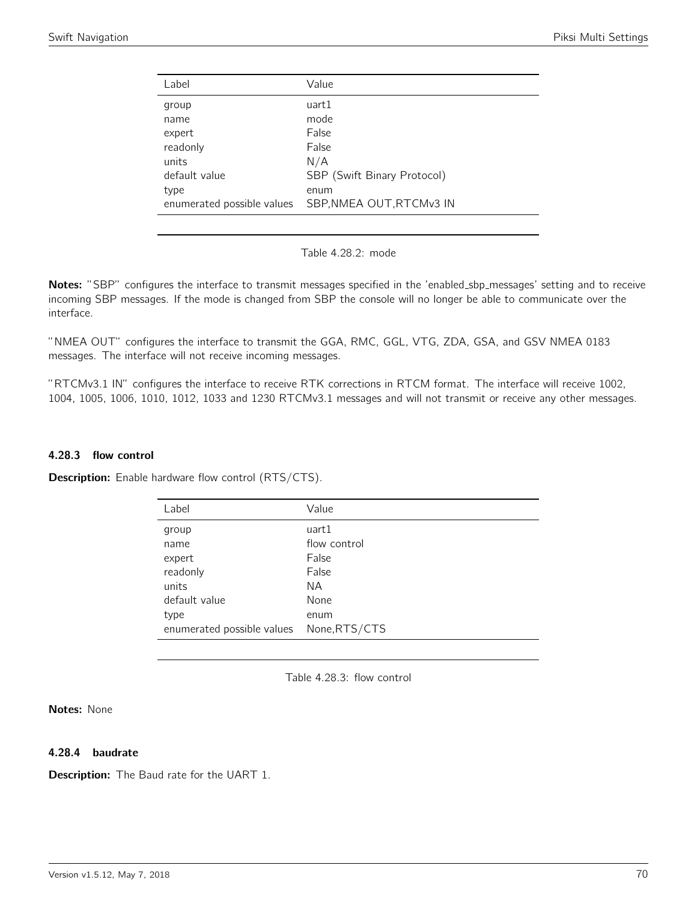| Label | Value |
| --- | --- |
| group | uart1 |
| name | mode |
| expert | False |
| readonly | False |
| units | N/A |
| default value | SBP (Swift Binary Protocol) |
| type | enum |
| enumerated possible values | SBP,NMEA OUT,RTCMv3 IN |

Table 4.28.2: mode

**Notes:** "SBP" configures the interface to transmit messages specified in the 'enabled_sbp_messages' setting and to receive incoming SBP messages. If the mode is changed from SBP the console will no longer be able to communicate over the interface.

"NMEA OUT" configures the interface to transmit the GGA, RMC, GGL, VTG, ZDA, GSA, and GSV NMEA 0183 messages. The interface will not receive incoming messages.

"RTCMv3.1 IN" configures the interface to receive RTK corrections in RTCM format. The interface will receive 1002, 1004, 1005, 1006, 1010, 1012, 1033 and 1230 RTCMv3.1 messages and will not transmit or receive any other messages.

### 4.28.3 flow control

**Description:** Enable hardware flow control (RTS/CTS).

| Label | Value |
| --- | --- |
| group | uart1 |
| name | flow control |
| expert | False |
| readonly | False |
| units | NA |
| default value | None |
| type | enum |
| enumerated possible values | None,RTS/CTS |

Table 4.28.3: flow control

**Notes:** None

### 4.28.4 baudrate

**Description:** The Baud rate for the UART 1.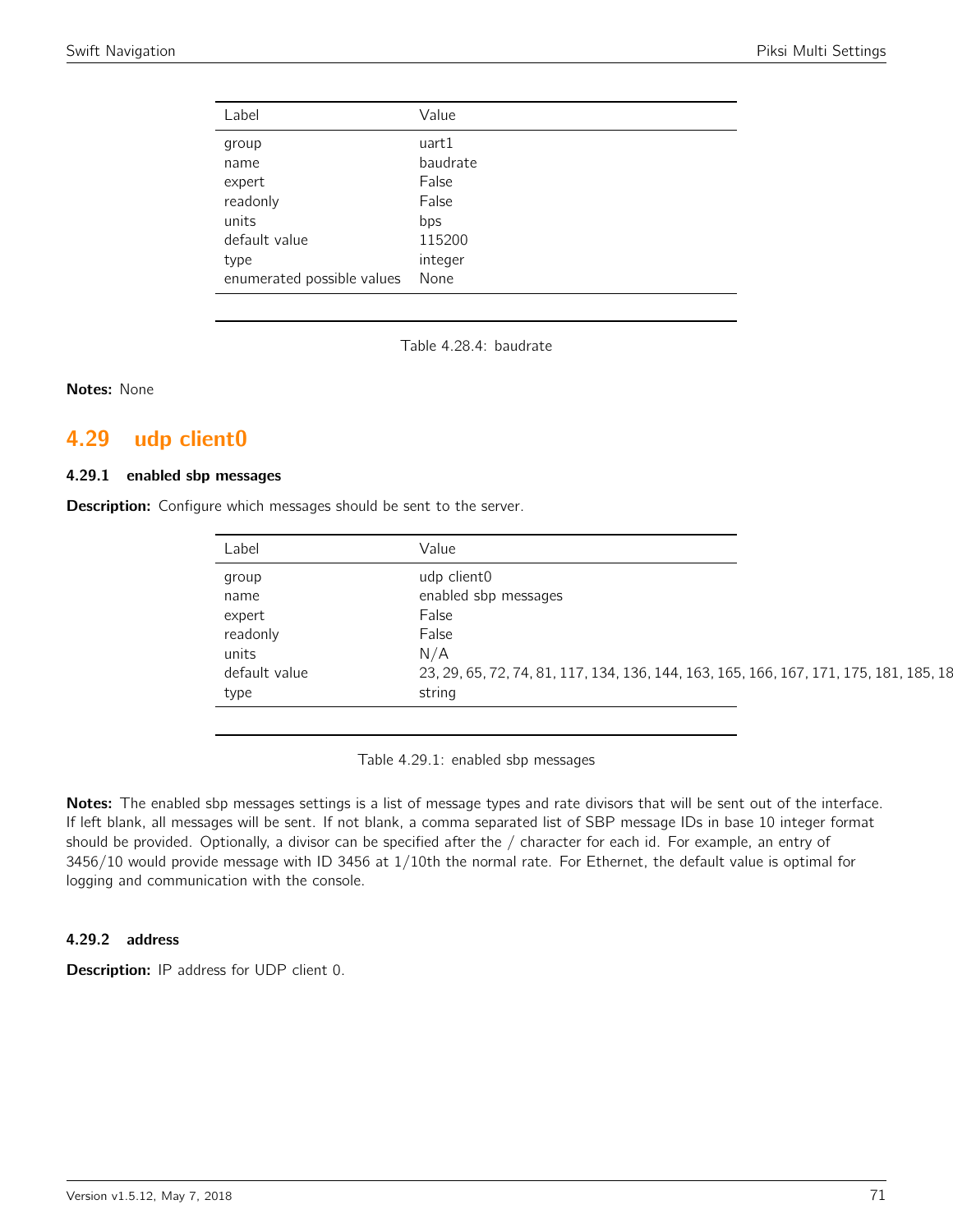| Label | Value |
|---|---|
| group | uart1 |
| name | baudrate |
| expert | False |
| readonly | False |
| units | bps |
| default value | 115200 |
| type | integer |
| enumerated possible values | None |

Table 4.28.4: baudrate

**Notes:** None

## 4.29 udp client0

### 4.29.1 enabled sbp messages

**Description:** Configure which messages should be sent to the server.

| Label | Value |
|---|---|
| group | udp client0 |
| name | enabled sbp messages |
| expert | False |
| readonly | False |
| units | N/A |
| default value | 23, 29, 65, 72, 74, 81, 117, 134, 136, 144, 163, 165, 166, 167, 171, 175, 181, 185, 18 |
| type | string |

Table 4.29.1: enabled sbp messages

**Notes:** The enabled sbp messages settings is a list of message types and rate divisors that will be sent out of the interface. If left blank, all messages will be sent. If not blank, a comma separated list of SBP message IDs in base 10 integer format should be provided. Optionally, a divisor can be specified after the / character for each id. For example, an entry of 3456/10 would provide message with ID 3456 at 1/10th the normal rate. For Ethernet, the default value is optimal for logging and communication with the console.

### 4.29.2 address

**Description:** IP address for UDP client 0.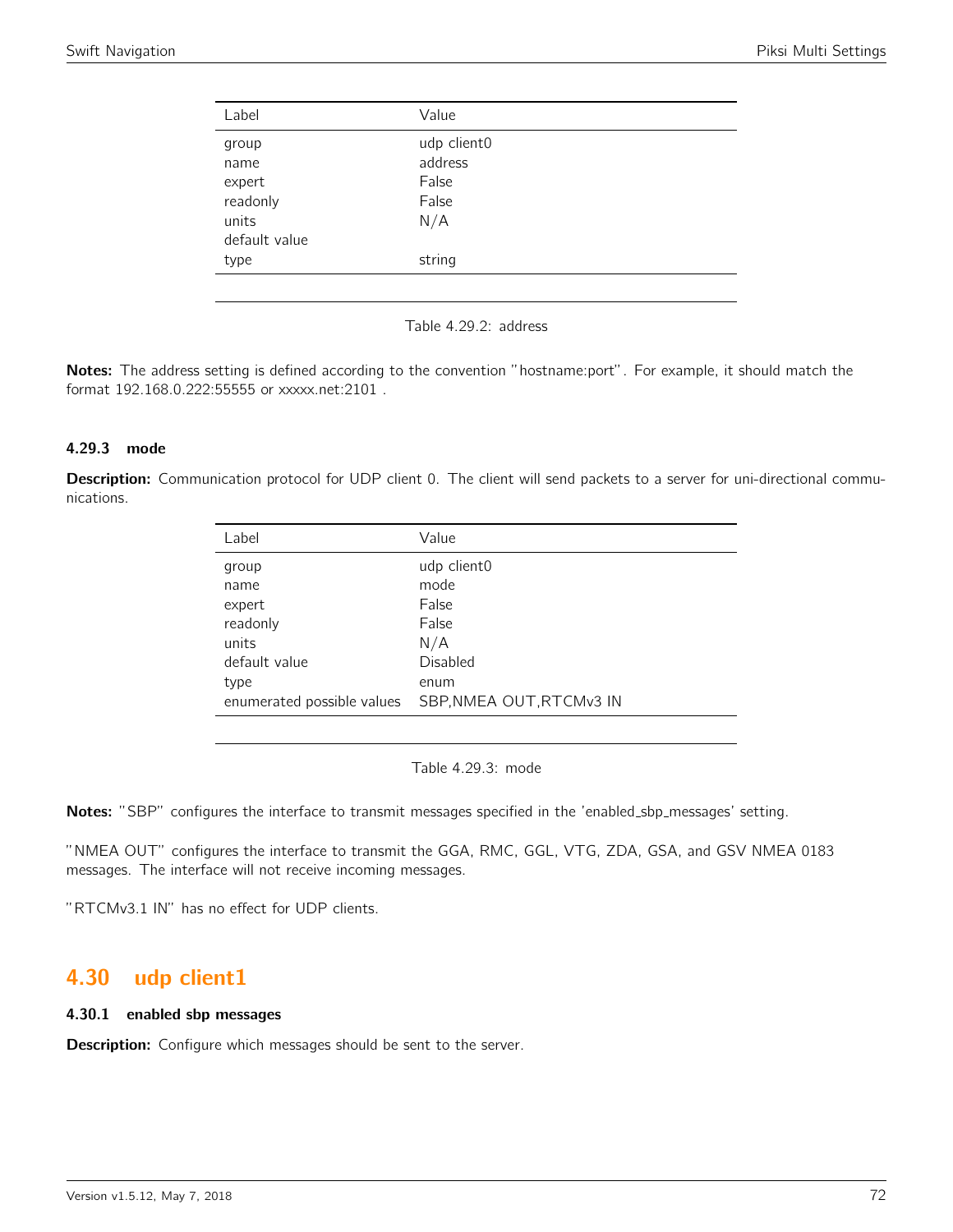| Label | Value |
|---|---|
| group | udp client0 |
| name | address |
| expert | False |
| readonly | False |
| units | N/A |
| default value | |
| type | string |

Table 4.29.2: address

**Notes:** The address setting is defined according to the convention "hostname:port". For example, it should match the format 192.168.0.222:55555 or xxxxx.net:2101 .

### 4.29.3 mode

**Description:** Communication protocol for UDP client 0. The client will send packets to a server for uni-directional communications.

| Label | Value |
|---|---|
| group | udp client0 |
| name | mode |
| expert | False |
| readonly | False |
| units | N/A |
| default value | Disabled |
| type | enum |
| enumerated possible values | SBP,NMEA OUT,RTCMv3 IN |

Table 4.29.3: mode

**Notes:** "SBP" configures the interface to transmit messages specified in the 'enabled_sbp_messages' setting.

"NMEA OUT" configures the interface to transmit the GGA, RMC, GGL, VTG, ZDA, GSA, and GSV NMEA 0183 messages. The interface will not receive incoming messages.

"RTCMv3.1 IN" has no effect for UDP clients.

## 4.30 udp client1

### 4.30.1 enabled sbp messages

**Description:** Configure which messages should be sent to the server.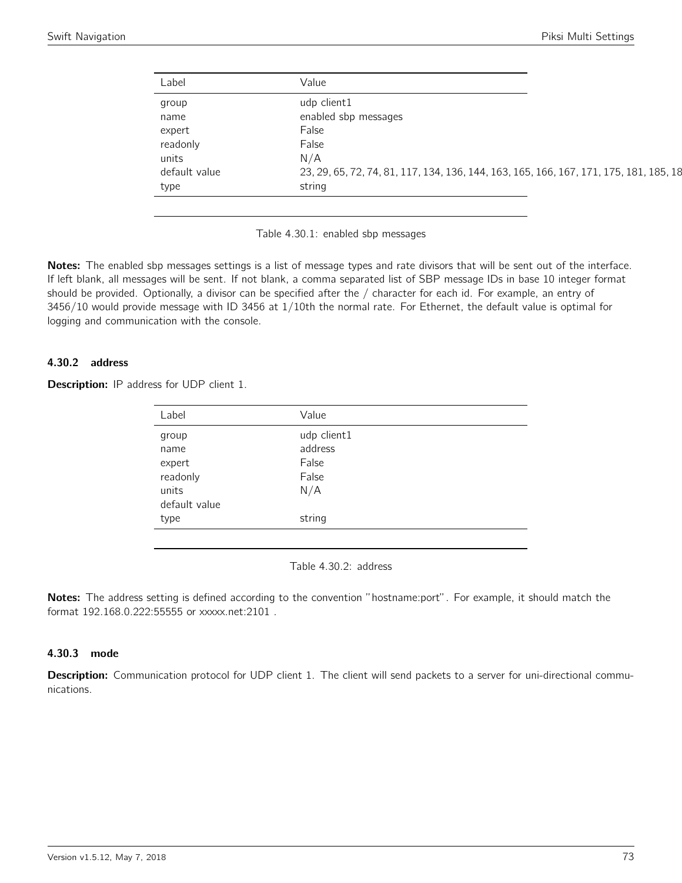| Label | Value |
|---|---|
| group | udp client1 |
| name | enabled sbp messages |
| expert | False |
| readonly | False |
| units | N/A |
| default value | 23, 29, 65, 72, 74, 81, 117, 134, 136, 144, 163, 165, 166, 167, 171, 175, 181, 185, 18 |
| type | string |

Table 4.30.1: enabled sbp messages

**Notes:** The enabled sbp messages settings is a list of message types and rate divisors that will be sent out of the interface. If left blank, all messages will be sent. If not blank, a comma separated list of SBP message IDs in base 10 integer format should be provided. Optionally, a divisor can be specified after the / character for each id. For example, an entry of 3456/10 would provide message with ID 3456 at 1/10th the normal rate. For Ethernet, the default value is optimal for logging and communication with the console.

### 4.30.2 address

**Description:** IP address for UDP client 1.

| Label | Value |
|---|---|
| group | udp client1 |
| name | address |
| expert | False |
| readonly | False |
| units | N/A |
| default value | |
| type | string |

Table 4.30.2: address

**Notes:** The address setting is defined according to the convention "hostname:port". For example, it should match the format 192.168.0.222:55555 or xxxxx.net:2101 .

### 4.30.3 mode

**Description:** Communication protocol for UDP client 1. The client will send packets to a server for uni-directional communications.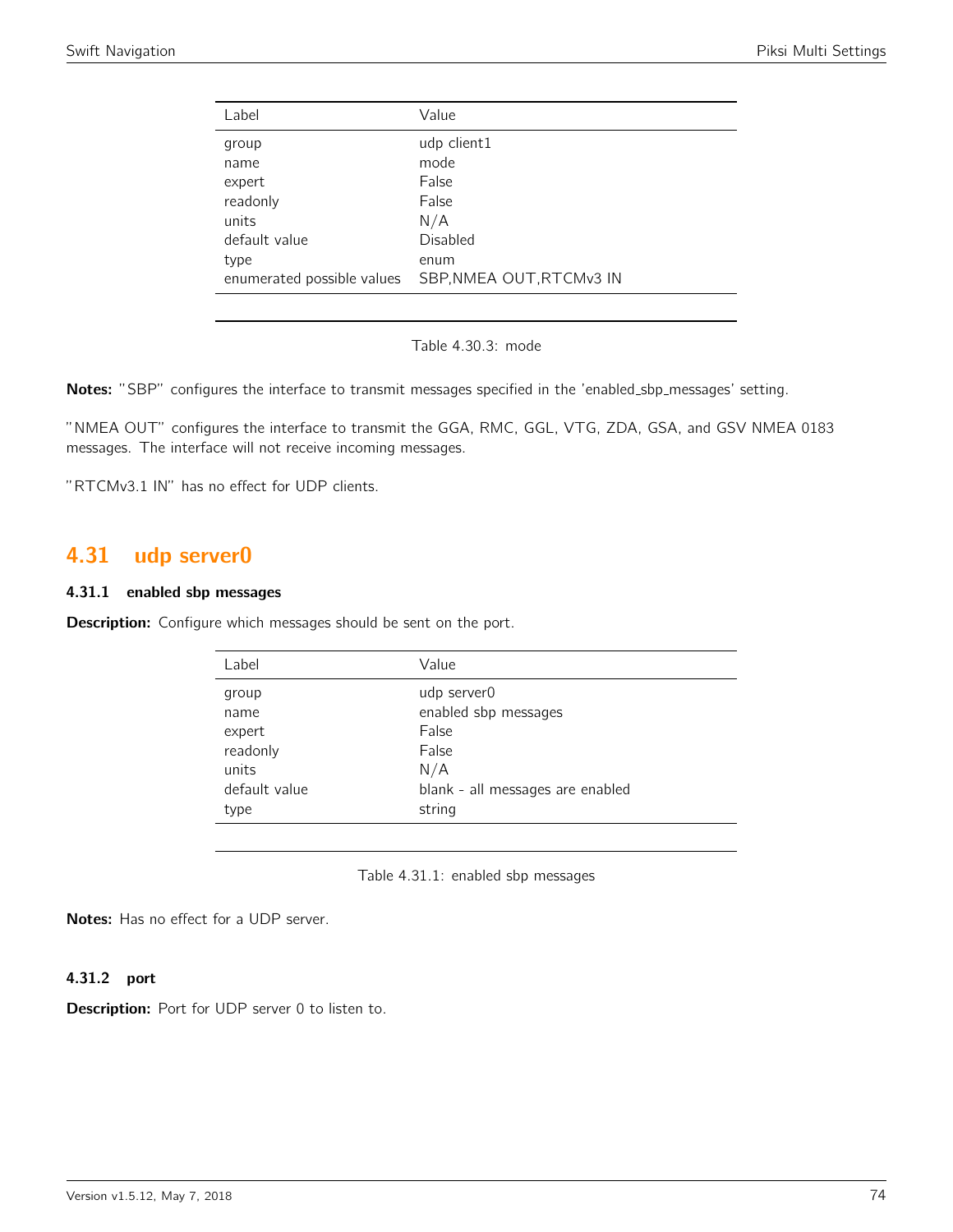| Label | Value |
|---|---|
| group | udp client1 |
| name | mode |
| expert | False |
| readonly | False |
| units | N/A |
| default value | Disabled |
| type | enum |
| enumerated possible values | SBP,NMEA OUT,RTCMv3 IN |

Table 4.30.3: mode

**Notes:** "SBP" configures the interface to transmit messages specified in the 'enabled_sbp_messages' setting.

"NMEA OUT" configures the interface to transmit the GGA, RMC, GGL, VTG, ZDA, GSA, and GSV NMEA 0183 messages. The interface will not receive incoming messages.

"RTCMv3.1 IN" has no effect for UDP clients.

## 4.31 udp server0

### 4.31.1 enabled sbp messages

**Description:** Configure which messages should be sent on the port.

| Label | Value |
|---|---|
| group | udp server0 |
| name | enabled sbp messages |
| expert | False |
| readonly | False |
| units | N/A |
| default value | blank - all messages are enabled |
| type | string |

Table 4.31.1: enabled sbp messages

**Notes:** Has no effect for a UDP server.

### 4.31.2 port

**Description:** Port for UDP server 0 to listen to.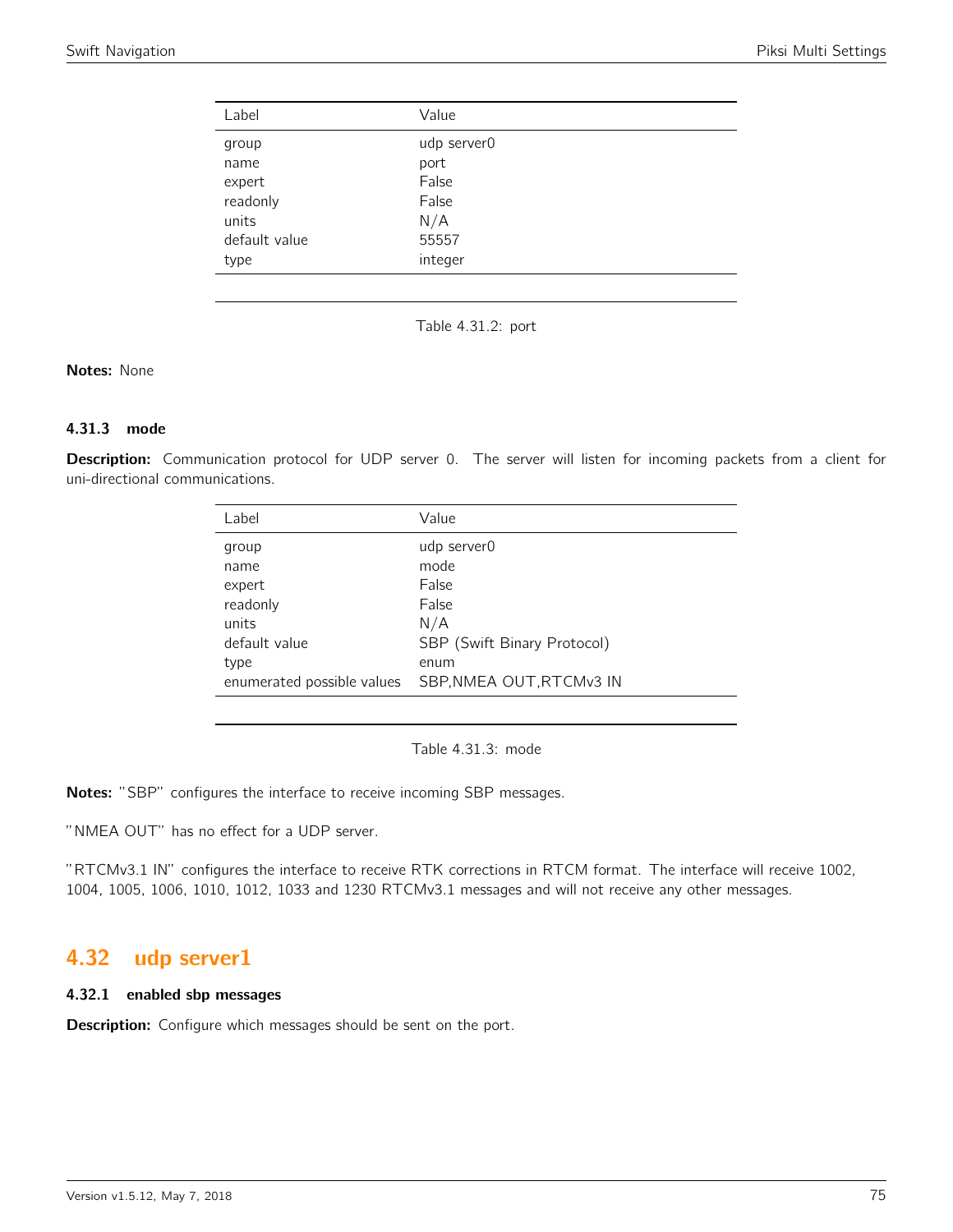| Label | Value |
|---|---|
| group | udp server0 |
| name | port |
| expert | False |
| readonly | False |
| units | N/A |
| default value | 55557 |
| type | integer |

Table 4.31.2: port

**Notes:** None

### 4.31.3 mode

**Description:** Communication protocol for UDP server 0. The server will listen for incoming packets from a client for uni-directional communications.

| Label | Value |
|---|---|
| group | udp server0 |
| name | mode |
| expert | False |
| readonly | False |
| units | N/A |
| default value | SBP (Swift Binary Protocol) |
| type | enum |
| enumerated possible values | SBP,NMEA OUT,RTCMv3 IN |

Table 4.31.3: mode

**Notes:** "SBP" configures the interface to receive incoming SBP messages.

"NMEA OUT" has no effect for a UDP server.

"RTCMv3.1 IN" configures the interface to receive RTK corrections in RTCM format. The interface will receive 1002, 1004, 1005, 1006, 1010, 1012, 1033 and 1230 RTCMv3.1 messages and will not receive any other messages.

## 4.32 udp server1

### 4.32.1 enabled sbp messages

**Description:** Configure which messages should be sent on the port.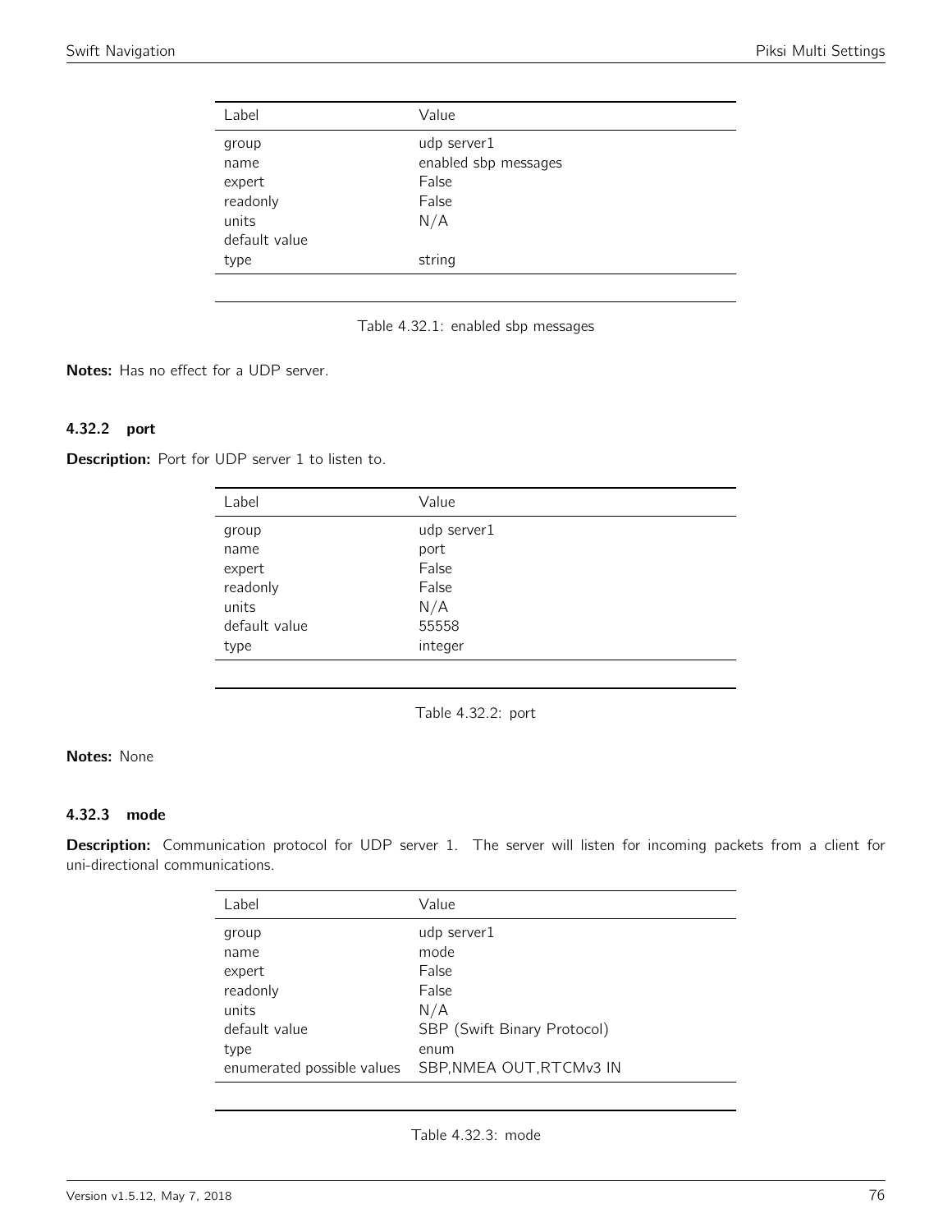| Label | Value |
|---|---|
| group | udp server1 |
| name | enabled sbp messages |
| expert | False |
| readonly | False |
| units | N/A |
| default value | |
| type | string |

Table 4.32.1: enabled sbp messages

**Notes:** Has no effect for a UDP server.

### 4.32.2 port

**Description:** Port for UDP server 1 to listen to.

| Label | Value |
|---|---|
| group | udp server1 |
| name | port |
| expert | False |
| readonly | False |
| units | N/A |
| default value | 55558 |
| type | integer |

Table 4.32.2: port

**Notes:** None

### 4.32.3 mode

**Description:** Communication protocol for UDP server 1. The server will listen for incoming packets from a client for uni-directional communications.

| Label | Value |
|---|---|
| group | udp server1 |
| name | mode |
| expert | False |
| readonly | False |
| units | N/A |
| default value | SBP (Swift Binary Protocol) |
| type | enum |
| enumerated possible values | SBP,NMEA OUT,RTCMv3 IN |

Table 4.32.3: mode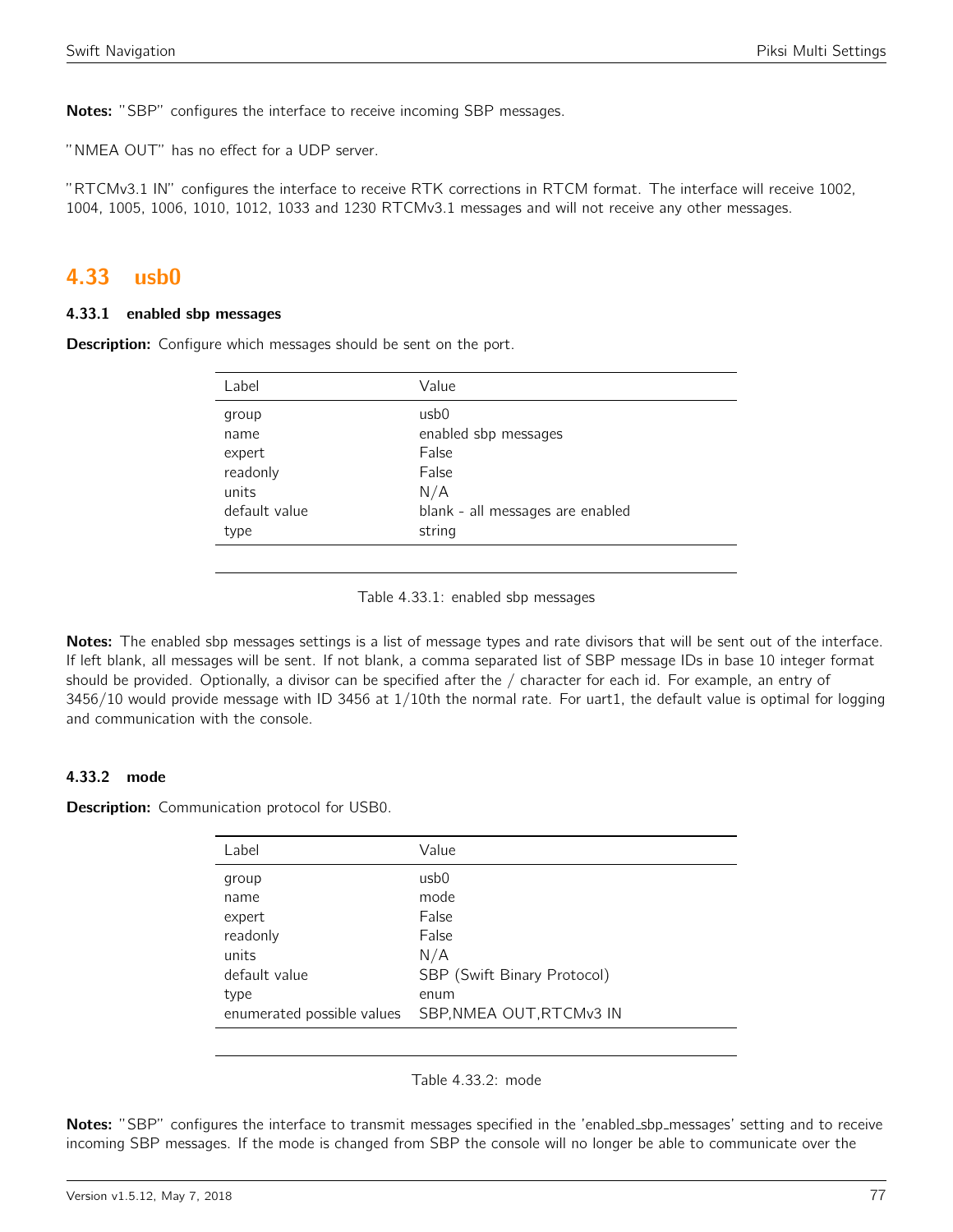**Notes:** "SBP" configures the interface to receive incoming SBP messages.

"NMEA OUT" has no effect for a UDP server.

"RTCMv3.1 IN" configures the interface to receive RTK corrections in RTCM format. The interface will receive 1002, 1004, 1005, 1006, 1010, 1012, 1033 and 1230 RTCMv3.1 messages and will not receive any other messages.

## 4.33 usb0

### 4.33.1 enabled sbp messages

**Description:** Configure which messages should be sent on the port.

| Label | Value |
|---|---|
| group | usb0 |
| name | enabled sbp messages |
| expert | False |
| readonly | False |
| units | N/A |
| default value | blank - all messages are enabled |
| type | string |

Table 4.33.1: enabled sbp messages

**Notes:** The enabled sbp messages settings is a list of message types and rate divisors that will be sent out of the interface. If left blank, all messages will be sent. If not blank, a comma separated list of SBP message IDs in base 10 integer format should be provided. Optionally, a divisor can be specified after the / character for each id. For example, an entry of 3456/10 would provide message with ID 3456 at 1/10th the normal rate. For uart1, the default value is optimal for logging and communication with the console.

### 4.33.2 mode

**Description:** Communication protocol for USB0.

| Label | Value |
|---|---|
| group | usb0 |
| name | mode |
| expert | False |
| readonly | False |
| units | N/A |
| default value | SBP (Swift Binary Protocol) |
| type | enum |
| enumerated possible values | SBP,NMEA OUT,RTCMv3 IN |

Table 4.33.2: mode

**Notes:** "SBP" configures the interface to transmit messages specified in the 'enabled_sbp_messages' setting and to receive incoming SBP messages. If the mode is changed from SBP the console will no longer be able to communicate over the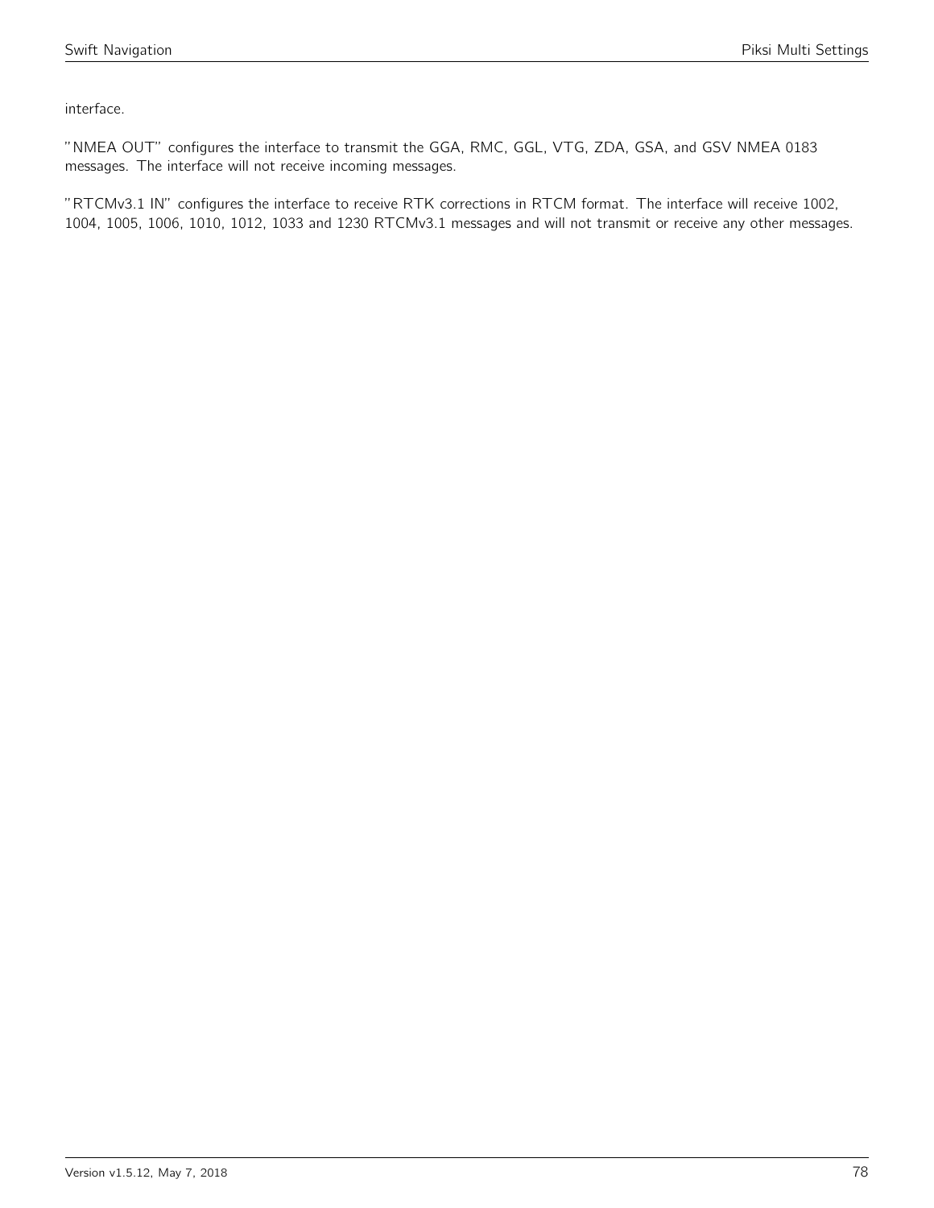interface.

"NMEA OUT" configures the interface to transmit the GGA, RMC, GGL, VTG, ZDA, GSA, and GSV NMEA 0183 messages. The interface will not receive incoming messages.

"RTCMv3.1 IN" configures the interface to receive RTK corrections in RTCM format. The interface will receive 1002, 1004, 1005, 1006, 1010, 1012, 1033 and 1230 RTCMv3.1 messages and will not transmit or receive any other messages.